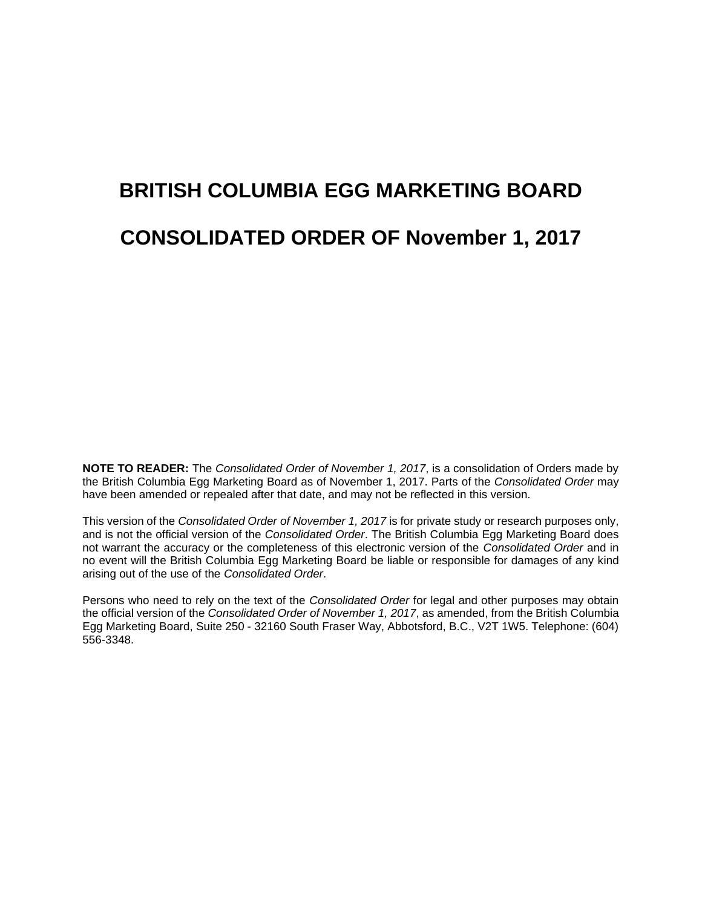# BRITISH COLUMBIA EGG MARKETING BOARD

# CONSOLIDATED ORDER OF November 1, 2017

**NOTE TO READER:** The *Consolidated Order of November 1, 2017*, is a consolidation of Orders made by the British Columbia Egg Marketing Board as of November 1, 2017. Parts of the *Consolidated Order* may have been amended or repealed after that date, and may not be reflected in this version.

This version of the *Consolidated Order of November 1, 2017* is for private study or research purposes only, and is not the official version of the *Consolidated Order*. The British Columbia Egg Marketing Board does not warrant the accuracy or the completeness of this electronic version of the *Consolidated Order* and in no event will the British Columbia Egg Marketing Board be liable or responsible for damages of any kind arising out of the use of the *Consolidated Order*.

Persons who need to rely on the text of the *Consolidated Order* for legal and other purposes may obtain the official version of the *Consolidated Order of November 1, 2017*, as amended, from the British Columbia Egg Marketing Board, Suite 250 - 32160 South Fraser Way, Abbotsford, B.C., V2T 1W5. Telephone: (604) 556-3348.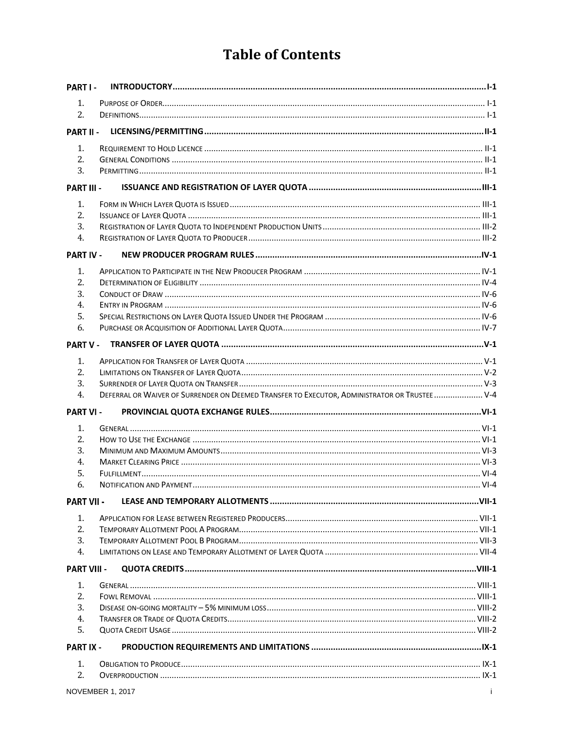# Table of Contents

**PART I - INTRODUCTORY** ........ I-1

1. Purpose of Order ........ I-1
2. Definitions ........ I-1

**PART II - LICENSING/PERMITTING** ........ II-1

1. Requirement to Hold Licence ........ II-1
2. General Conditions ........ II-1
3. Permitting ........ II-1

**PART III - ISSUANCE AND REGISTRATION OF LAYER QUOTA** ........ III-1

1. Form in Which Layer Quota is Issued ........ III-1
2. Issuance of Layer Quota ........ III-1
3. Registration of Layer Quota to Independent Production Units ........ III-2
4. Registration of Layer Quota to Producer ........ III-2

**PART IV - NEW PRODUCER PROGRAM RULES** ........ IV-1

1. Application to Participate in the New Producer Program ........ IV-1
2. Determination of Eligibility ........ IV-4
3. Conduct of Draw ........ IV-6
4. Entry in Program ........ IV-6
5. Special Restrictions on Layer Quota Issued Under the Program ........ IV-6
6. Purchase or Acquisition of Additional Layer Quota ........ IV-7

**PART V - TRANSFER OF LAYER QUOTA** ........ V-1

1. Application for Transfer of Layer Quota ........ V-1
2. Limitations on Transfer of Layer Quota ........ V-2
3. Surrender of Layer Quota on Transfer ........ V-3
4. Deferral or Waiver of Surrender on Deemed Transfer to Executor, Administrator or Trustee ........ V-4

**PART VI - PROVINCIAL QUOTA EXCHANGE RULES** ........ VI-1

1. General ........ VI-1
2. How to Use the Exchange ........ VI-1
3. Minimum and Maximum Amounts ........ VI-3
4. Market Clearing Price ........ VI-3
5. Fulfillment ........ VI-4
6. Notification and Payment ........ VI-4

**PART VII - LEASE AND TEMPORARY ALLOTMENTS** ........ VII-1

1. Application for Lease between Registered Producers ........ VII-1
2. Temporary Allotment Pool A Program ........ VII-1
3. Temporary Allotment Pool B Program ........ VII-3
4. Limitations on Lease and Temporary Allotment of Layer Quota ........ VII-4

**PART VIII - QUOTA CREDITS** ........ VIII-1

1. General ........ VIII-1
2. Fowl Removal ........ VIII-1
3. Disease on-going Mortality – 5% minimum loss ........ VIII-2
4. Transfer or Trade of Quota Credits ........ VIII-2
5. Quota Credit Usage ........ VIII-2

**PART IX - PRODUCTION REQUIREMENTS AND LIMITATIONS** ........ IX-1

1. Obligation to Produce ........ IX-1
2. Overproduction ........ IX-1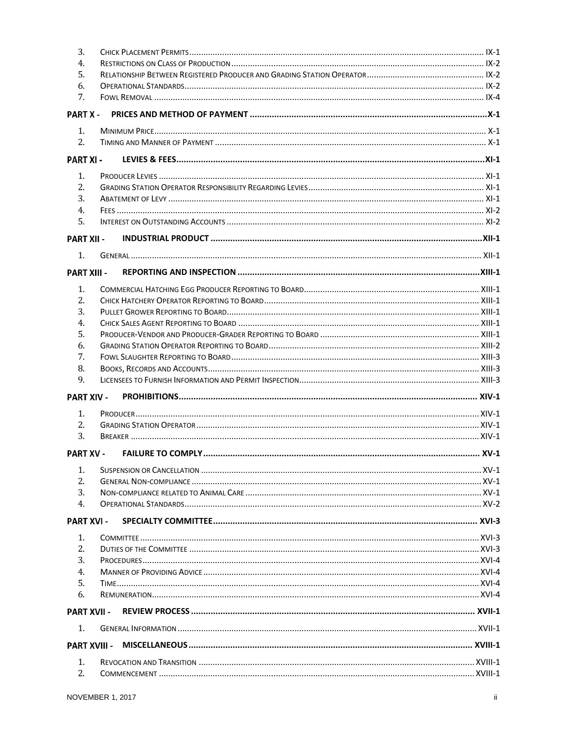| | | |
|---|---|---|
| 3. | Chick Placement Permits | IX-1 |
| 4. | Restrictions on Class of Production | IX-2 |
| 5. | Relationship Between Registered Producer and Grading Station Operator | IX-2 |
| 6. | Operational Standards | IX-2 |
| 7. | Fowl Removal | IX-4 |
| **PART X -** | **PRICES AND METHOD OF PAYMENT** | **X-1** |
| 1. | Minimum Price | X-1 |
| 2. | Timing and Manner of Payment | X-1 |
| **PART XI -** | **LEVIES & FEES** | **XI-1** |
| 1. | Producer Levies | XI-1 |
| 2. | Grading Station Operator Responsibility Regarding Levies | XI-1 |
| 3. | Abatement of Levy | XI-1 |
| 4. | Fees | XI-2 |
| 5. | Interest on Outstanding Accounts | XI-2 |
| **PART XII -** | **INDUSTRIAL PRODUCT** | **XII-1** |
| 1. | General | XII-1 |
| **PART XIII -** | **REPORTING AND INSPECTION** | **XIII-1** |
| 1. | Commercial Hatching Egg Producer Reporting to Board | XIII-1 |
| 2. | Chick Hatchery Operator Reporting to Board | XIII-1 |
| 3. | Pullet Grower Reporting to Board | XIII-1 |
| 4. | Chick Sales Agent Reporting to Board | XIII-1 |
| 5. | Producer-Vendor and Producer-Grader Reporting to Board | XIII-1 |
| 6. | Grading Station Operator Reporting to Board | XIII-2 |
| 7. | Fowl Slaughter Reporting to Board | XIII-3 |
| 8. | Books, Records and Accounts | XIII-3 |
| 9. | Licensees to Furnish Information and Permit Inspection | XIII-3 |
| **PART XIV -** | **PROHIBITIONS** | **XIV-1** |
| 1. | Producer | XIV-1 |
| 2. | Grading Station Operator | XIV-1 |
| 3. | Breaker | XIV-1 |
| **PART XV -** | **FAILURE TO COMPLY** | **XV-1** |
| 1. | Suspension or Cancellation | XV-1 |
| 2. | General Non-compliance | XV-1 |
| 3. | Non-compliance related to Animal Care | XV-1 |
| 4. | Operational Standards | XV-2 |
| **PART XVI -** | **SPECIALTY COMMITTEE** | **XVI-3** |
| 1. | Committee | XVI-3 |
| 2. | Duties of the Committee | XVI-3 |
| 3. | Procedures | XVI-4 |
| 4. | Manner of Providing Advice | XVI-4 |
| 5. | Time | XVI-4 |
| 6. | Remuneration | XVI-4 |
| **PART XVII -** | **REVIEW PROCESS** | **XVII-1** |
| 1. | General Information | XVII-1 |
| **PART XVIII -** | **MISCELLANEOUS** | **XVIII-1** |
| 1. | Revocation and Transition | XVIII-1 |
| 2. | Commencement | XVIII-1 |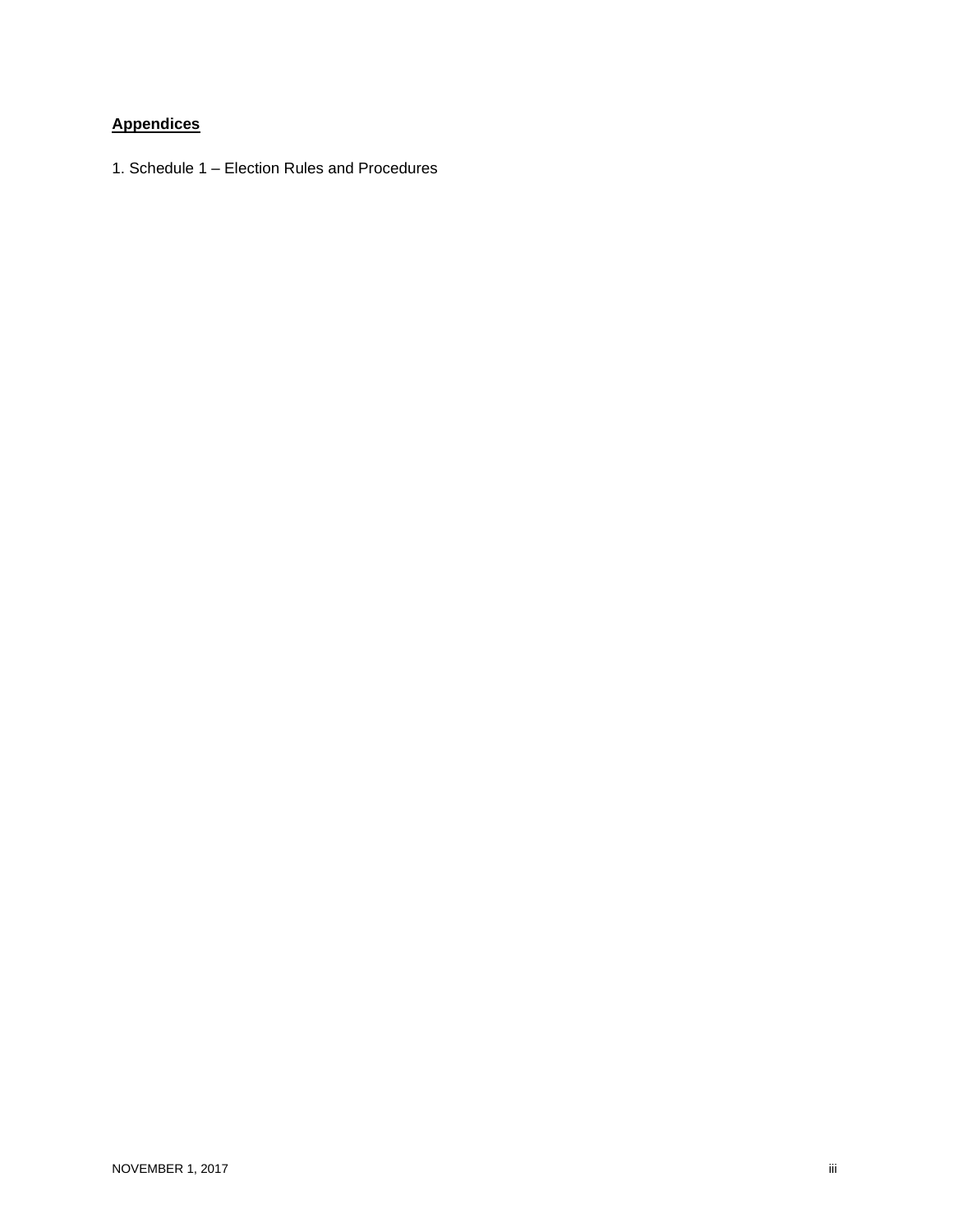**Appendices**

1. Schedule 1 – Election Rules and Procedures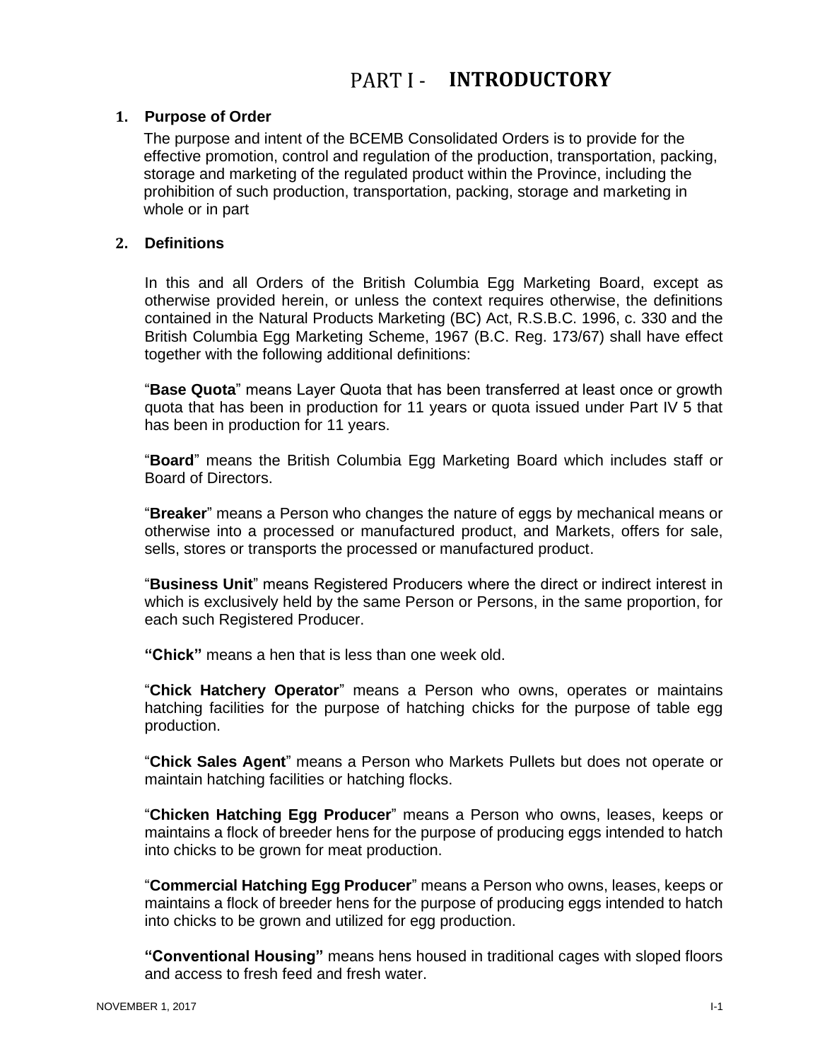# PART I - INTRODUCTORY

## 1. Purpose of Order

The purpose and intent of the BCEMB Consolidated Orders is to provide for the effective promotion, control and regulation of the production, transportation, packing, storage and marketing of the regulated product within the Province, including the prohibition of such production, transportation, packing, storage and marketing in whole or in part

## 2. Definitions

In this and all Orders of the British Columbia Egg Marketing Board, except as otherwise provided herein, or unless the context requires otherwise, the definitions contained in the Natural Products Marketing (BC) Act, R.S.B.C. 1996, c. 330 and the British Columbia Egg Marketing Scheme, 1967 (B.C. Reg. 173/67) shall have effect together with the following additional definitions:

"**Base Quota**" means Layer Quota that has been transferred at least once or growth quota that has been in production for 11 years or quota issued under Part IV 5 that has been in production for 11 years.

"**Board**" means the British Columbia Egg Marketing Board which includes staff or Board of Directors.

"**Breaker**" means a Person who changes the nature of eggs by mechanical means or otherwise into a processed or manufactured product, and Markets, offers for sale, sells, stores or transports the processed or manufactured product.

"**Business Unit**" means Registered Producers where the direct or indirect interest in which is exclusively held by the same Person or Persons, in the same proportion, for each such Registered Producer.

**"Chick"** means a hen that is less than one week old.

"**Chick Hatchery Operator**" means a Person who owns, operates or maintains hatching facilities for the purpose of hatching chicks for the purpose of table egg production.

"**Chick Sales Agent**" means a Person who Markets Pullets but does not operate or maintain hatching facilities or hatching flocks.

"**Chicken Hatching Egg Producer**" means a Person who owns, leases, keeps or maintains a flock of breeder hens for the purpose of producing eggs intended to hatch into chicks to be grown for meat production.

"**Commercial Hatching Egg Producer**" means a Person who owns, leases, keeps or maintains a flock of breeder hens for the purpose of producing eggs intended to hatch into chicks to be grown and utilized for egg production.

**"Conventional Housing"** means hens housed in traditional cages with sloped floors and access to fresh feed and fresh water.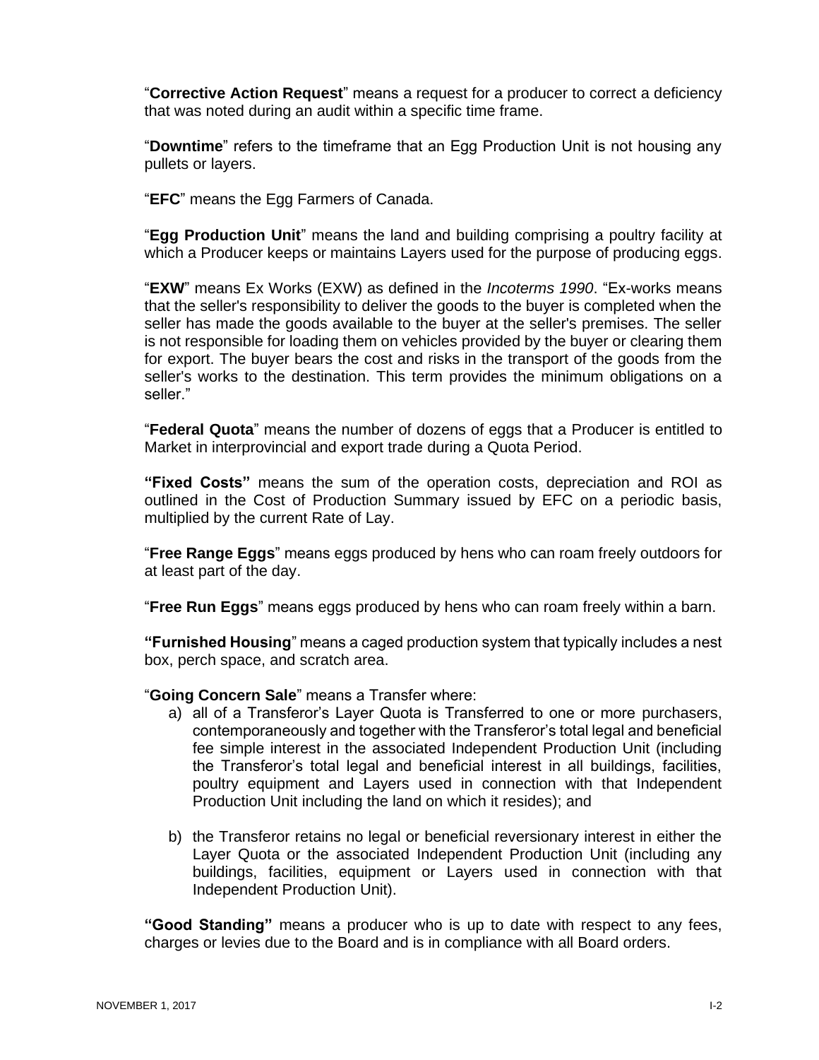"**Corrective Action Request**" means a request for a producer to correct a deficiency that was noted during an audit within a specific time frame.

"**Downtime**" refers to the timeframe that an Egg Production Unit is not housing any pullets or layers.

"**EFC**" means the Egg Farmers of Canada.

"**Egg Production Unit**" means the land and building comprising a poultry facility at which a Producer keeps or maintains Layers used for the purpose of producing eggs.

"**EXW**" means Ex Works (EXW) as defined in the *Incoterms 1990*. "Ex-works means that the seller's responsibility to deliver the goods to the buyer is completed when the seller has made the goods available to the buyer at the seller's premises. The seller is not responsible for loading them on vehicles provided by the buyer or clearing them for export. The buyer bears the cost and risks in the transport of the goods from the seller's works to the destination. This term provides the minimum obligations on a seller."

"**Federal Quota**" means the number of dozens of eggs that a Producer is entitled to Market in interprovincial and export trade during a Quota Period.

**"Fixed Costs"** means the sum of the operation costs, depreciation and ROI as outlined in the Cost of Production Summary issued by EFC on a periodic basis, multiplied by the current Rate of Lay.

"**Free Range Eggs**" means eggs produced by hens who can roam freely outdoors for at least part of the day.

"**Free Run Eggs**" means eggs produced by hens who can roam freely within a barn.

**"Furnished Housing**" means a caged production system that typically includes a nest box, perch space, and scratch area.

"**Going Concern Sale**" means a Transfer where:

a) all of a Transferor's Layer Quota is Transferred to one or more purchasers, contemporaneously and together with the Transferor's total legal and beneficial fee simple interest in the associated Independent Production Unit (including the Transferor's total legal and beneficial interest in all buildings, facilities, poultry equipment and Layers used in connection with that Independent Production Unit including the land on which it resides); and

b) the Transferor retains no legal or beneficial reversionary interest in either the Layer Quota or the associated Independent Production Unit (including any buildings, facilities, equipment or Layers used in connection with that Independent Production Unit).

**"Good Standing"** means a producer who is up to date with respect to any fees, charges or levies due to the Board and is in compliance with all Board orders.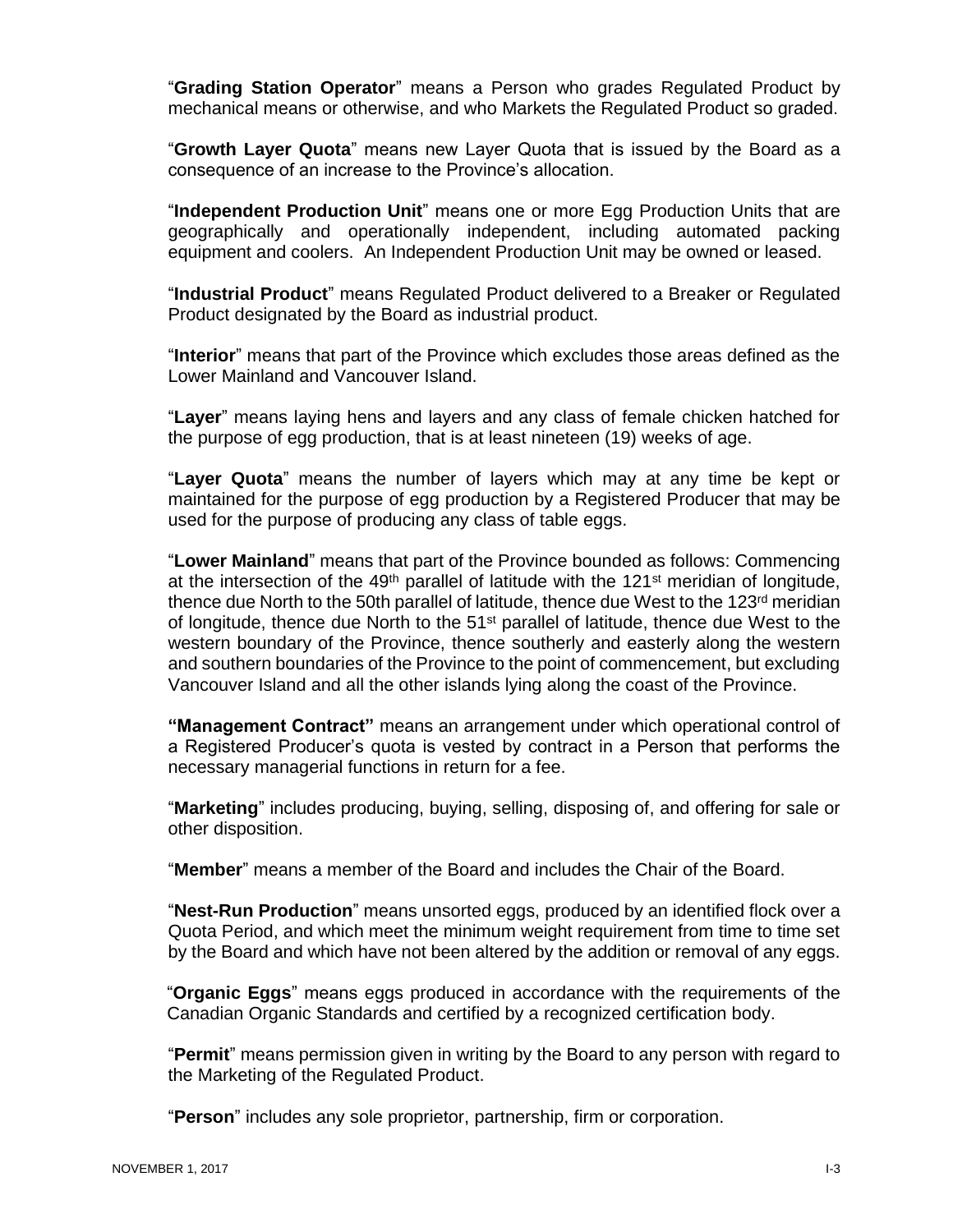"**Grading Station Operator**" means a Person who grades Regulated Product by mechanical means or otherwise, and who Markets the Regulated Product so graded.

"**Growth Layer Quota**" means new Layer Quota that is issued by the Board as a consequence of an increase to the Province's allocation.

"**Independent Production Unit**" means one or more Egg Production Units that are geographically and operationally independent, including automated packing equipment and coolers. An Independent Production Unit may be owned or leased.

"**Industrial Product**" means Regulated Product delivered to a Breaker or Regulated Product designated by the Board as industrial product.

"**Interior**" means that part of the Province which excludes those areas defined as the Lower Mainland and Vancouver Island.

"**Layer**" means laying hens and layers and any class of female chicken hatched for the purpose of egg production, that is at least nineteen (19) weeks of age.

"**Layer Quota**" means the number of layers which may at any time be kept or maintained for the purpose of egg production by a Registered Producer that may be used for the purpose of producing any class of table eggs.

"**Lower Mainland**" means that part of the Province bounded as follows: Commencing at the intersection of the 49th parallel of latitude with the 121st meridian of longitude, thence due North to the 50th parallel of latitude, thence due West to the 123rd meridian of longitude, thence due North to the 51st parallel of latitude, thence due West to the western boundary of the Province, thence southerly and easterly along the western and southern boundaries of the Province to the point of commencement, but excluding Vancouver Island and all the other islands lying along the coast of the Province.

**"Management Contract"** means an arrangement under which operational control of a Registered Producer's quota is vested by contract in a Person that performs the necessary managerial functions in return for a fee.

"**Marketing**" includes producing, buying, selling, disposing of, and offering for sale or other disposition.

"**Member**" means a member of the Board and includes the Chair of the Board.

"**Nest-Run Production**" means unsorted eggs, produced by an identified flock over a Quota Period, and which meet the minimum weight requirement from time to time set by the Board and which have not been altered by the addition or removal of any eggs.

"**Organic Eggs**" means eggs produced in accordance with the requirements of the Canadian Organic Standards and certified by a recognized certification body.

"**Permit**" means permission given in writing by the Board to any person with regard to the Marketing of the Regulated Product.

"**Person**" includes any sole proprietor, partnership, firm or corporation.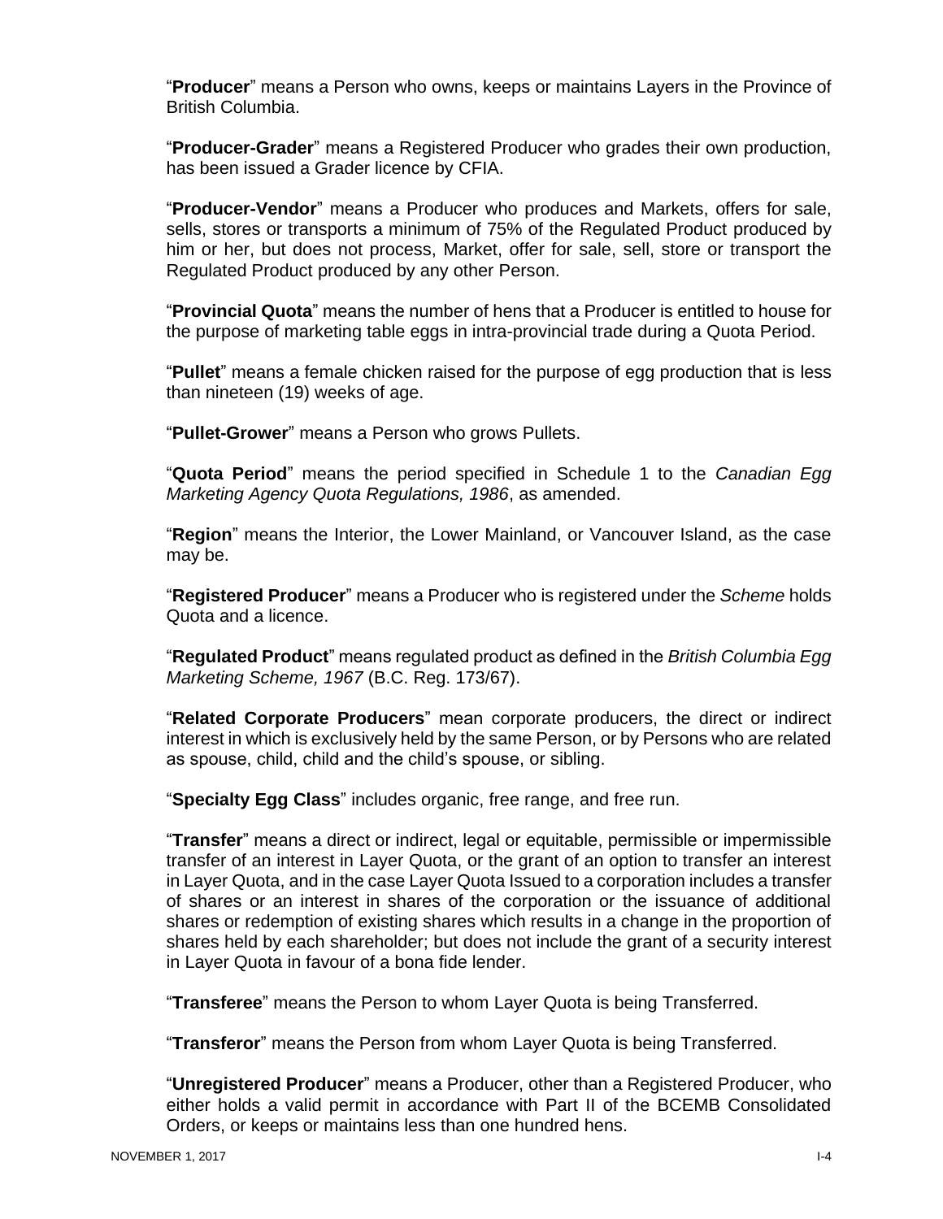"**Producer**" means a Person who owns, keeps or maintains Layers in the Province of British Columbia.

"**Producer-Grader**" means a Registered Producer who grades their own production, has been issued a Grader licence by CFIA.

"**Producer-Vendor**" means a Producer who produces and Markets, offers for sale, sells, stores or transports a minimum of 75% of the Regulated Product produced by him or her, but does not process, Market, offer for sale, sell, store or transport the Regulated Product produced by any other Person.

"**Provincial Quota**" means the number of hens that a Producer is entitled to house for the purpose of marketing table eggs in intra-provincial trade during a Quota Period.

"**Pullet**" means a female chicken raised for the purpose of egg production that is less than nineteen (19) weeks of age.

"**Pullet-Grower**" means a Person who grows Pullets.

"**Quota Period**" means the period specified in Schedule 1 to the *Canadian Egg Marketing Agency Quota Regulations, 1986*, as amended.

"**Region**" means the Interior, the Lower Mainland, or Vancouver Island, as the case may be.

"**Registered Producer**" means a Producer who is registered under the *Scheme* holds Quota and a licence.

"**Regulated Product**" means regulated product as defined in the *British Columbia Egg Marketing Scheme, 1967* (B.C. Reg. 173/67).

"**Related Corporate Producers**" mean corporate producers, the direct or indirect interest in which is exclusively held by the same Person, or by Persons who are related as spouse, child, child and the child's spouse, or sibling.

"**Specialty Egg Class**" includes organic, free range, and free run.

"**Transfer**" means a direct or indirect, legal or equitable, permissible or impermissible transfer of an interest in Layer Quota, or the grant of an option to transfer an interest in Layer Quota, and in the case Layer Quota Issued to a corporation includes a transfer of shares or an interest in shares of the corporation or the issuance of additional shares or redemption of existing shares which results in a change in the proportion of shares held by each shareholder; but does not include the grant of a security interest in Layer Quota in favour of a bona fide lender.

"**Transferee**" means the Person to whom Layer Quota is being Transferred.

"**Transferor**" means the Person from whom Layer Quota is being Transferred.

"**Unregistered Producer**" means a Producer, other than a Registered Producer, who either holds a valid permit in accordance with Part II of the BCEMB Consolidated Orders, or keeps or maintains less than one hundred hens.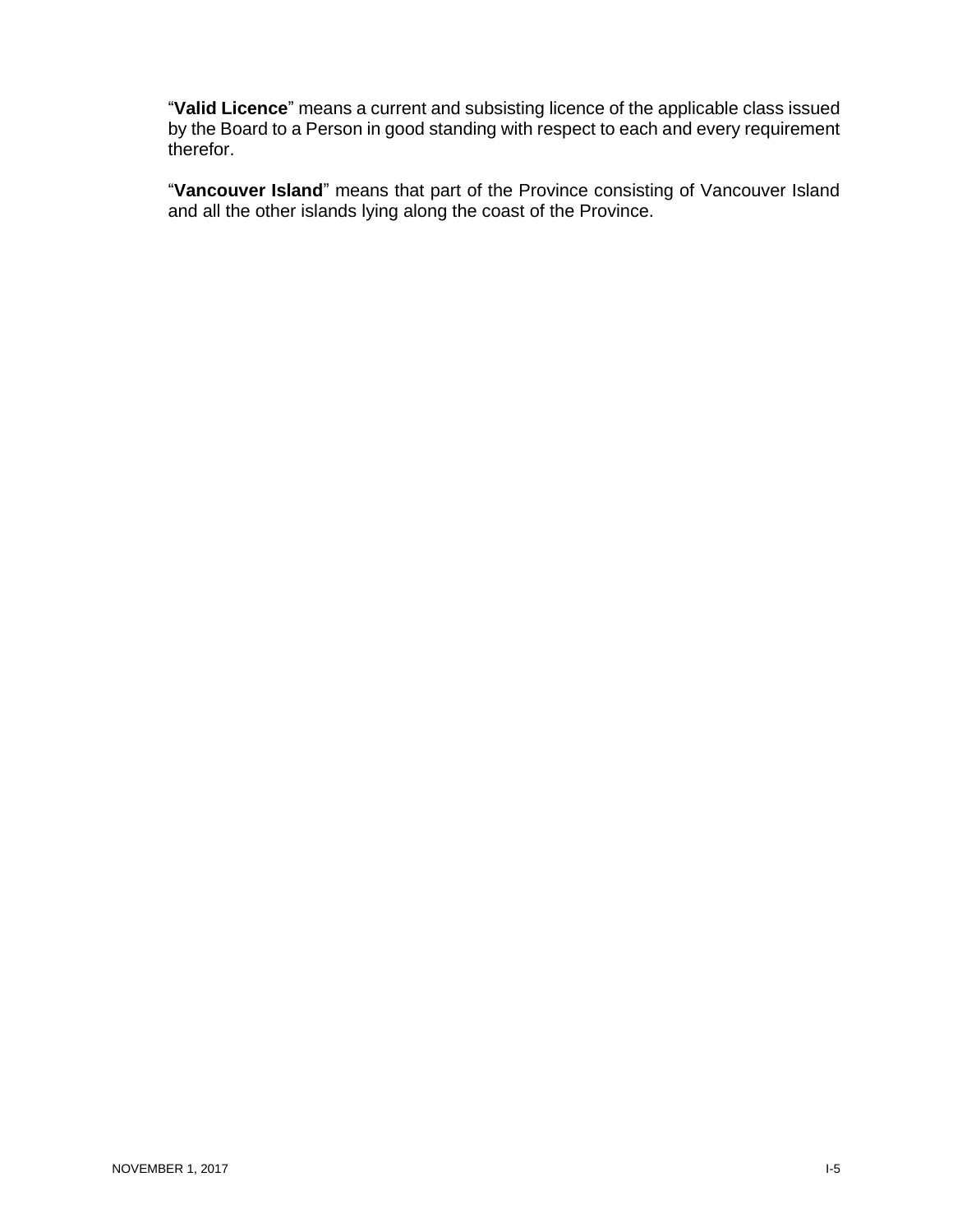"**Valid Licence**" means a current and subsisting licence of the applicable class issued by the Board to a Person in good standing with respect to each and every requirement therefor.

"**Vancouver Island**" means that part of the Province consisting of Vancouver Island and all the other islands lying along the coast of the Province.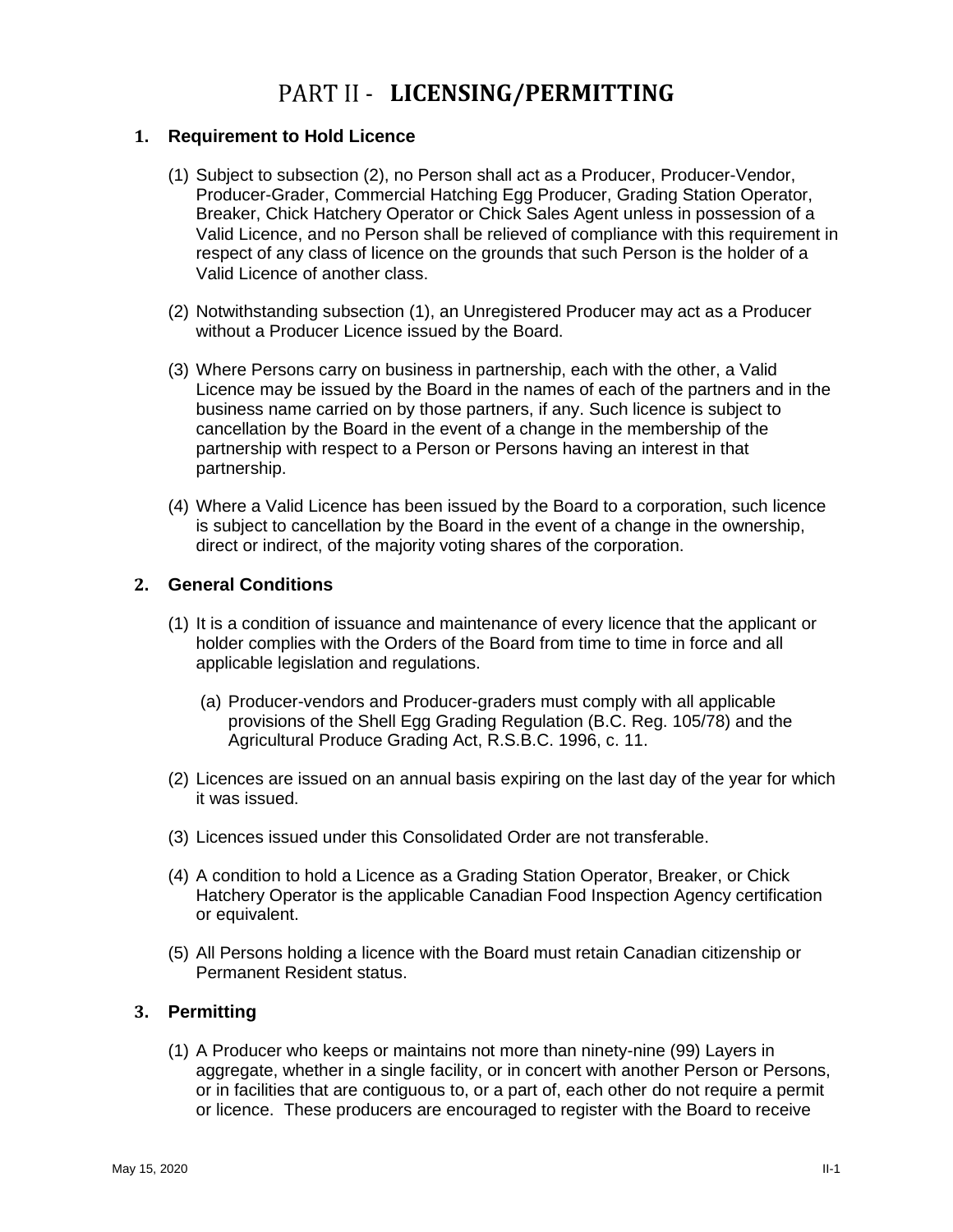# PART II - **LICENSING/PERMITTING**

## 1. Requirement to Hold Licence

(1) Subject to subsection (2), no Person shall act as a Producer, Producer-Vendor, Producer-Grader, Commercial Hatching Egg Producer, Grading Station Operator, Breaker, Chick Hatchery Operator or Chick Sales Agent unless in possession of a Valid Licence, and no Person shall be relieved of compliance with this requirement in respect of any class of licence on the grounds that such Person is the holder of a Valid Licence of another class.

(2) Notwithstanding subsection (1), an Unregistered Producer may act as a Producer without a Producer Licence issued by the Board.

(3) Where Persons carry on business in partnership, each with the other, a Valid Licence may be issued by the Board in the names of each of the partners and in the business name carried on by those partners, if any. Such licence is subject to cancellation by the Board in the event of a change in the membership of the partnership with respect to a Person or Persons having an interest in that partnership.

(4) Where a Valid Licence has been issued by the Board to a corporation, such licence is subject to cancellation by the Board in the event of a change in the ownership, direct or indirect, of the majority voting shares of the corporation.

## 2. General Conditions

(1) It is a condition of issuance and maintenance of every licence that the applicant or holder complies with the Orders of the Board from time to time in force and all applicable legislation and regulations.

(a) Producer-vendors and Producer-graders must comply with all applicable provisions of the Shell Egg Grading Regulation (B.C. Reg. 105/78) and the Agricultural Produce Grading Act, R.S.B.C. 1996, c. 11.

(2) Licences are issued on an annual basis expiring on the last day of the year for which it was issued.

(3) Licences issued under this Consolidated Order are not transferable.

(4) A condition to hold a Licence as a Grading Station Operator, Breaker, or Chick Hatchery Operator is the applicable Canadian Food Inspection Agency certification or equivalent.

(5) All Persons holding a licence with the Board must retain Canadian citizenship or Permanent Resident status.

## 3. Permitting

(1) A Producer who keeps or maintains not more than ninety-nine (99) Layers in aggregate, whether in a single facility, or in concert with another Person or Persons, or in facilities that are contiguous to, or a part of, each other do not require a permit or licence. These producers are encouraged to register with the Board to receive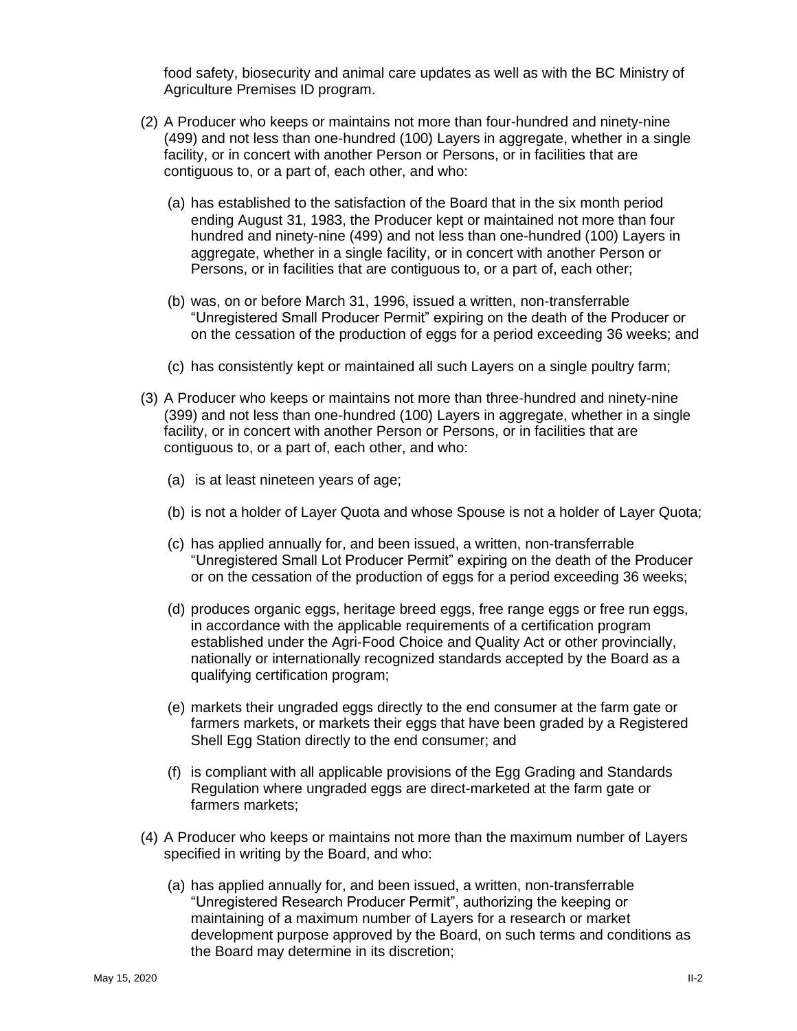food safety, biosecurity and animal care updates as well as with the BC Ministry of Agriculture Premises ID program.

(2) A Producer who keeps or maintains not more than four-hundred and ninety-nine (499) and not less than one-hundred (100) Layers in aggregate, whether in a single facility, or in concert with another Person or Persons, or in facilities that are contiguous to, or a part of, each other, and who:

(a) has established to the satisfaction of the Board that in the six month period ending August 31, 1983, the Producer kept or maintained not more than four hundred and ninety-nine (499) and not less than one-hundred (100) Layers in aggregate, whether in a single facility, or in concert with another Person or Persons, or in facilities that are contiguous to, or a part of, each other;

(b) was, on or before March 31, 1996, issued a written, non-transferrable "Unregistered Small Producer Permit" expiring on the death of the Producer or on the cessation of the production of eggs for a period exceeding 36 weeks; and

(c) has consistently kept or maintained all such Layers on a single poultry farm;

(3) A Producer who keeps or maintains not more than three-hundred and ninety-nine (399) and not less than one-hundred (100) Layers in aggregate, whether in a single facility, or in concert with another Person or Persons, or in facilities that are contiguous to, or a part of, each other, and who:

(a) is at least nineteen years of age;

(b) is not a holder of Layer Quota and whose Spouse is not a holder of Layer Quota;

(c) has applied annually for, and been issued, a written, non-transferrable "Unregistered Small Lot Producer Permit" expiring on the death of the Producer or on the cessation of the production of eggs for a period exceeding 36 weeks;

(d) produces organic eggs, heritage breed eggs, free range eggs or free run eggs, in accordance with the applicable requirements of a certification program established under the Agri-Food Choice and Quality Act or other provincially, nationally or internationally recognized standards accepted by the Board as a qualifying certification program;

(e) markets their ungraded eggs directly to the end consumer at the farm gate or farmers markets, or markets their eggs that have been graded by a Registered Shell Egg Station directly to the end consumer; and

(f) is compliant with all applicable provisions of the Egg Grading and Standards Regulation where ungraded eggs are direct-marketed at the farm gate or farmers markets;

(4) A Producer who keeps or maintains not more than the maximum number of Layers specified in writing by the Board, and who:

(a) has applied annually for, and been issued, a written, non-transferrable "Unregistered Research Producer Permit", authorizing the keeping or maintaining of a maximum number of Layers for a research or market development purpose approved by the Board, on such terms and conditions as the Board may determine in its discretion;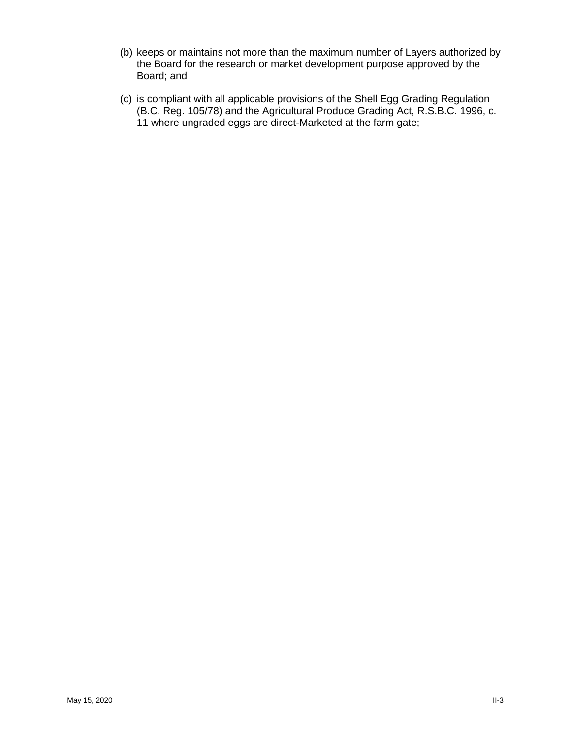(b) keeps or maintains not more than the maximum number of Layers authorized by the Board for the research or market development purpose approved by the Board; and

(c) is compliant with all applicable provisions of the Shell Egg Grading Regulation (B.C. Reg. 105/78) and the Agricultural Produce Grading Act, R.S.B.C. 1996, c. 11 where ungraded eggs are direct-Marketed at the farm gate;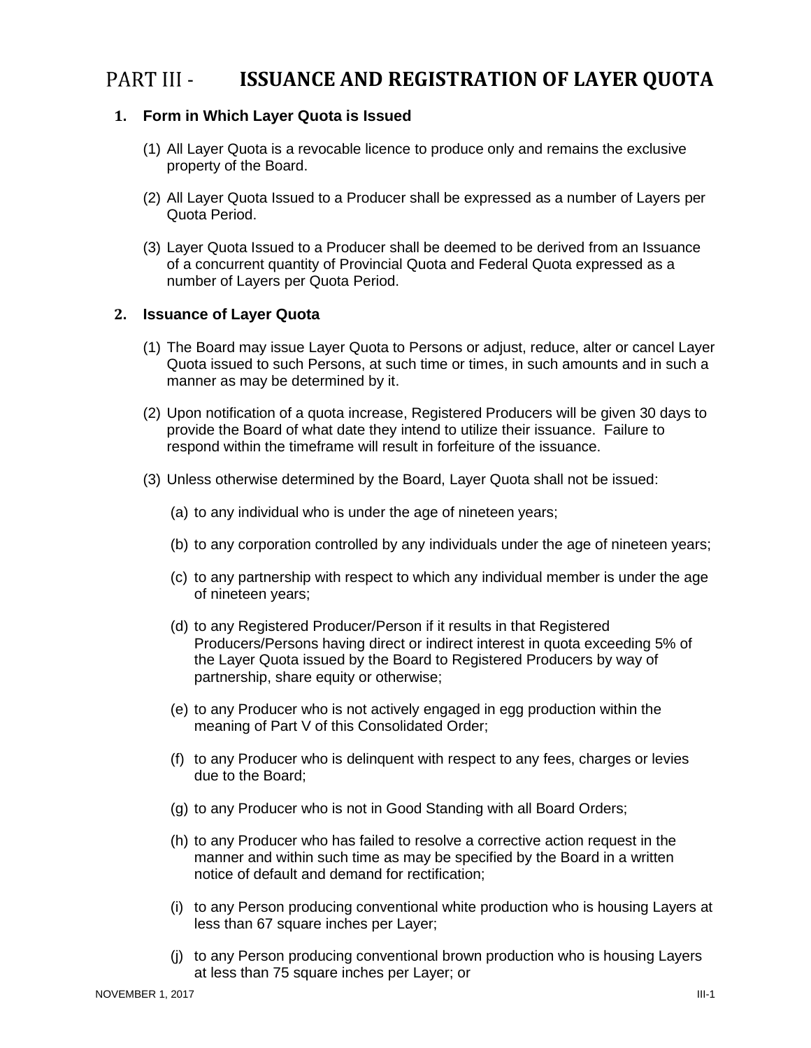# PART III - ISSUANCE AND REGISTRATION OF LAYER QUOTA

## 1. Form in Which Layer Quota is Issued

(1) All Layer Quota is a revocable licence to produce only and remains the exclusive property of the Board.

(2) All Layer Quota Issued to a Producer shall be expressed as a number of Layers per Quota Period.

(3) Layer Quota Issued to a Producer shall be deemed to be derived from an Issuance of a concurrent quantity of Provincial Quota and Federal Quota expressed as a number of Layers per Quota Period.

## 2. Issuance of Layer Quota

(1) The Board may issue Layer Quota to Persons or adjust, reduce, alter or cancel Layer Quota issued to such Persons, at such time or times, in such amounts and in such a manner as may be determined by it.

(2) Upon notification of a quota increase, Registered Producers will be given 30 days to provide the Board of what date they intend to utilize their issuance. Failure to respond within the timeframe will result in forfeiture of the issuance.

(3) Unless otherwise determined by the Board, Layer Quota shall not be issued:

(a) to any individual who is under the age of nineteen years;

(b) to any corporation controlled by any individuals under the age of nineteen years;

(c) to any partnership with respect to which any individual member is under the age of nineteen years;

(d) to any Registered Producer/Person if it results in that Registered Producers/Persons having direct or indirect interest in quota exceeding 5% of the Layer Quota issued by the Board to Registered Producers by way of partnership, share equity or otherwise;

(e) to any Producer who is not actively engaged in egg production within the meaning of Part V of this Consolidated Order;

(f) to any Producer who is delinquent with respect to any fees, charges or levies due to the Board;

(g) to any Producer who is not in Good Standing with all Board Orders;

(h) to any Producer who has failed to resolve a corrective action request in the manner and within such time as may be specified by the Board in a written notice of default and demand for rectification;

(i) to any Person producing conventional white production who is housing Layers at less than 67 square inches per Layer;

(j) to any Person producing conventional brown production who is housing Layers at less than 75 square inches per Layer; or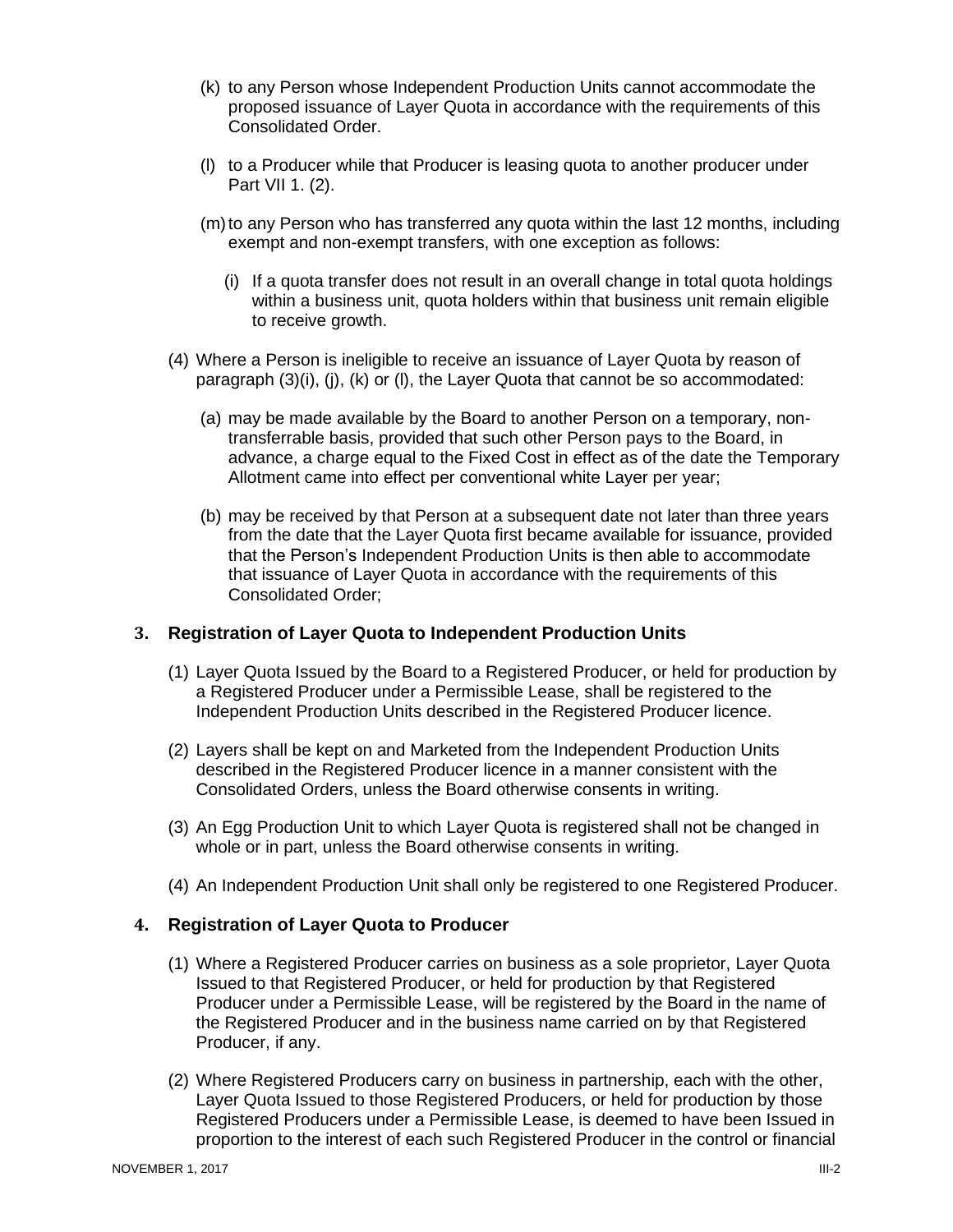(k) to any Person whose Independent Production Units cannot accommodate the proposed issuance of Layer Quota in accordance with the requirements of this Consolidated Order.

(l) to a Producer while that Producer is leasing quota to another producer under Part VII 1. (2).

(m) to any Person who has transferred any quota within the last 12 months, including exempt and non-exempt transfers, with one exception as follows:

(i) If a quota transfer does not result in an overall change in total quota holdings within a business unit, quota holders within that business unit remain eligible to receive growth.

(4) Where a Person is ineligible to receive an issuance of Layer Quota by reason of paragraph (3)(i), (j), (k) or (l), the Layer Quota that cannot be so accommodated:

(a) may be made available by the Board to another Person on a temporary, non-transferrable basis, provided that such other Person pays to the Board, in advance, a charge equal to the Fixed Cost in effect as of the date the Temporary Allotment came into effect per conventional white Layer per year;

(b) may be received by that Person at a subsequent date not later than three years from the date that the Layer Quota first became available for issuance, provided that the Person's Independent Production Units is then able to accommodate that issuance of Layer Quota in accordance with the requirements of this Consolidated Order;

## 3. Registration of Layer Quota to Independent Production Units

(1) Layer Quota Issued by the Board to a Registered Producer, or held for production by a Registered Producer under a Permissible Lease, shall be registered to the Independent Production Units described in the Registered Producer licence.

(2) Layers shall be kept on and Marketed from the Independent Production Units described in the Registered Producer licence in a manner consistent with the Consolidated Orders, unless the Board otherwise consents in writing.

(3) An Egg Production Unit to which Layer Quota is registered shall not be changed in whole or in part, unless the Board otherwise consents in writing.

(4) An Independent Production Unit shall only be registered to one Registered Producer.

## 4. Registration of Layer Quota to Producer

(1) Where a Registered Producer carries on business as a sole proprietor, Layer Quota Issued to that Registered Producer, or held for production by that Registered Producer under a Permissible Lease, will be registered by the Board in the name of the Registered Producer and in the business name carried on by that Registered Producer, if any.

(2) Where Registered Producers carry on business in partnership, each with the other, Layer Quota Issued to those Registered Producers, or held for production by those Registered Producers under a Permissible Lease, is deemed to have been Issued in proportion to the interest of each such Registered Producer in the control or financial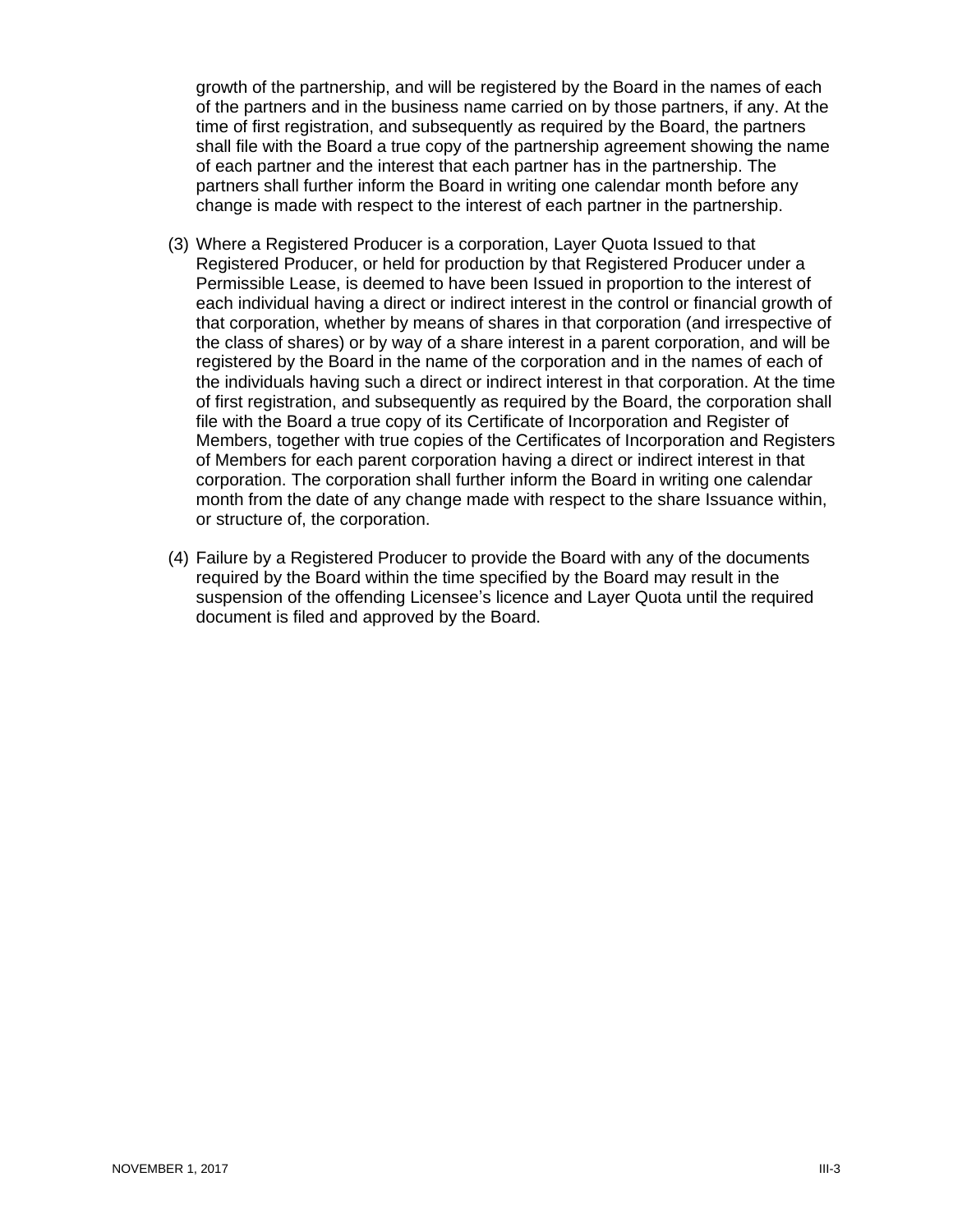growth of the partnership, and will be registered by the Board in the names of each of the partners and in the business name carried on by those partners, if any. At the time of first registration, and subsequently as required by the Board, the partners shall file with the Board a true copy of the partnership agreement showing the name of each partner and the interest that each partner has in the partnership. The partners shall further inform the Board in writing one calendar month before any change is made with respect to the interest of each partner in the partnership.

(3) Where a Registered Producer is a corporation, Layer Quota Issued to that Registered Producer, or held for production by that Registered Producer under a Permissible Lease, is deemed to have been Issued in proportion to the interest of each individual having a direct or indirect interest in the control or financial growth of that corporation, whether by means of shares in that corporation (and irrespective of the class of shares) or by way of a share interest in a parent corporation, and will be registered by the Board in the name of the corporation and in the names of each of the individuals having such a direct or indirect interest in that corporation. At the time of first registration, and subsequently as required by the Board, the corporation shall file with the Board a true copy of its Certificate of Incorporation and Register of Members, together with true copies of the Certificates of Incorporation and Registers of Members for each parent corporation having a direct or indirect interest in that corporation. The corporation shall further inform the Board in writing one calendar month from the date of any change made with respect to the share Issuance within, or structure of, the corporation.

(4) Failure by a Registered Producer to provide the Board with any of the documents required by the Board within the time specified by the Board may result in the suspension of the offending Licensee's licence and Layer Quota until the required document is filed and approved by the Board.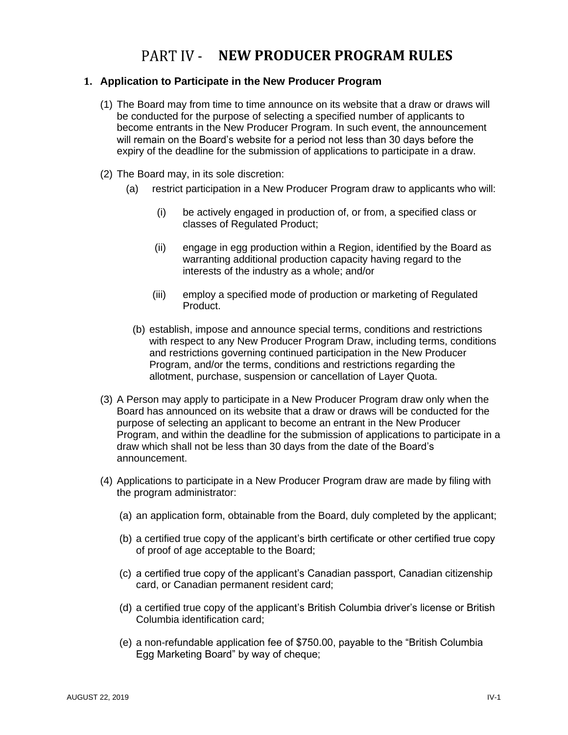# PART IV - NEW PRODUCER PROGRAM RULES

## 1. Application to Participate in the New Producer Program

(1) The Board may from time to time announce on its website that a draw or draws will be conducted for the purpose of selecting a specified number of applicants to become entrants in the New Producer Program. In such event, the announcement will remain on the Board's website for a period not less than 30 days before the expiry of the deadline for the submission of applications to participate in a draw.

(2) The Board may, in its sole discretion:

- (a) restrict participation in a New Producer Program draw to applicants who will:
  - (i) be actively engaged in production of, or from, a specified class or classes of Regulated Product;
  - (ii) engage in egg production within a Region, identified by the Board as warranting additional production capacity having regard to the interests of the industry as a whole; and/or
  - (iii) employ a specified mode of production or marketing of Regulated Product.
- (b) establish, impose and announce special terms, conditions and restrictions with respect to any New Producer Program Draw, including terms, conditions and restrictions governing continued participation in the New Producer Program, and/or the terms, conditions and restrictions regarding the allotment, purchase, suspension or cancellation of Layer Quota.

(3) A Person may apply to participate in a New Producer Program draw only when the Board has announced on its website that a draw or draws will be conducted for the purpose of selecting an applicant to become an entrant in the New Producer Program, and within the deadline for the submission of applications to participate in a draw which shall not be less than 30 days from the date of the Board's announcement.

(4) Applications to participate in a New Producer Program draw are made by filing with the program administrator:

- (a) an application form, obtainable from the Board, duly completed by the applicant;
- (b) a certified true copy of the applicant's birth certificate or other certified true copy of proof of age acceptable to the Board;
- (c) a certified true copy of the applicant's Canadian passport, Canadian citizenship card, or Canadian permanent resident card;
- (d) a certified true copy of the applicant's British Columbia driver's license or British Columbia identification card;
- (e) a non-refundable application fee of $750.00, payable to the "British Columbia Egg Marketing Board" by way of cheque;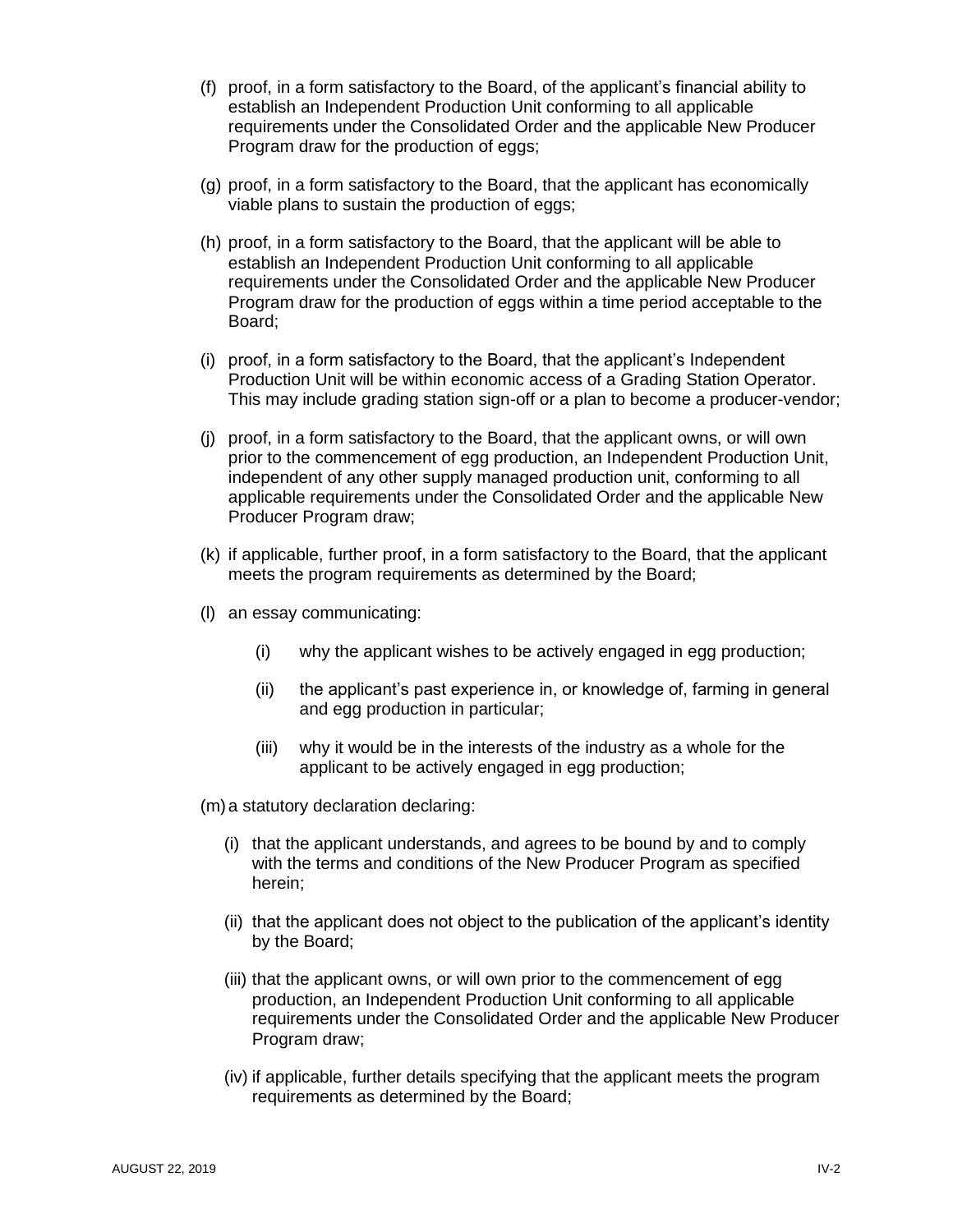(f) proof, in a form satisfactory to the Board, of the applicant's financial ability to establish an Independent Production Unit conforming to all applicable requirements under the Consolidated Order and the applicable New Producer Program draw for the production of eggs;

(g) proof, in a form satisfactory to the Board, that the applicant has economically viable plans to sustain the production of eggs;

(h) proof, in a form satisfactory to the Board, that the applicant will be able to establish an Independent Production Unit conforming to all applicable requirements under the Consolidated Order and the applicable New Producer Program draw for the production of eggs within a time period acceptable to the Board;

(i) proof, in a form satisfactory to the Board, that the applicant's Independent Production Unit will be within economic access of a Grading Station Operator. This may include grading station sign-off or a plan to become a producer-vendor;

(j) proof, in a form satisfactory to the Board, that the applicant owns, or will own prior to the commencement of egg production, an Independent Production Unit, independent of any other supply managed production unit, conforming to all applicable requirements under the Consolidated Order and the applicable New Producer Program draw;

(k) if applicable, further proof, in a form satisfactory to the Board, that the applicant meets the program requirements as determined by the Board;

(l) an essay communicating:

  (i) why the applicant wishes to be actively engaged in egg production;

  (ii) the applicant's past experience in, or knowledge of, farming in general and egg production in particular;

  (iii) why it would be in the interests of the industry as a whole for the applicant to be actively engaged in egg production;

(m) a statutory declaration declaring:

  (i) that the applicant understands, and agrees to be bound by and to comply with the terms and conditions of the New Producer Program as specified herein;

  (ii) that the applicant does not object to the publication of the applicant's identity by the Board;

  (iii) that the applicant owns, or will own prior to the commencement of egg production, an Independent Production Unit conforming to all applicable requirements under the Consolidated Order and the applicable New Producer Program draw;

  (iv) if applicable, further details specifying that the applicant meets the program requirements as determined by the Board;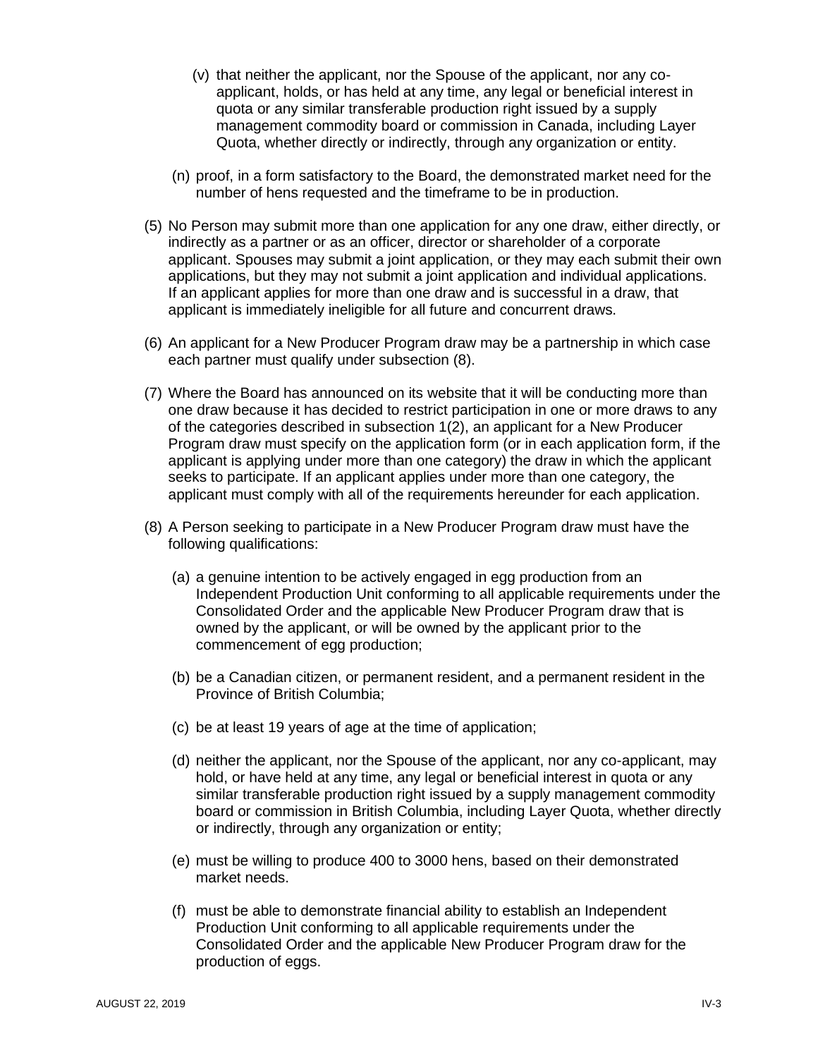(v) that neither the applicant, nor the Spouse of the applicant, nor any co-applicant, holds, or has held at any time, any legal or beneficial interest in quota or any similar transferable production right issued by a supply management commodity board or commission in Canada, including Layer Quota, whether directly or indirectly, through any organization or entity.

(n) proof, in a form satisfactory to the Board, the demonstrated market need for the number of hens requested and the timeframe to be in production.

(5) No Person may submit more than one application for any one draw, either directly, or indirectly as a partner or as an officer, director or shareholder of a corporate applicant. Spouses may submit a joint application, or they may each submit their own applications, but they may not submit a joint application and individual applications. If an applicant applies for more than one draw and is successful in a draw, that applicant is immediately ineligible for all future and concurrent draws.

(6) An applicant for a New Producer Program draw may be a partnership in which case each partner must qualify under subsection (8).

(7) Where the Board has announced on its website that it will be conducting more than one draw because it has decided to restrict participation in one or more draws to any of the categories described in subsection 1(2), an applicant for a New Producer Program draw must specify on the application form (or in each application form, if the applicant is applying under more than one category) the draw in which the applicant seeks to participate. If an applicant applies under more than one category, the applicant must comply with all of the requirements hereunder for each application.

(8) A Person seeking to participate in a New Producer Program draw must have the following qualifications:

(a) a genuine intention to be actively engaged in egg production from an Independent Production Unit conforming to all applicable requirements under the Consolidated Order and the applicable New Producer Program draw that is owned by the applicant, or will be owned by the applicant prior to the commencement of egg production;

(b) be a Canadian citizen, or permanent resident, and a permanent resident in the Province of British Columbia;

(c) be at least 19 years of age at the time of application;

(d) neither the applicant, nor the Spouse of the applicant, nor any co-applicant, may hold, or have held at any time, any legal or beneficial interest in quota or any similar transferable production right issued by a supply management commodity board or commission in British Columbia, including Layer Quota, whether directly or indirectly, through any organization or entity;

(e) must be willing to produce 400 to 3000 hens, based on their demonstrated market needs.

(f) must be able to demonstrate financial ability to establish an Independent Production Unit conforming to all applicable requirements under the Consolidated Order and the applicable New Producer Program draw for the production of eggs.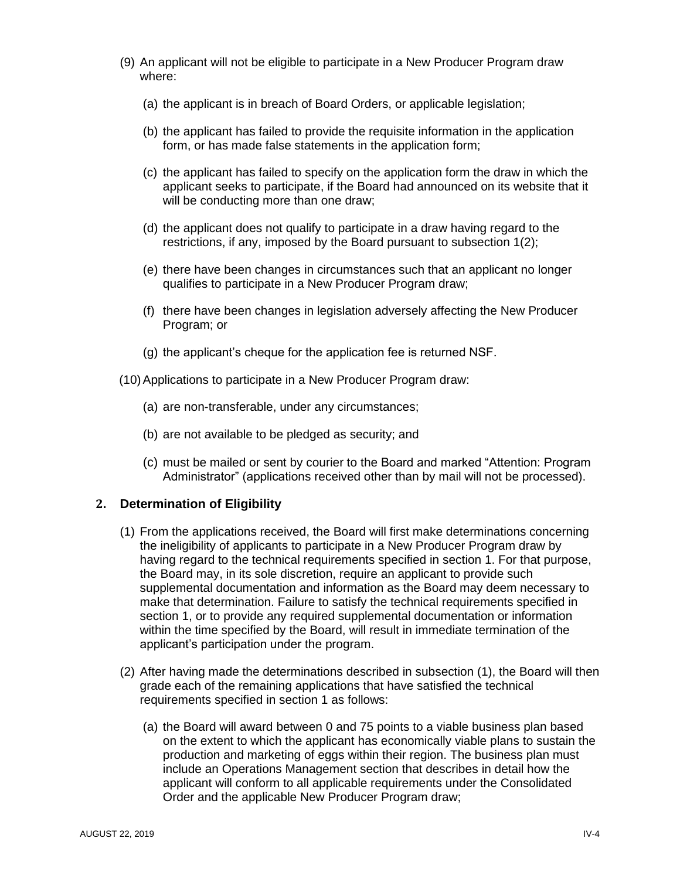(9) An applicant will not be eligible to participate in a New Producer Program draw where:

(a) the applicant is in breach of Board Orders, or applicable legislation;

(b) the applicant has failed to provide the requisite information in the application form, or has made false statements in the application form;

(c) the applicant has failed to specify on the application form the draw in which the applicant seeks to participate, if the Board had announced on its website that it will be conducting more than one draw;

(d) the applicant does not qualify to participate in a draw having regard to the restrictions, if any, imposed by the Board pursuant to subsection 1(2);

(e) there have been changes in circumstances such that an applicant no longer qualifies to participate in a New Producer Program draw;

(f) there have been changes in legislation adversely affecting the New Producer Program; or

(g) the applicant's cheque for the application fee is returned NSF.

(10) Applications to participate in a New Producer Program draw:

(a) are non-transferable, under any circumstances;

(b) are not available to be pledged as security; and

(c) must be mailed or sent by courier to the Board and marked "Attention: Program Administrator" (applications received other than by mail will not be processed).

## 2. Determination of Eligibility

(1) From the applications received, the Board will first make determinations concerning the ineligibility of applicants to participate in a New Producer Program draw by having regard to the technical requirements specified in section 1. For that purpose, the Board may, in its sole discretion, require an applicant to provide such supplemental documentation and information as the Board may deem necessary to make that determination. Failure to satisfy the technical requirements specified in section 1, or to provide any required supplemental documentation or information within the time specified by the Board, will result in immediate termination of the applicant's participation under the program.

(2) After having made the determinations described in subsection (1), the Board will then grade each of the remaining applications that have satisfied the technical requirements specified in section 1 as follows:

(a) the Board will award between 0 and 75 points to a viable business plan based on the extent to which the applicant has economically viable plans to sustain the production and marketing of eggs within their region. The business plan must include an Operations Management section that describes in detail how the applicant will conform to all applicable requirements under the Consolidated Order and the applicable New Producer Program draw;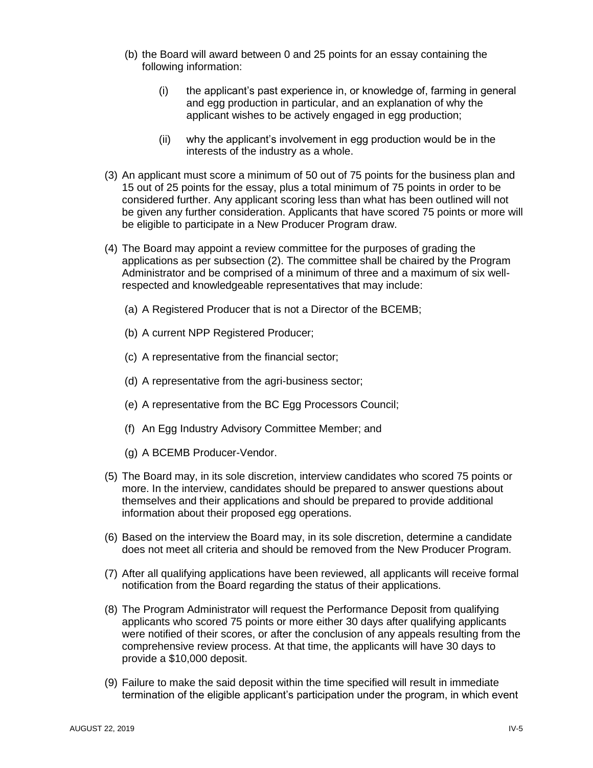(b) the Board will award between 0 and 25 points for an essay containing the following information:

  (i) the applicant's past experience in, or knowledge of, farming in general and egg production in particular, and an explanation of why the applicant wishes to be actively engaged in egg production;

  (ii) why the applicant's involvement in egg production would be in the interests of the industry as a whole.

(3) An applicant must score a minimum of 50 out of 75 points for the business plan and 15 out of 25 points for the essay, plus a total minimum of 75 points in order to be considered further. Any applicant scoring less than what has been outlined will not be given any further consideration. Applicants that have scored 75 points or more will be eligible to participate in a New Producer Program draw.

(4) The Board may appoint a review committee for the purposes of grading the applications as per subsection (2). The committee shall be chaired by the Program Administrator and be comprised of a minimum of three and a maximum of six well-respected and knowledgeable representatives that may include:

  (a) A Registered Producer that is not a Director of the BCEMB;

  (b) A current NPP Registered Producer;

  (c) A representative from the financial sector;

  (d) A representative from the agri-business sector;

  (e) A representative from the BC Egg Processors Council;

  (f) An Egg Industry Advisory Committee Member; and

  (g) A BCEMB Producer-Vendor.

(5) The Board may, in its sole discretion, interview candidates who scored 75 points or more. In the interview, candidates should be prepared to answer questions about themselves and their applications and should be prepared to provide additional information about their proposed egg operations.

(6) Based on the interview the Board may, in its sole discretion, determine a candidate does not meet all criteria and should be removed from the New Producer Program.

(7) After all qualifying applications have been reviewed, all applicants will receive formal notification from the Board regarding the status of their applications.

(8) The Program Administrator will request the Performance Deposit from qualifying applicants who scored 75 points or more either 30 days after qualifying applicants were notified of their scores, or after the conclusion of any appeals resulting from the comprehensive review process. At that time, the applicants will have 30 days to provide a $10,000 deposit.

(9) Failure to make the said deposit within the time specified will result in immediate termination of the eligible applicant's participation under the program, in which event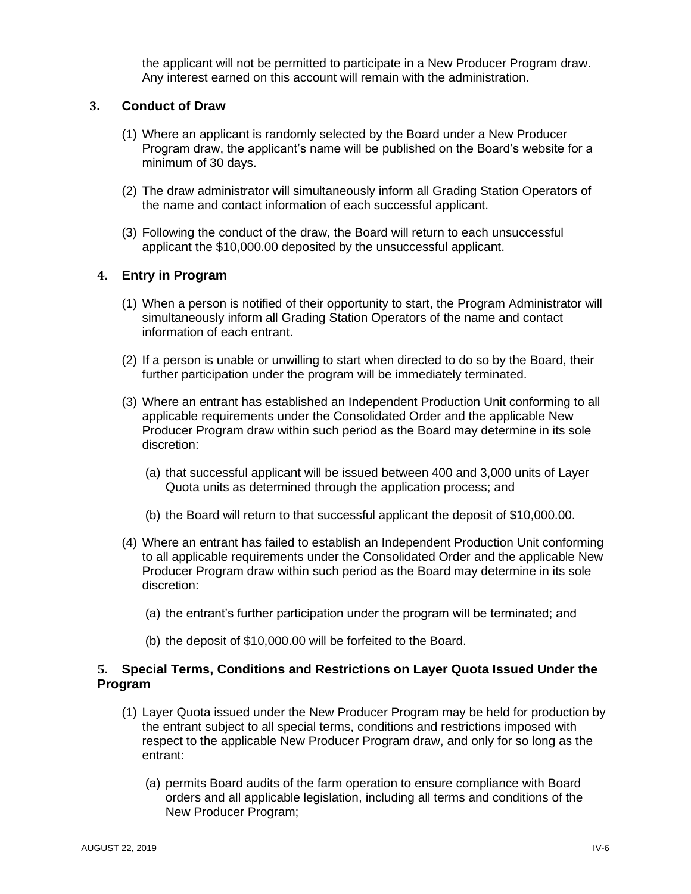the applicant will not be permitted to participate in a New Producer Program draw. Any interest earned on this account will remain with the administration.

### 3. Conduct of Draw

(1) Where an applicant is randomly selected by the Board under a New Producer Program draw, the applicant's name will be published on the Board's website for a minimum of 30 days.

(2) The draw administrator will simultaneously inform all Grading Station Operators of the name and contact information of each successful applicant.

(3) Following the conduct of the draw, the Board will return to each unsuccessful applicant the $10,000.00 deposited by the unsuccessful applicant.

### 4. Entry in Program

(1) When a person is notified of their opportunity to start, the Program Administrator will simultaneously inform all Grading Station Operators of the name and contact information of each entrant.

(2) If a person is unable or unwilling to start when directed to do so by the Board, their further participation under the program will be immediately terminated.

(3) Where an entrant has established an Independent Production Unit conforming to all applicable requirements under the Consolidated Order and the applicable New Producer Program draw within such period as the Board may determine in its sole discretion:

(a) that successful applicant will be issued between 400 and 3,000 units of Layer Quota units as determined through the application process; and

(b) the Board will return to that successful applicant the deposit of $10,000.00.

(4) Where an entrant has failed to establish an Independent Production Unit conforming to all applicable requirements under the Consolidated Order and the applicable New Producer Program draw within such period as the Board may determine in its sole discretion:

(a) the entrant's further participation under the program will be terminated; and

(b) the deposit of $10,000.00 will be forfeited to the Board.

### 5. Special Terms, Conditions and Restrictions on Layer Quota Issued Under the Program

(1) Layer Quota issued under the New Producer Program may be held for production by the entrant subject to all special terms, conditions and restrictions imposed with respect to the applicable New Producer Program draw, and only for so long as the entrant:

(a) permits Board audits of the farm operation to ensure compliance with Board orders and all applicable legislation, including all terms and conditions of the New Producer Program;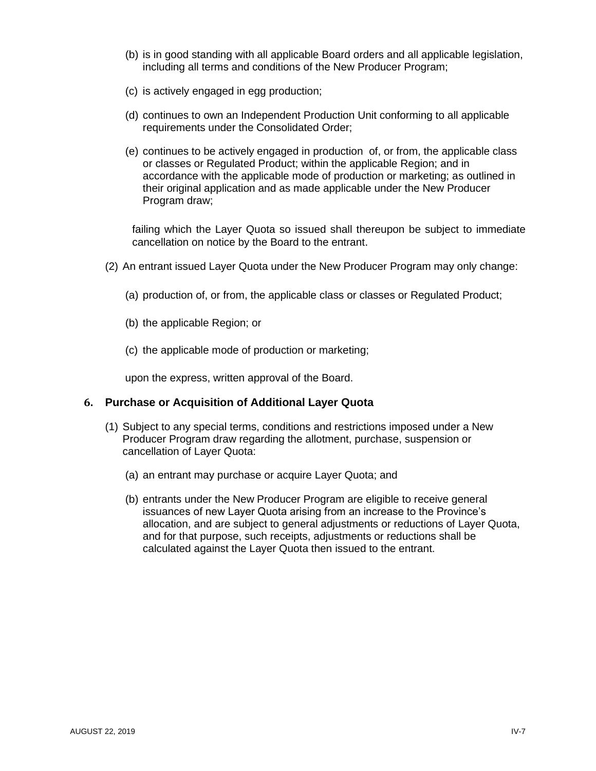(b) is in good standing with all applicable Board orders and all applicable legislation, including all terms and conditions of the New Producer Program;

(c) is actively engaged in egg production;

(d) continues to own an Independent Production Unit conforming to all applicable requirements under the Consolidated Order;

(e) continues to be actively engaged in production of, or from, the applicable class or classes or Regulated Product; within the applicable Region; and in accordance with the applicable mode of production or marketing; as outlined in their original application and as made applicable under the New Producer Program draw;

failing which the Layer Quota so issued shall thereupon be subject to immediate cancellation on notice by the Board to the entrant.

(2) An entrant issued Layer Quota under the New Producer Program may only change:

(a) production of, or from, the applicable class or classes or Regulated Product;

(b) the applicable Region; or

(c) the applicable mode of production or marketing;

upon the express, written approval of the Board.

### 6. Purchase or Acquisition of Additional Layer Quota

(1) Subject to any special terms, conditions and restrictions imposed under a New Producer Program draw regarding the allotment, purchase, suspension or cancellation of Layer Quota:

(a) an entrant may purchase or acquire Layer Quota; and

(b) entrants under the New Producer Program are eligible to receive general issuances of new Layer Quota arising from an increase to the Province's allocation, and are subject to general adjustments or reductions of Layer Quota, and for that purpose, such receipts, adjustments or reductions shall be calculated against the Layer Quota then issued to the entrant.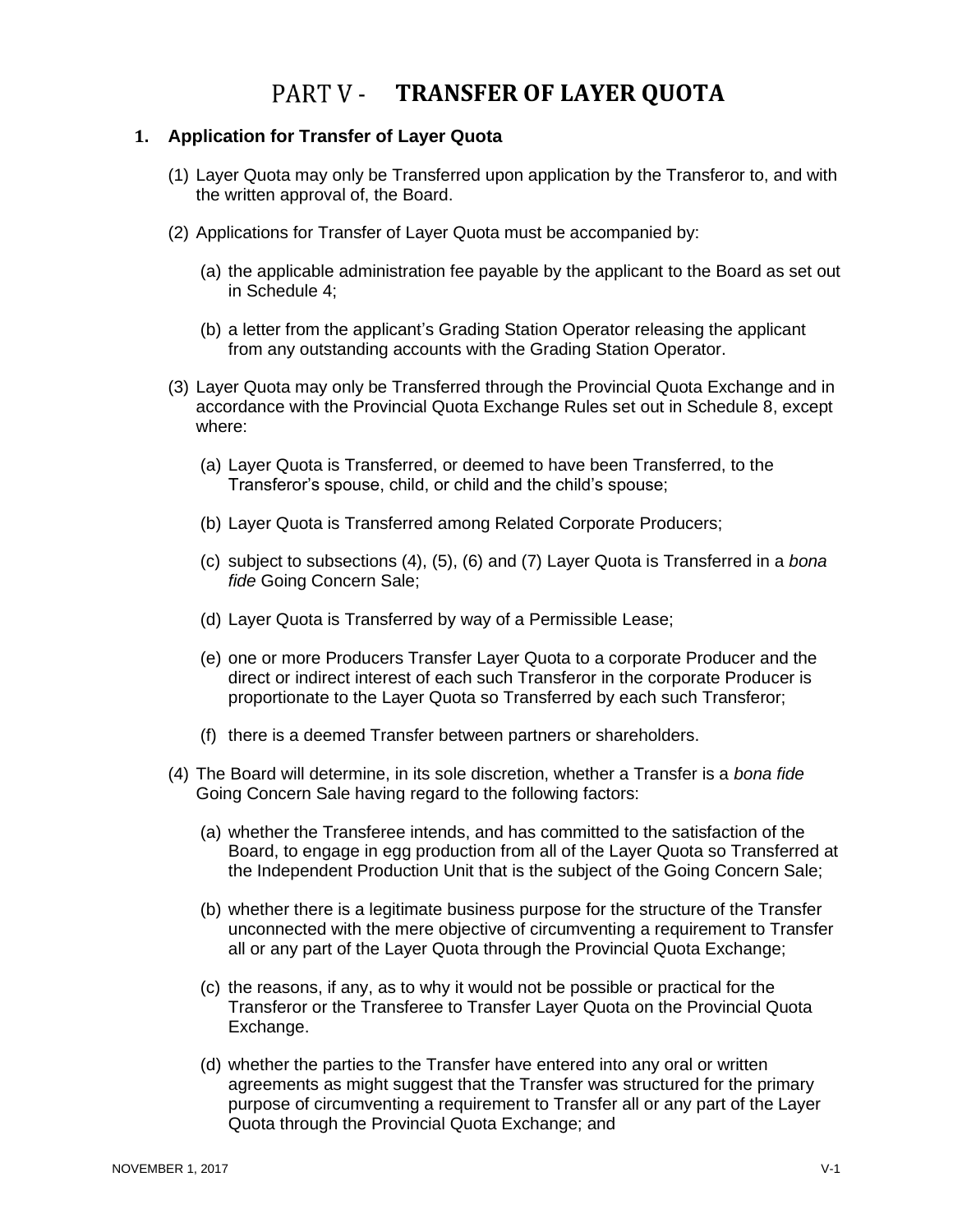# PART V - TRANSFER OF LAYER QUOTA

## 1. Application for Transfer of Layer Quota

(1) Layer Quota may only be Transferred upon application by the Transferor to, and with the written approval of, the Board.

(2) Applications for Transfer of Layer Quota must be accompanied by:

(a) the applicable administration fee payable by the applicant to the Board as set out in Schedule 4;

(b) a letter from the applicant's Grading Station Operator releasing the applicant from any outstanding accounts with the Grading Station Operator.

(3) Layer Quota may only be Transferred through the Provincial Quota Exchange and in accordance with the Provincial Quota Exchange Rules set out in Schedule 8, except where:

(a) Layer Quota is Transferred, or deemed to have been Transferred, to the Transferor's spouse, child, or child and the child's spouse;

(b) Layer Quota is Transferred among Related Corporate Producers;

(c) subject to subsections (4), (5), (6) and (7) Layer Quota is Transferred in a *bona fide* Going Concern Sale;

(d) Layer Quota is Transferred by way of a Permissible Lease;

(e) one or more Producers Transfer Layer Quota to a corporate Producer and the direct or indirect interest of each such Transferor in the corporate Producer is proportionate to the Layer Quota so Transferred by each such Transferor;

(f) there is a deemed Transfer between partners or shareholders.

(4) The Board will determine, in its sole discretion, whether a Transfer is a *bona fide* Going Concern Sale having regard to the following factors:

(a) whether the Transferee intends, and has committed to the satisfaction of the Board, to engage in egg production from all of the Layer Quota so Transferred at the Independent Production Unit that is the subject of the Going Concern Sale;

(b) whether there is a legitimate business purpose for the structure of the Transfer unconnected with the mere objective of circumventing a requirement to Transfer all or any part of the Layer Quota through the Provincial Quota Exchange;

(c) the reasons, if any, as to why it would not be possible or practical for the Transferor or the Transferee to Transfer Layer Quota on the Provincial Quota Exchange.

(d) whether the parties to the Transfer have entered into any oral or written agreements as might suggest that the Transfer was structured for the primary purpose of circumventing a requirement to Transfer all or any part of the Layer Quota through the Provincial Quota Exchange; and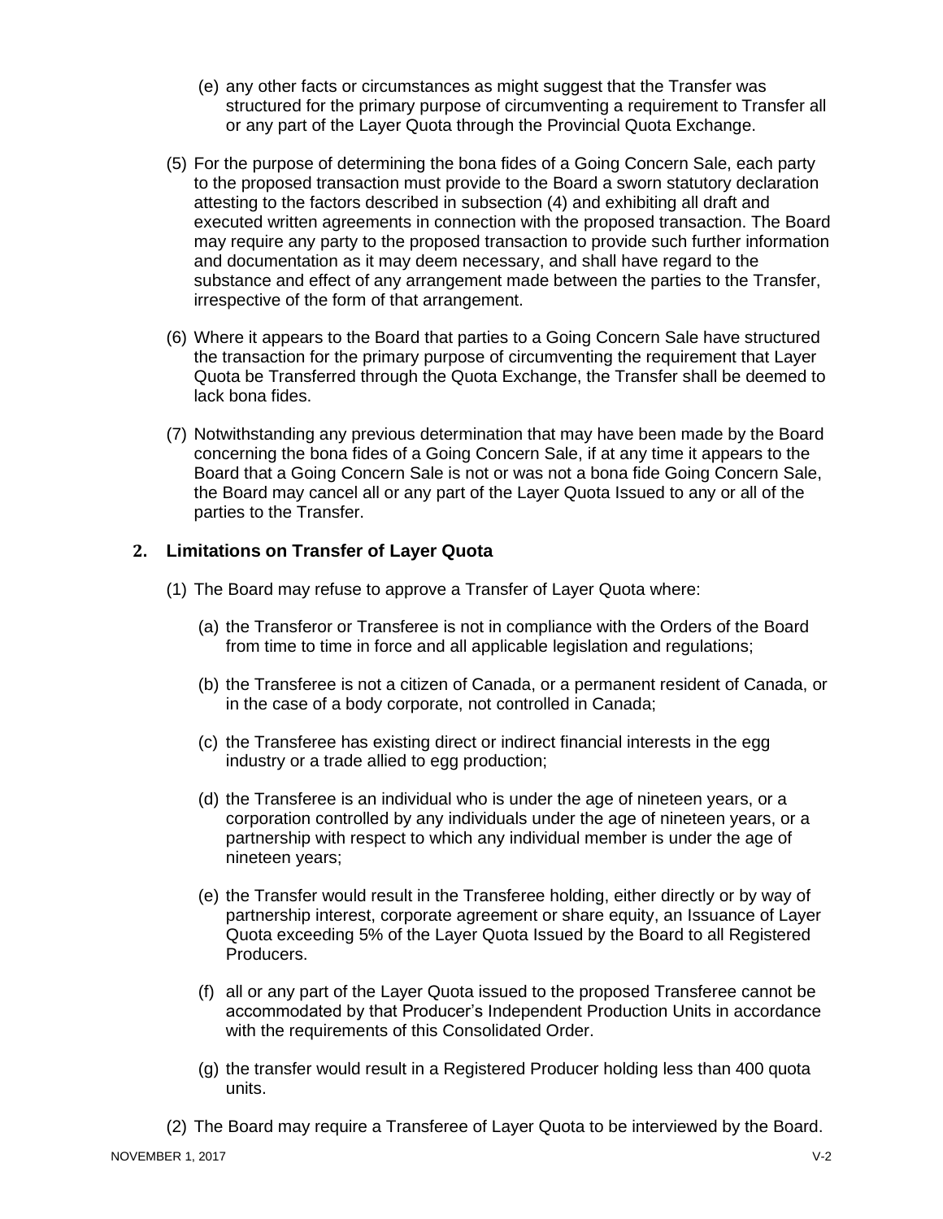(e) any other facts or circumstances as might suggest that the Transfer was structured for the primary purpose of circumventing a requirement to Transfer all or any part of the Layer Quota through the Provincial Quota Exchange.

(5) For the purpose of determining the bona fides of a Going Concern Sale, each party to the proposed transaction must provide to the Board a sworn statutory declaration attesting to the factors described in subsection (4) and exhibiting all draft and executed written agreements in connection with the proposed transaction. The Board may require any party to the proposed transaction to provide such further information and documentation as it may deem necessary, and shall have regard to the substance and effect of any arrangement made between the parties to the Transfer, irrespective of the form of that arrangement.

(6) Where it appears to the Board that parties to a Going Concern Sale have structured the transaction for the primary purpose of circumventing the requirement that Layer Quota be Transferred through the Quota Exchange, the Transfer shall be deemed to lack bona fides.

(7) Notwithstanding any previous determination that may have been made by the Board concerning the bona fides of a Going Concern Sale, if at any time it appears to the Board that a Going Concern Sale is not or was not a bona fide Going Concern Sale, the Board may cancel all or any part of the Layer Quota Issued to any or all of the parties to the Transfer.

## 2. Limitations on Transfer of Layer Quota

(1) The Board may refuse to approve a Transfer of Layer Quota where:

(a) the Transferor or Transferee is not in compliance with the Orders of the Board from time to time in force and all applicable legislation and regulations;

(b) the Transferee is not a citizen of Canada, or a permanent resident of Canada, or in the case of a body corporate, not controlled in Canada;

(c) the Transferee has existing direct or indirect financial interests in the egg industry or a trade allied to egg production;

(d) the Transferee is an individual who is under the age of nineteen years, or a corporation controlled by any individuals under the age of nineteen years, or a partnership with respect to which any individual member is under the age of nineteen years;

(e) the Transfer would result in the Transferee holding, either directly or by way of partnership interest, corporate agreement or share equity, an Issuance of Layer Quota exceeding 5% of the Layer Quota Issued by the Board to all Registered Producers.

(f) all or any part of the Layer Quota issued to the proposed Transferee cannot be accommodated by that Producer's Independent Production Units in accordance with the requirements of this Consolidated Order.

(g) the transfer would result in a Registered Producer holding less than 400 quota units.

(2) The Board may require a Transferee of Layer Quota to be interviewed by the Board.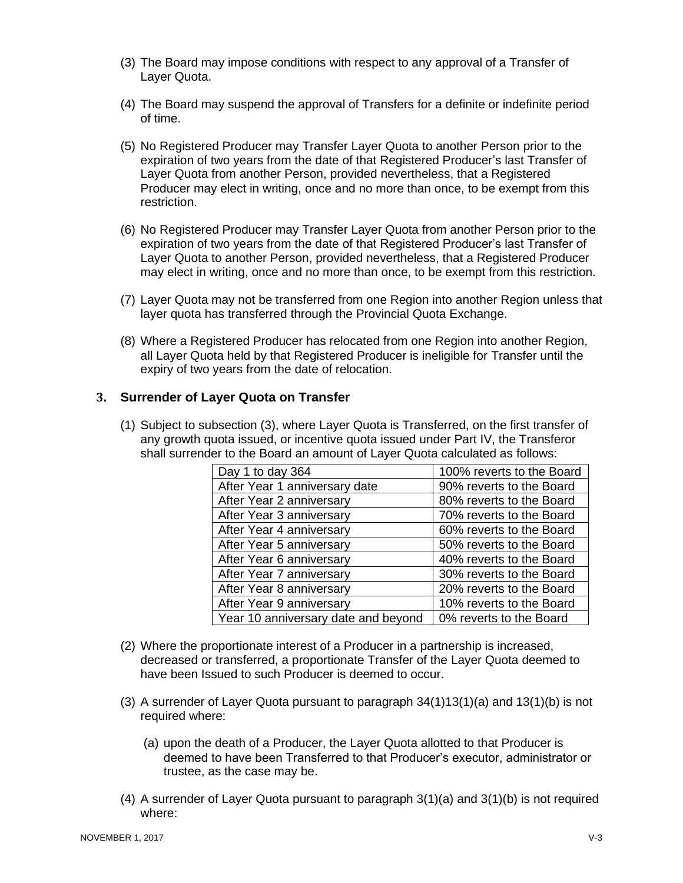(3) The Board may impose conditions with respect to any approval of a Transfer of Layer Quota.

(4) The Board may suspend the approval of Transfers for a definite or indefinite period of time.

(5) No Registered Producer may Transfer Layer Quota to another Person prior to the expiration of two years from the date of that Registered Producer's last Transfer of Layer Quota from another Person, provided nevertheless, that a Registered Producer may elect in writing, once and no more than once, to be exempt from this restriction.

(6) No Registered Producer may Transfer Layer Quota from another Person prior to the expiration of two years from the date of that Registered Producer's last Transfer of Layer Quota to another Person, provided nevertheless, that a Registered Producer may elect in writing, once and no more than once, to be exempt from this restriction.

(7) Layer Quota may not be transferred from one Region into another Region unless that layer quota has transferred through the Provincial Quota Exchange.

(8) Where a Registered Producer has relocated from one Region into another Region, all Layer Quota held by that Registered Producer is ineligible for Transfer until the expiry of two years from the date of relocation.

### 3. Surrender of Layer Quota on Transfer

(1) Subject to subsection (3), where Layer Quota is Transferred, on the first transfer of any growth quota issued, or incentive quota issued under Part IV, the Transferor shall surrender to the Board an amount of Layer Quota calculated as follows:

| Day 1 to day 364 | 100% reverts to the Board |
|---|---|
| After Year 1 anniversary date | 90% reverts to the Board |
| After Year 2 anniversary | 80% reverts to the Board |
| After Year 3 anniversary | 70% reverts to the Board |
| After Year 4 anniversary | 60% reverts to the Board |
| After Year 5 anniversary | 50% reverts to the Board |
| After Year 6 anniversary | 40% reverts to the Board |
| After Year 7 anniversary | 30% reverts to the Board |
| After Year 8 anniversary | 20% reverts to the Board |
| After Year 9 anniversary | 10% reverts to the Board |
| Year 10 anniversary date and beyond | 0% reverts to the Board |

(2) Where the proportionate interest of a Producer in a partnership is increased, decreased or transferred, a proportionate Transfer of the Layer Quota deemed to have been Issued to such Producer is deemed to occur.

(3) A surrender of Layer Quota pursuant to paragraph 34(1)13(1)(a) and 13(1)(b) is not required where:

(a) upon the death of a Producer, the Layer Quota allotted to that Producer is deemed to have been Transferred to that Producer's executor, administrator or trustee, as the case may be.

(4) A surrender of Layer Quota pursuant to paragraph 3(1)(a) and 3(1)(b) is not required where: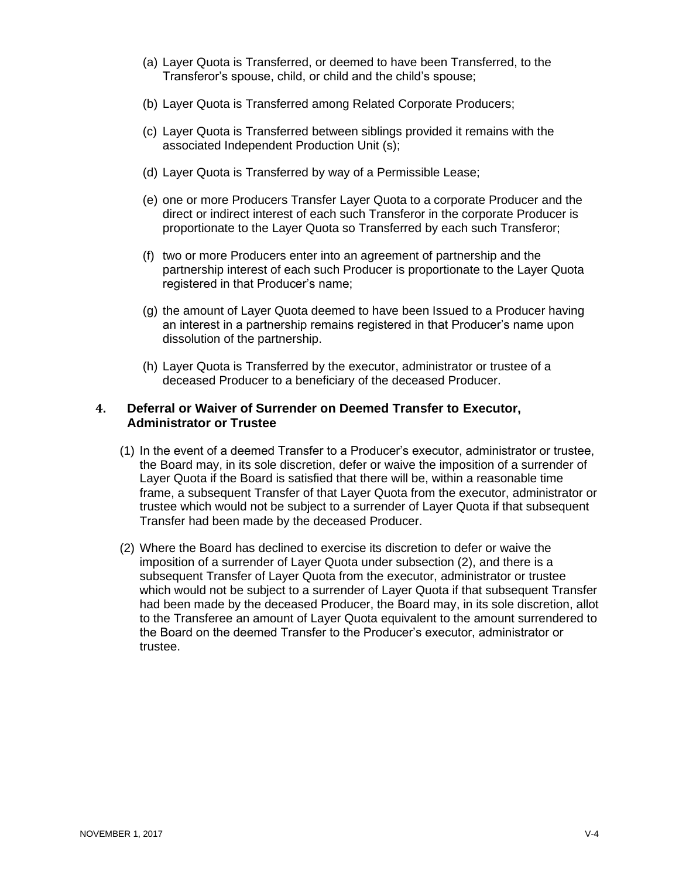(a) Layer Quota is Transferred, or deemed to have been Transferred, to the Transferor's spouse, child, or child and the child's spouse;

(b) Layer Quota is Transferred among Related Corporate Producers;

(c) Layer Quota is Transferred between siblings provided it remains with the associated Independent Production Unit (s);

(d) Layer Quota is Transferred by way of a Permissible Lease;

(e) one or more Producers Transfer Layer Quota to a corporate Producer and the direct or indirect interest of each such Transferor in the corporate Producer is proportionate to the Layer Quota so Transferred by each such Transferor;

(f) two or more Producers enter into an agreement of partnership and the partnership interest of each such Producer is proportionate to the Layer Quota registered in that Producer's name;

(g) the amount of Layer Quota deemed to have been Issued to a Producer having an interest in a partnership remains registered in that Producer's name upon dissolution of the partnership.

(h) Layer Quota is Transferred by the executor, administrator or trustee of a deceased Producer to a beneficiary of the deceased Producer.

## 4. Deferral or Waiver of Surrender on Deemed Transfer to Executor, Administrator or Trustee

(1) In the event of a deemed Transfer to a Producer's executor, administrator or trustee, the Board may, in its sole discretion, defer or waive the imposition of a surrender of Layer Quota if the Board is satisfied that there will be, within a reasonable time frame, a subsequent Transfer of that Layer Quota from the executor, administrator or trustee which would not be subject to a surrender of Layer Quota if that subsequent Transfer had been made by the deceased Producer.

(2) Where the Board has declined to exercise its discretion to defer or waive the imposition of a surrender of Layer Quota under subsection (2), and there is a subsequent Transfer of Layer Quota from the executor, administrator or trustee which would not be subject to a surrender of Layer Quota if that subsequent Transfer had been made by the deceased Producer, the Board may, in its sole discretion, allot to the Transferee an amount of Layer Quota equivalent to the amount surrendered to the Board on the deemed Transfer to the Producer's executor, administrator or trustee.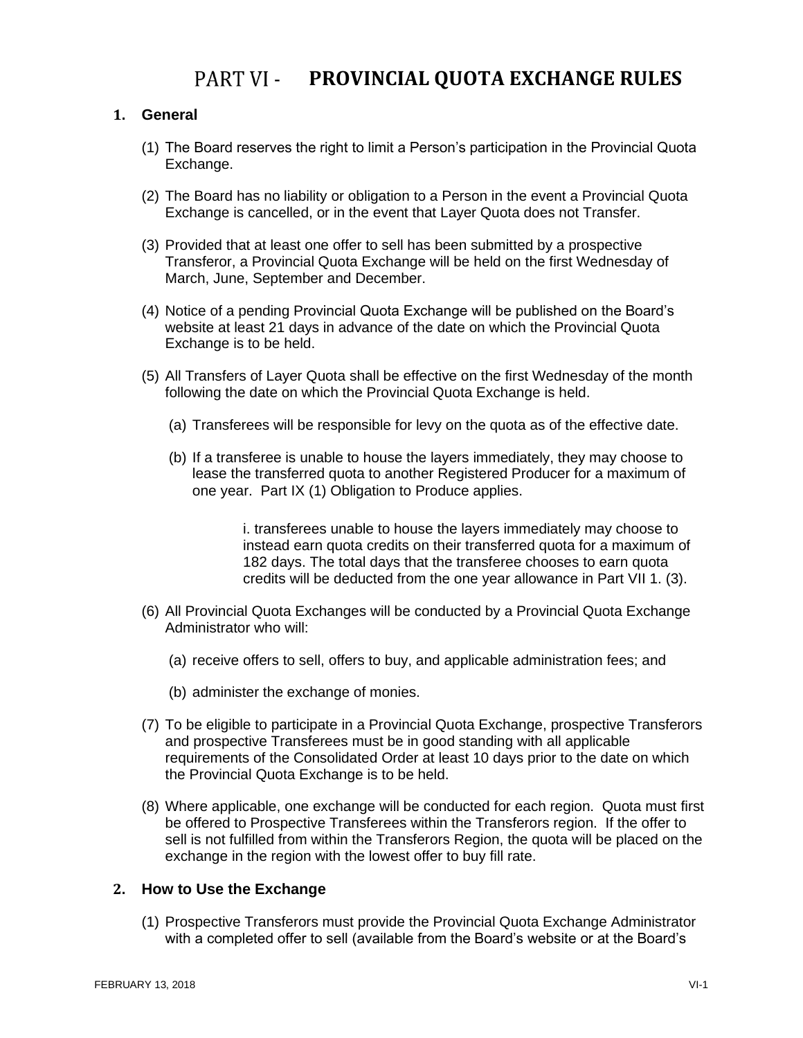# PART VI - PROVINCIAL QUOTA EXCHANGE RULES

## 1. General

(1) The Board reserves the right to limit a Person's participation in the Provincial Quota Exchange.

(2) The Board has no liability or obligation to a Person in the event a Provincial Quota Exchange is cancelled, or in the event that Layer Quota does not Transfer.

(3) Provided that at least one offer to sell has been submitted by a prospective Transferor, a Provincial Quota Exchange will be held on the first Wednesday of March, June, September and December.

(4) Notice of a pending Provincial Quota Exchange will be published on the Board's website at least 21 days in advance of the date on which the Provincial Quota Exchange is to be held.

(5) All Transfers of Layer Quota shall be effective on the first Wednesday of the month following the date on which the Provincial Quota Exchange is held.

  (a) Transferees will be responsible for levy on the quota as of the effective date.

  (b) If a transferee is unable to house the layers immediately, they may choose to lease the transferred quota to another Registered Producer for a maximum of one year. Part IX (1) Obligation to Produce applies.

    i. transferees unable to house the layers immediately may choose to instead earn quota credits on their transferred quota for a maximum of 182 days. The total days that the transferee chooses to earn quota credits will be deducted from the one year allowance in Part VII 1. (3).

(6) All Provincial Quota Exchanges will be conducted by a Provincial Quota Exchange Administrator who will:

  (a) receive offers to sell, offers to buy, and applicable administration fees; and

  (b) administer the exchange of monies.

(7) To be eligible to participate in a Provincial Quota Exchange, prospective Transferors and prospective Transferees must be in good standing with all applicable requirements of the Consolidated Order at least 10 days prior to the date on which the Provincial Quota Exchange is to be held.

(8) Where applicable, one exchange will be conducted for each region. Quota must first be offered to Prospective Transferees within the Transferors region. If the offer to sell is not fulfilled from within the Transferors Region, the quota will be placed on the exchange in the region with the lowest offer to buy fill rate.

## 2. How to Use the Exchange

(1) Prospective Transferors must provide the Provincial Quota Exchange Administrator with a completed offer to sell (available from the Board's website or at the Board's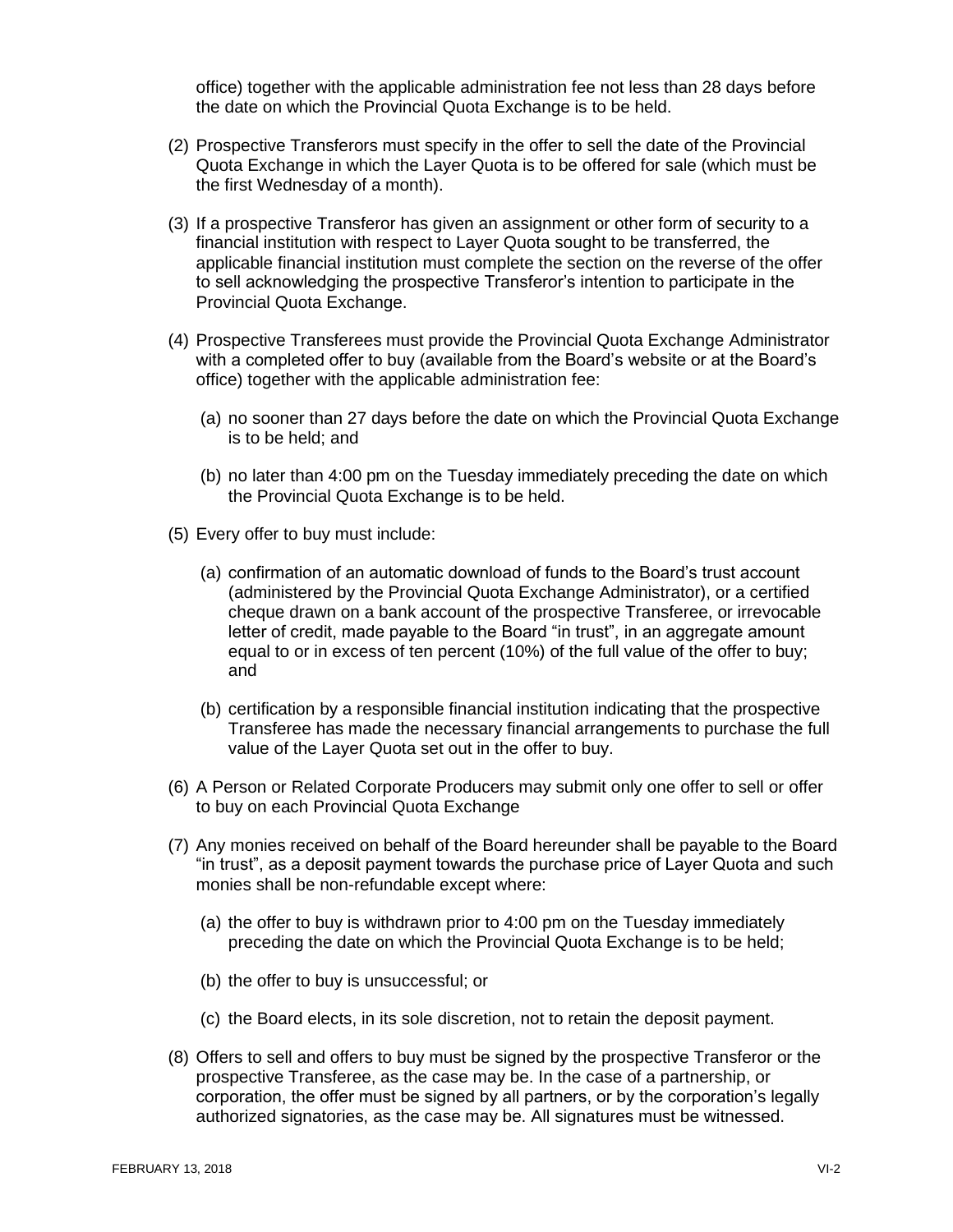office) together with the applicable administration fee not less than 28 days before the date on which the Provincial Quota Exchange is to be held.

(2) Prospective Transferors must specify in the offer to sell the date of the Provincial Quota Exchange in which the Layer Quota is to be offered for sale (which must be the first Wednesday of a month).

(3) If a prospective Transferor has given an assignment or other form of security to a financial institution with respect to Layer Quota sought to be transferred, the applicable financial institution must complete the section on the reverse of the offer to sell acknowledging the prospective Transferor's intention to participate in the Provincial Quota Exchange.

(4) Prospective Transferees must provide the Provincial Quota Exchange Administrator with a completed offer to buy (available from the Board's website or at the Board's office) together with the applicable administration fee:

  (a) no sooner than 27 days before the date on which the Provincial Quota Exchange is to be held; and

  (b) no later than 4:00 pm on the Tuesday immediately preceding the date on which the Provincial Quota Exchange is to be held.

(5) Every offer to buy must include:

  (a) confirmation of an automatic download of funds to the Board's trust account (administered by the Provincial Quota Exchange Administrator), or a certified cheque drawn on a bank account of the prospective Transferee, or irrevocable letter of credit, made payable to the Board "in trust", in an aggregate amount equal to or in excess of ten percent (10%) of the full value of the offer to buy; and

  (b) certification by a responsible financial institution indicating that the prospective Transferee has made the necessary financial arrangements to purchase the full value of the Layer Quota set out in the offer to buy.

(6) A Person or Related Corporate Producers may submit only one offer to sell or offer to buy on each Provincial Quota Exchange

(7) Any monies received on behalf of the Board hereunder shall be payable to the Board "in trust", as a deposit payment towards the purchase price of Layer Quota and such monies shall be non-refundable except where:

  (a) the offer to buy is withdrawn prior to 4:00 pm on the Tuesday immediately preceding the date on which the Provincial Quota Exchange is to be held;

  (b) the offer to buy is unsuccessful; or

  (c) the Board elects, in its sole discretion, not to retain the deposit payment.

(8) Offers to sell and offers to buy must be signed by the prospective Transferor or the prospective Transferee, as the case may be. In the case of a partnership, or corporation, the offer must be signed by all partners, or by the corporation's legally authorized signatories, as the case may be. All signatures must be witnessed.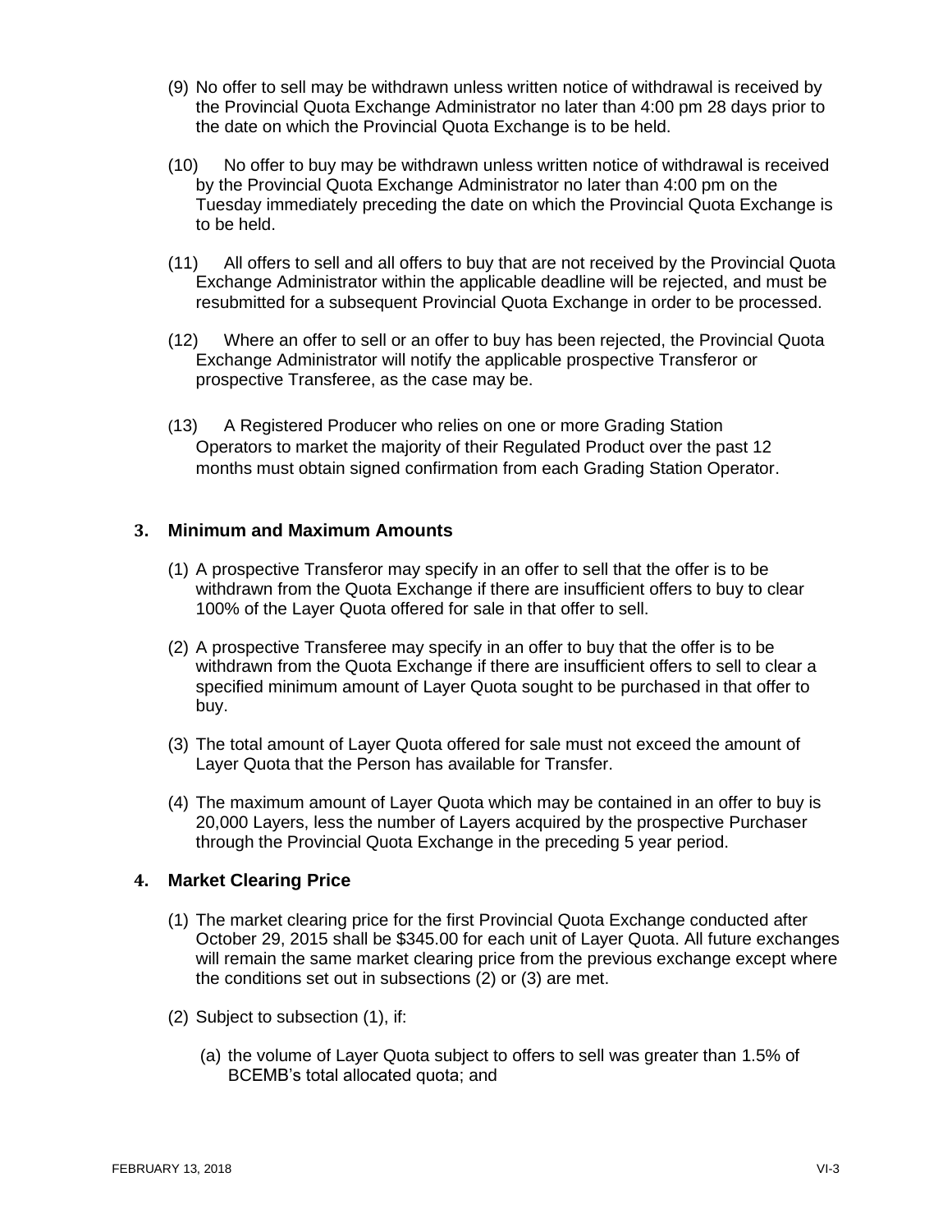(9) No offer to sell may be withdrawn unless written notice of withdrawal is received by the Provincial Quota Exchange Administrator no later than 4:00 pm 28 days prior to the date on which the Provincial Quota Exchange is to be held.

(10) No offer to buy may be withdrawn unless written notice of withdrawal is received by the Provincial Quota Exchange Administrator no later than 4:00 pm on the Tuesday immediately preceding the date on which the Provincial Quota Exchange is to be held.

(11) All offers to sell and all offers to buy that are not received by the Provincial Quota Exchange Administrator within the applicable deadline will be rejected, and must be resubmitted for a subsequent Provincial Quota Exchange in order to be processed.

(12) Where an offer to sell or an offer to buy has been rejected, the Provincial Quota Exchange Administrator will notify the applicable prospective Transferor or prospective Transferee, as the case may be.

(13) A Registered Producer who relies on one or more Grading Station Operators to market the majority of their Regulated Product over the past 12 months must obtain signed confirmation from each Grading Station Operator.

## 3. Minimum and Maximum Amounts

(1) A prospective Transferor may specify in an offer to sell that the offer is to be withdrawn from the Quota Exchange if there are insufficient offers to buy to clear 100% of the Layer Quota offered for sale in that offer to sell.

(2) A prospective Transferee may specify in an offer to buy that the offer is to be withdrawn from the Quota Exchange if there are insufficient offers to sell to clear a specified minimum amount of Layer Quota sought to be purchased in that offer to buy.

(3) The total amount of Layer Quota offered for sale must not exceed the amount of Layer Quota that the Person has available for Transfer.

(4) The maximum amount of Layer Quota which may be contained in an offer to buy is 20,000 Layers, less the number of Layers acquired by the prospective Purchaser through the Provincial Quota Exchange in the preceding 5 year period.

## 4. Market Clearing Price

(1) The market clearing price for the first Provincial Quota Exchange conducted after October 29, 2015 shall be $345.00 for each unit of Layer Quota. All future exchanges will remain the same market clearing price from the previous exchange except where the conditions set out in subsections (2) or (3) are met.

(2) Subject to subsection (1), if:

(a) the volume of Layer Quota subject to offers to sell was greater than 1.5% of BCEMB's total allocated quota; and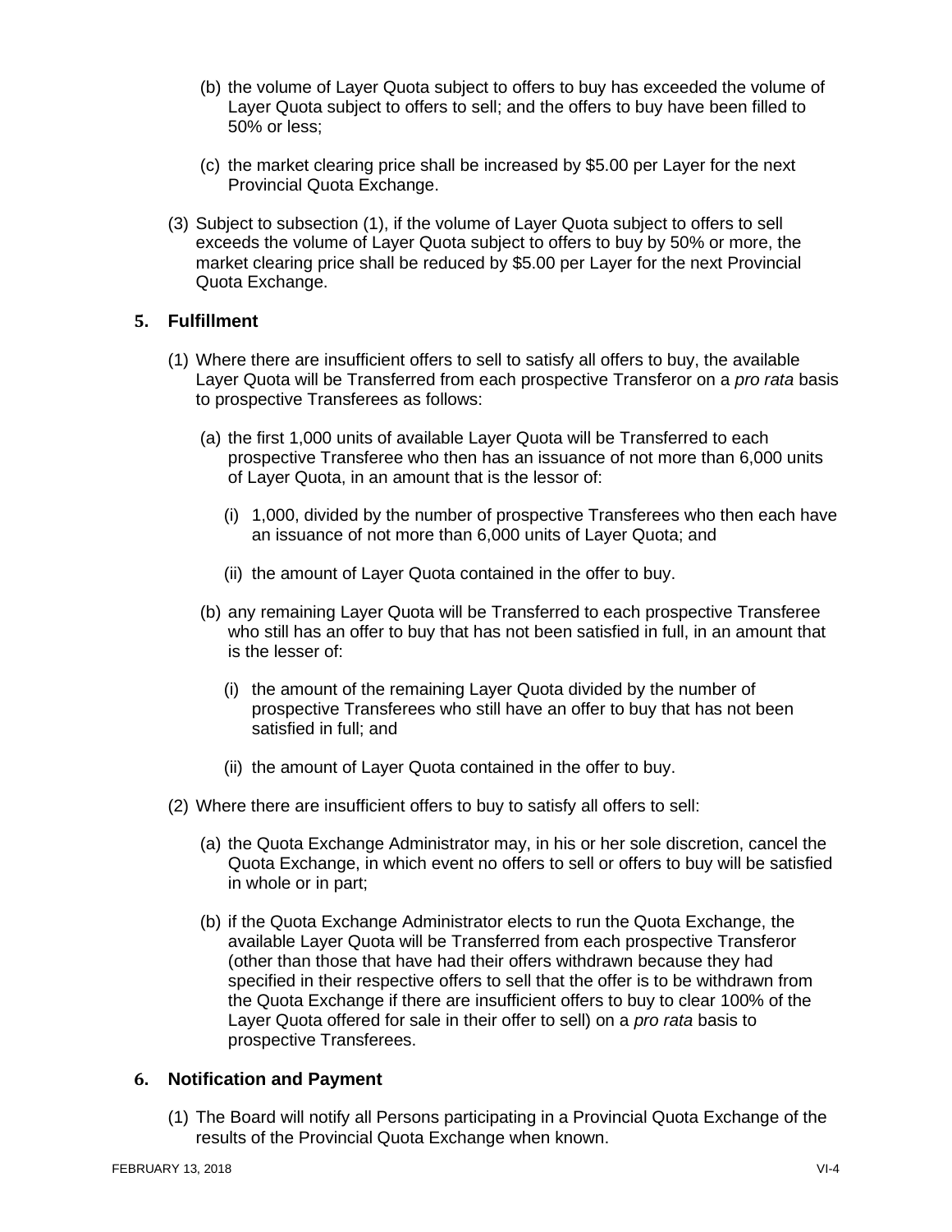(b) the volume of Layer Quota subject to offers to buy has exceeded the volume of Layer Quota subject to offers to sell; and the offers to buy have been filled to 50% or less;

(c) the market clearing price shall be increased by $5.00 per Layer for the next Provincial Quota Exchange.

(3) Subject to subsection (1), if the volume of Layer Quota subject to offers to sell exceeds the volume of Layer Quota subject to offers to buy by 50% or more, the market clearing price shall be reduced by $5.00 per Layer for the next Provincial Quota Exchange.

## 5. Fulfillment

(1) Where there are insufficient offers to sell to satisfy all offers to buy, the available Layer Quota will be Transferred from each prospective Transferor on a *pro rata* basis to prospective Transferees as follows:

(a) the first 1,000 units of available Layer Quota will be Transferred to each prospective Transferee who then has an issuance of not more than 6,000 units of Layer Quota, in an amount that is the lessor of:

(i) 1,000, divided by the number of prospective Transferees who then each have an issuance of not more than 6,000 units of Layer Quota; and

(ii) the amount of Layer Quota contained in the offer to buy.

(b) any remaining Layer Quota will be Transferred to each prospective Transferee who still has an offer to buy that has not been satisfied in full, in an amount that is the lesser of:

(i) the amount of the remaining Layer Quota divided by the number of prospective Transferees who still have an offer to buy that has not been satisfied in full; and

(ii) the amount of Layer Quota contained in the offer to buy.

(2) Where there are insufficient offers to buy to satisfy all offers to sell:

(a) the Quota Exchange Administrator may, in his or her sole discretion, cancel the Quota Exchange, in which event no offers to sell or offers to buy will be satisfied in whole or in part;

(b) if the Quota Exchange Administrator elects to run the Quota Exchange, the available Layer Quota will be Transferred from each prospective Transferor (other than those that have had their offers withdrawn because they had specified in their respective offers to sell that the offer is to be withdrawn from the Quota Exchange if there are insufficient offers to buy to clear 100% of the Layer Quota offered for sale in their offer to sell) on a *pro rata* basis to prospective Transferees.

## 6. Notification and Payment

(1) The Board will notify all Persons participating in a Provincial Quota Exchange of the results of the Provincial Quota Exchange when known.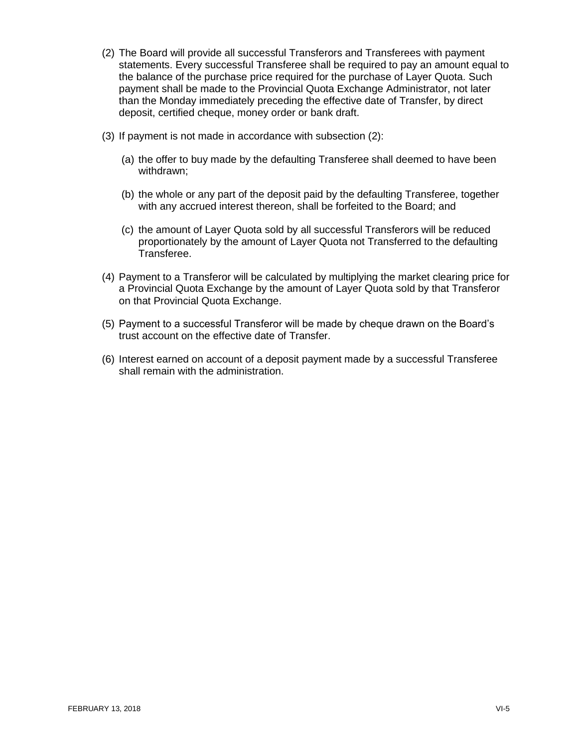(2) The Board will provide all successful Transferors and Transferees with payment statements. Every successful Transferee shall be required to pay an amount equal to the balance of the purchase price required for the purchase of Layer Quota. Such payment shall be made to the Provincial Quota Exchange Administrator, not later than the Monday immediately preceding the effective date of Transfer, by direct deposit, certified cheque, money order or bank draft.

(3) If payment is not made in accordance with subsection (2):

- (a) the offer to buy made by the defaulting Transferee shall deemed to have been withdrawn;
- (b) the whole or any part of the deposit paid by the defaulting Transferee, together with any accrued interest thereon, shall be forfeited to the Board; and
- (c) the amount of Layer Quota sold by all successful Transferors will be reduced proportionately by the amount of Layer Quota not Transferred to the defaulting Transferee.

(4) Payment to a Transferor will be calculated by multiplying the market clearing price for a Provincial Quota Exchange by the amount of Layer Quota sold by that Transferor on that Provincial Quota Exchange.

(5) Payment to a successful Transferor will be made by cheque drawn on the Board's trust account on the effective date of Transfer.

(6) Interest earned on account of a deposit payment made by a successful Transferee shall remain with the administration.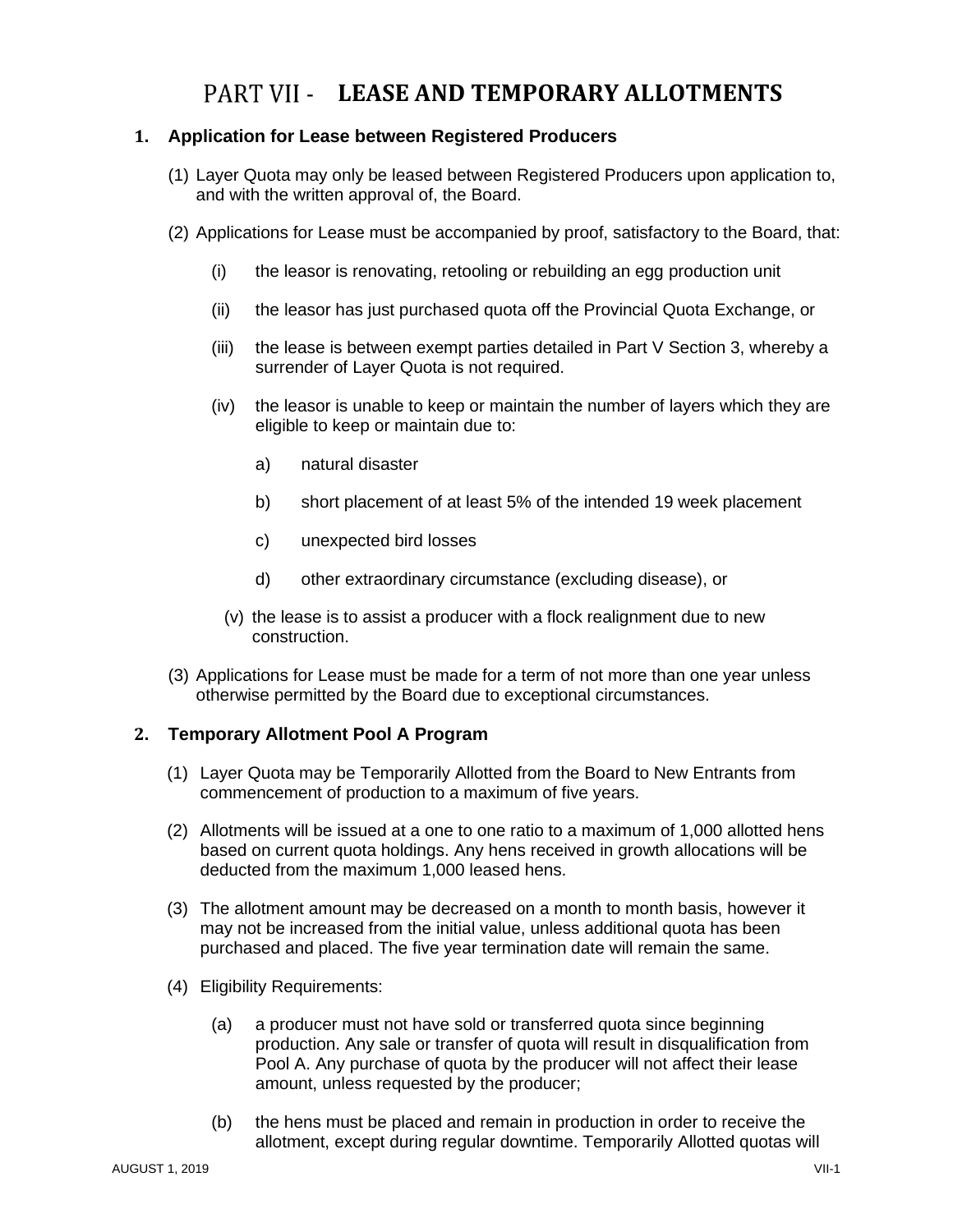# PART VII - LEASE AND TEMPORARY ALLOTMENTS

## 1. Application for Lease between Registered Producers

(1) Layer Quota may only be leased between Registered Producers upon application to, and with the written approval of, the Board.

(2) Applications for Lease must be accompanied by proof, satisfactory to the Board, that:

- (i) the leasor is renovating, retooling or rebuilding an egg production unit
- (ii) the leasor has just purchased quota off the Provincial Quota Exchange, or
- (iii) the lease is between exempt parties detailed in Part V Section 3, whereby a surrender of Layer Quota is not required.
- (iv) the leasor is unable to keep or maintain the number of layers which they are eligible to keep or maintain due to:
  - a) natural disaster
  - b) short placement of at least 5% of the intended 19 week placement
  - c) unexpected bird losses
  - d) other extraordinary circumstance (excluding disease), or
- (v) the lease is to assist a producer with a flock realignment due to new construction.

(3) Applications for Lease must be made for a term of not more than one year unless otherwise permitted by the Board due to exceptional circumstances.

## 2. Temporary Allotment Pool A Program

(1) Layer Quota may be Temporarily Allotted from the Board to New Entrants from commencement of production to a maximum of five years.

(2) Allotments will be issued at a one to one ratio to a maximum of 1,000 allotted hens based on current quota holdings. Any hens received in growth allocations will be deducted from the maximum 1,000 leased hens.

(3) The allotment amount may be decreased on a month to month basis, however it may not be increased from the initial value, unless additional quota has been purchased and placed. The five year termination date will remain the same.

(4) Eligibility Requirements:

- (a) a producer must not have sold or transferred quota since beginning production. Any sale or transfer of quota will result in disqualification from Pool A. Any purchase of quota by the producer will not affect their lease amount, unless requested by the producer;
- (b) the hens must be placed and remain in production in order to receive the allotment, except during regular downtime. Temporarily Allotted quotas will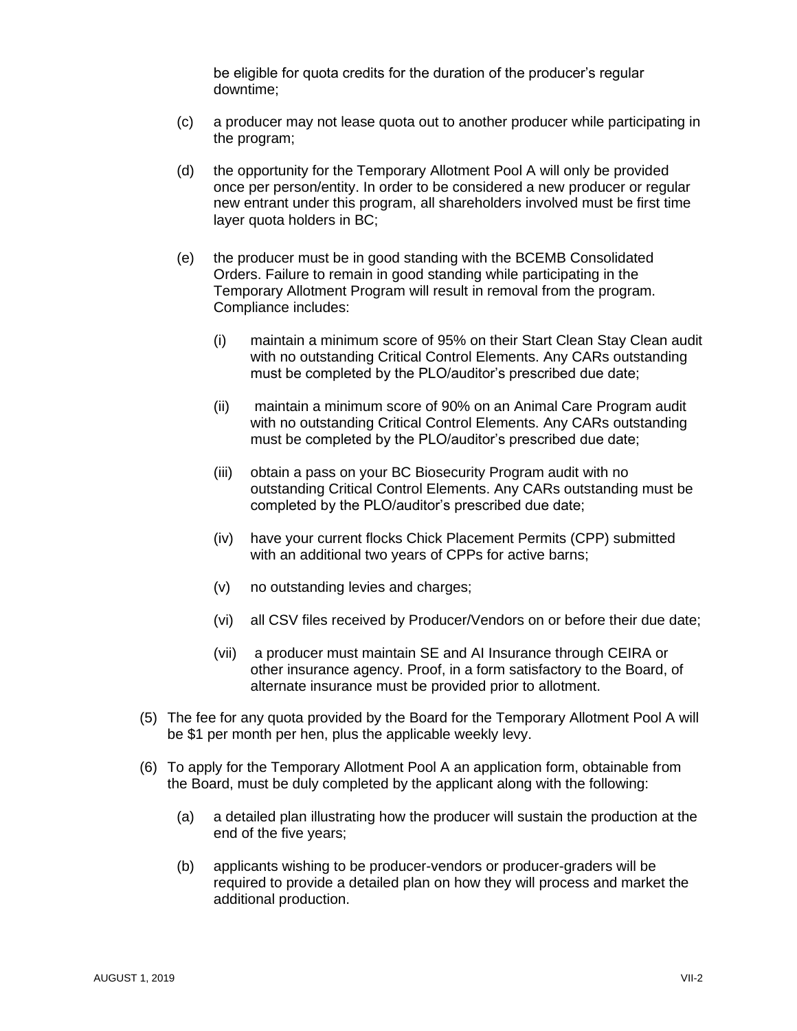be eligible for quota credits for the duration of the producer's regular downtime;

(c) a producer may not lease quota out to another producer while participating in the program;

(d) the opportunity for the Temporary Allotment Pool A will only be provided once per person/entity. In order to be considered a new producer or regular new entrant under this program, all shareholders involved must be first time layer quota holders in BC;

(e) the producer must be in good standing with the BCEMB Consolidated Orders. Failure to remain in good standing while participating in the Temporary Allotment Program will result in removal from the program. Compliance includes:

   (i) maintain a minimum score of 95% on their Start Clean Stay Clean audit with no outstanding Critical Control Elements. Any CARs outstanding must be completed by the PLO/auditor's prescribed due date;

   (ii) maintain a minimum score of 90% on an Animal Care Program audit with no outstanding Critical Control Elements. Any CARs outstanding must be completed by the PLO/auditor's prescribed due date;

   (iii) obtain a pass on your BC Biosecurity Program audit with no outstanding Critical Control Elements. Any CARs outstanding must be completed by the PLO/auditor's prescribed due date;

   (iv) have your current flocks Chick Placement Permits (CPP) submitted with an additional two years of CPPs for active barns;

   (v) no outstanding levies and charges;

   (vi) all CSV files received by Producer/Vendors on or before their due date;

   (vii) a producer must maintain SE and AI Insurance through CEIRA or other insurance agency. Proof, in a form satisfactory to the Board, of alternate insurance must be provided prior to allotment.

(5) The fee for any quota provided by the Board for the Temporary Allotment Pool A will be $1 per month per hen, plus the applicable weekly levy.

(6) To apply for the Temporary Allotment Pool A an application form, obtainable from the Board, must be duly completed by the applicant along with the following:

   (a) a detailed plan illustrating how the producer will sustain the production at the end of the five years;

   (b) applicants wishing to be producer-vendors or producer-graders will be required to provide a detailed plan on how they will process and market the additional production.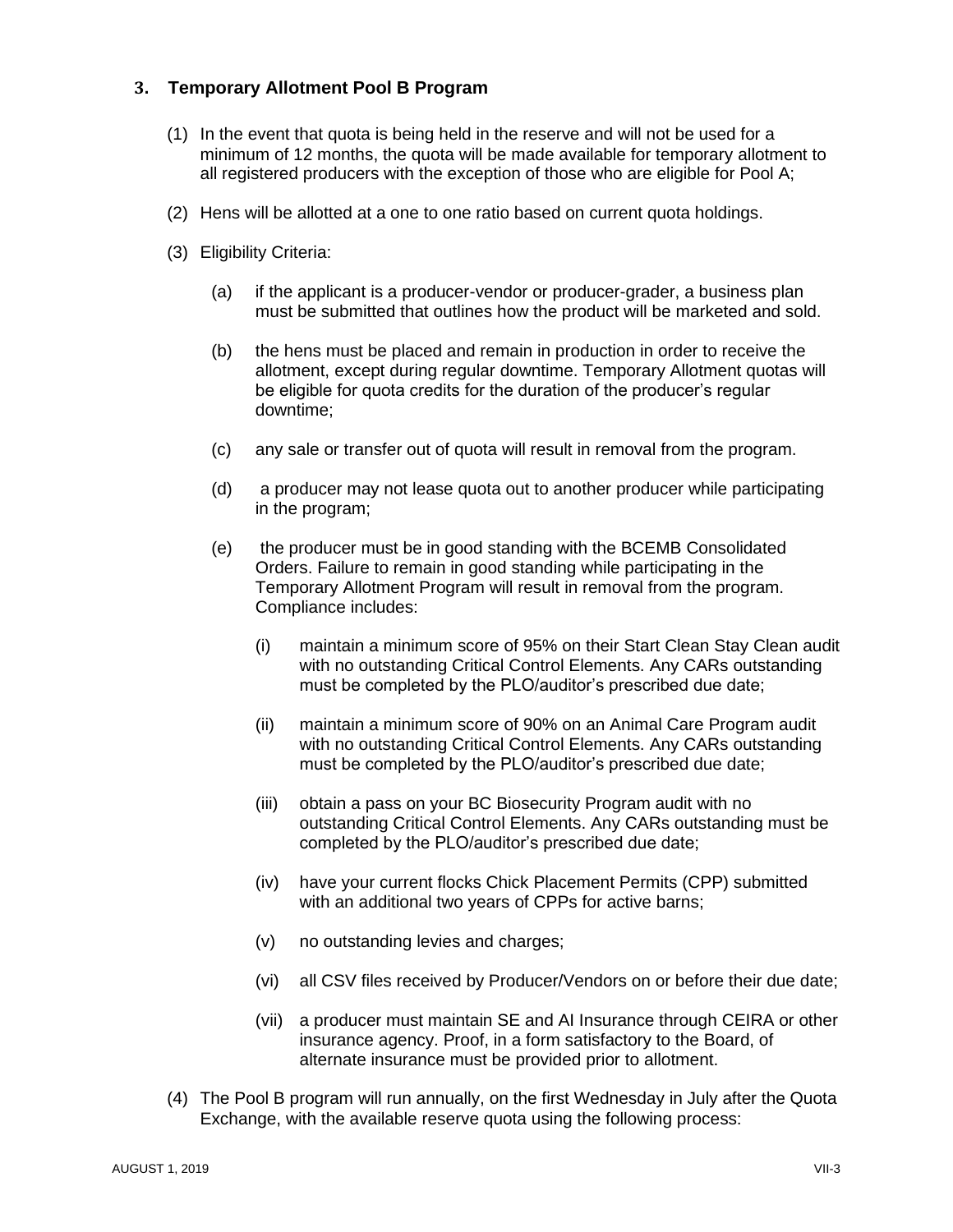### 3. Temporary Allotment Pool B Program

(1) In the event that quota is being held in the reserve and will not be used for a minimum of 12 months, the quota will be made available for temporary allotment to all registered producers with the exception of those who are eligible for Pool A;

(2) Hens will be allotted at a one to one ratio based on current quota holdings.

(3) Eligibility Criteria:

(a) if the applicant is a producer-vendor or producer-grader, a business plan must be submitted that outlines how the product will be marketed and sold.

(b) the hens must be placed and remain in production in order to receive the allotment, except during regular downtime. Temporary Allotment quotas will be eligible for quota credits for the duration of the producer's regular downtime;

(c) any sale or transfer out of quota will result in removal from the program.

(d) a producer may not lease quota out to another producer while participating in the program;

(e) the producer must be in good standing with the BCEMB Consolidated Orders. Failure to remain in good standing while participating in the Temporary Allotment Program will result in removal from the program. Compliance includes:

(i) maintain a minimum score of 95% on their Start Clean Stay Clean audit with no outstanding Critical Control Elements. Any CARs outstanding must be completed by the PLO/auditor's prescribed due date;

(ii) maintain a minimum score of 90% on an Animal Care Program audit with no outstanding Critical Control Elements. Any CARs outstanding must be completed by the PLO/auditor's prescribed due date;

(iii) obtain a pass on your BC Biosecurity Program audit with no outstanding Critical Control Elements. Any CARs outstanding must be completed by the PLO/auditor's prescribed due date;

(iv) have your current flocks Chick Placement Permits (CPP) submitted with an additional two years of CPPs for active barns;

(v) no outstanding levies and charges;

(vi) all CSV files received by Producer/Vendors on or before their due date;

(vii) a producer must maintain SE and AI Insurance through CEIRA or other insurance agency. Proof, in a form satisfactory to the Board, of alternate insurance must be provided prior to allotment.

(4) The Pool B program will run annually, on the first Wednesday in July after the Quota Exchange, with the available reserve quota using the following process: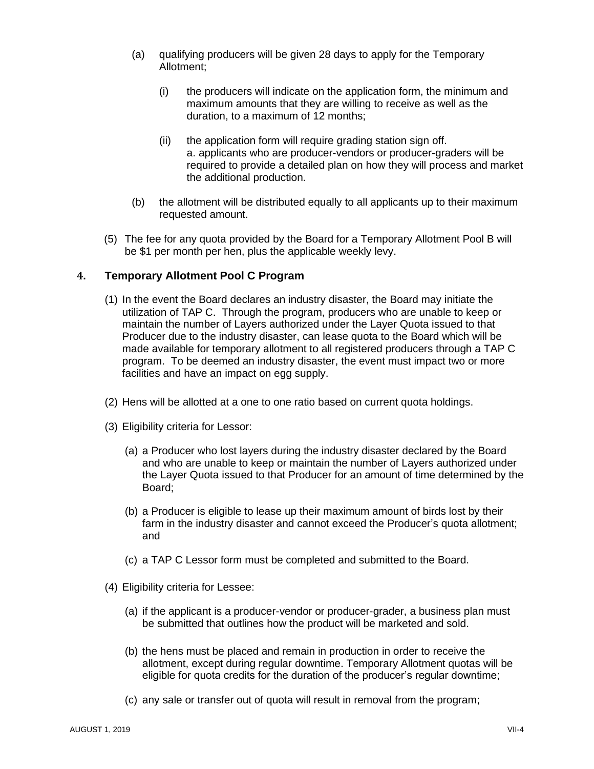(a) qualifying producers will be given 28 days to apply for the Temporary Allotment;

  (i) the producers will indicate on the application form, the minimum and maximum amounts that they are willing to receive as well as the duration, to a maximum of 12 months;

  (ii) the application form will require grading station sign off.
  a. applicants who are producer-vendors or producer-graders will be required to provide a detailed plan on how they will process and market the additional production.

(b) the allotment will be distributed equally to all applicants up to their maximum requested amount.

(5) The fee for any quota provided by the Board for a Temporary Allotment Pool B will be $1 per month per hen, plus the applicable weekly levy.

## 4. Temporary Allotment Pool C Program

(1) In the event the Board declares an industry disaster, the Board may initiate the utilization of TAP C. Through the program, producers who are unable to keep or maintain the number of Layers authorized under the Layer Quota issued to that Producer due to the industry disaster, can lease quota to the Board which will be made available for temporary allotment to all registered producers through a TAP C program. To be deemed an industry disaster, the event must impact two or more facilities and have an impact on egg supply.

(2) Hens will be allotted at a one to one ratio based on current quota holdings.

(3) Eligibility criteria for Lessor:

  (a) a Producer who lost layers during the industry disaster declared by the Board and who are unable to keep or maintain the number of Layers authorized under the Layer Quota issued to that Producer for an amount of time determined by the Board;

  (b) a Producer is eligible to lease up their maximum amount of birds lost by their farm in the industry disaster and cannot exceed the Producer's quota allotment; and

  (c) a TAP C Lessor form must be completed and submitted to the Board.

(4) Eligibility criteria for Lessee:

  (a) if the applicant is a producer-vendor or producer-grader, a business plan must be submitted that outlines how the product will be marketed and sold.

  (b) the hens must be placed and remain in production in order to receive the allotment, except during regular downtime. Temporary Allotment quotas will be eligible for quota credits for the duration of the producer's regular downtime;

  (c) any sale or transfer out of quota will result in removal from the program;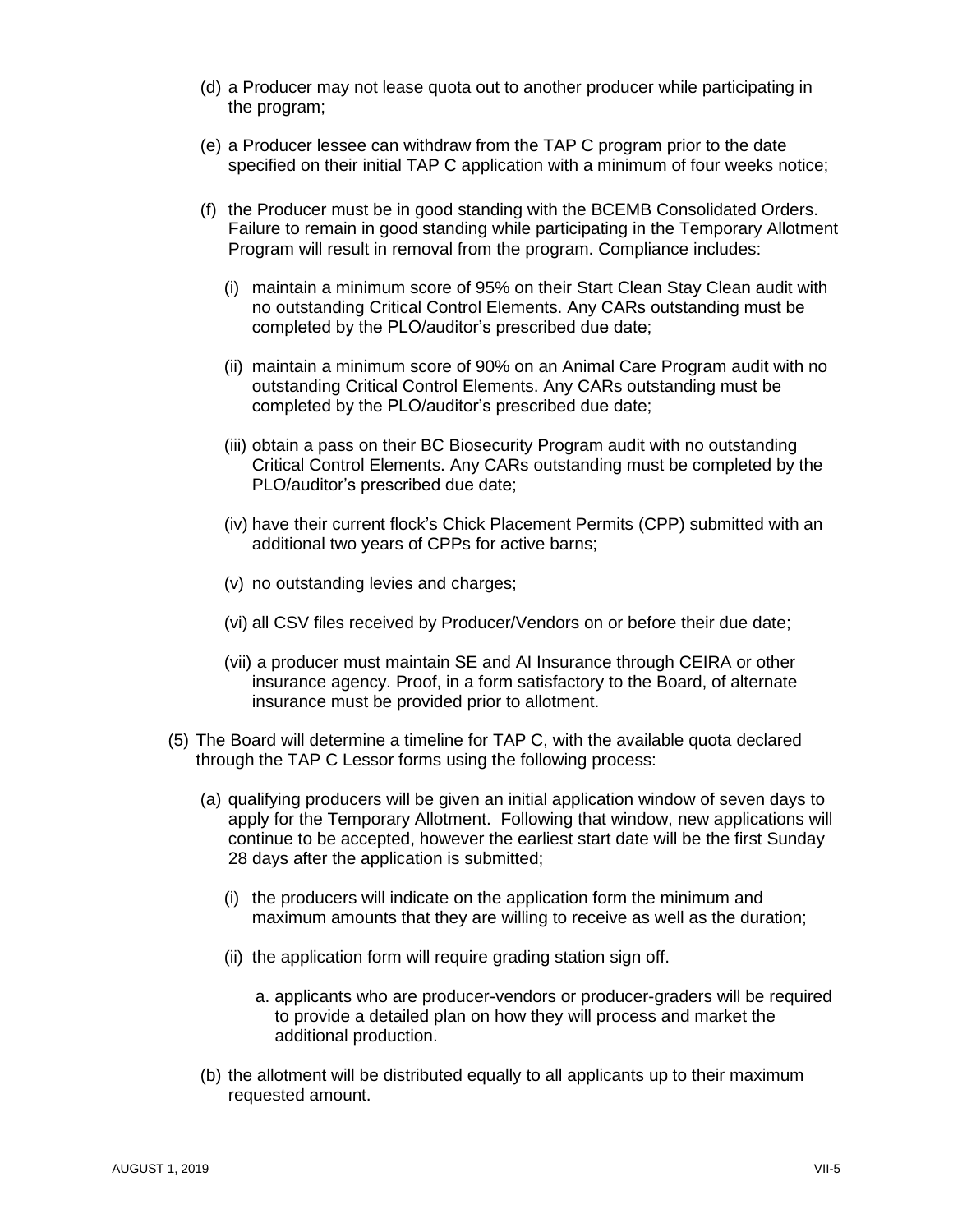(d) a Producer may not lease quota out to another producer while participating in the program;

(e) a Producer lessee can withdraw from the TAP C program prior to the date specified on their initial TAP C application with a minimum of four weeks notice;

(f) the Producer must be in good standing with the BCEMB Consolidated Orders. Failure to remain in good standing while participating in the Temporary Allotment Program will result in removal from the program. Compliance includes:

   (i) maintain a minimum score of 95% on their Start Clean Stay Clean audit with no outstanding Critical Control Elements. Any CARs outstanding must be completed by the PLO/auditor's prescribed due date;

   (ii) maintain a minimum score of 90% on an Animal Care Program audit with no outstanding Critical Control Elements. Any CARs outstanding must be completed by the PLO/auditor's prescribed due date;

   (iii) obtain a pass on their BC Biosecurity Program audit with no outstanding Critical Control Elements. Any CARs outstanding must be completed by the PLO/auditor's prescribed due date;

   (iv) have their current flock's Chick Placement Permits (CPP) submitted with an additional two years of CPPs for active barns;

   (v) no outstanding levies and charges;

   (vi) all CSV files received by Producer/Vendors on or before their due date;

   (vii) a producer must maintain SE and AI Insurance through CEIRA or other insurance agency. Proof, in a form satisfactory to the Board, of alternate insurance must be provided prior to allotment.

(5) The Board will determine a timeline for TAP C, with the available quota declared through the TAP C Lessor forms using the following process:

   (a) qualifying producers will be given an initial application window of seven days to apply for the Temporary Allotment. Following that window, new applications will continue to be accepted, however the earliest start date will be the first Sunday 28 days after the application is submitted;

      (i) the producers will indicate on the application form the minimum and maximum amounts that they are willing to receive as well as the duration;

      (ii) the application form will require grading station sign off.

         a. applicants who are producer-vendors or producer-graders will be required to provide a detailed plan on how they will process and market the additional production.

   (b) the allotment will be distributed equally to all applicants up to their maximum requested amount.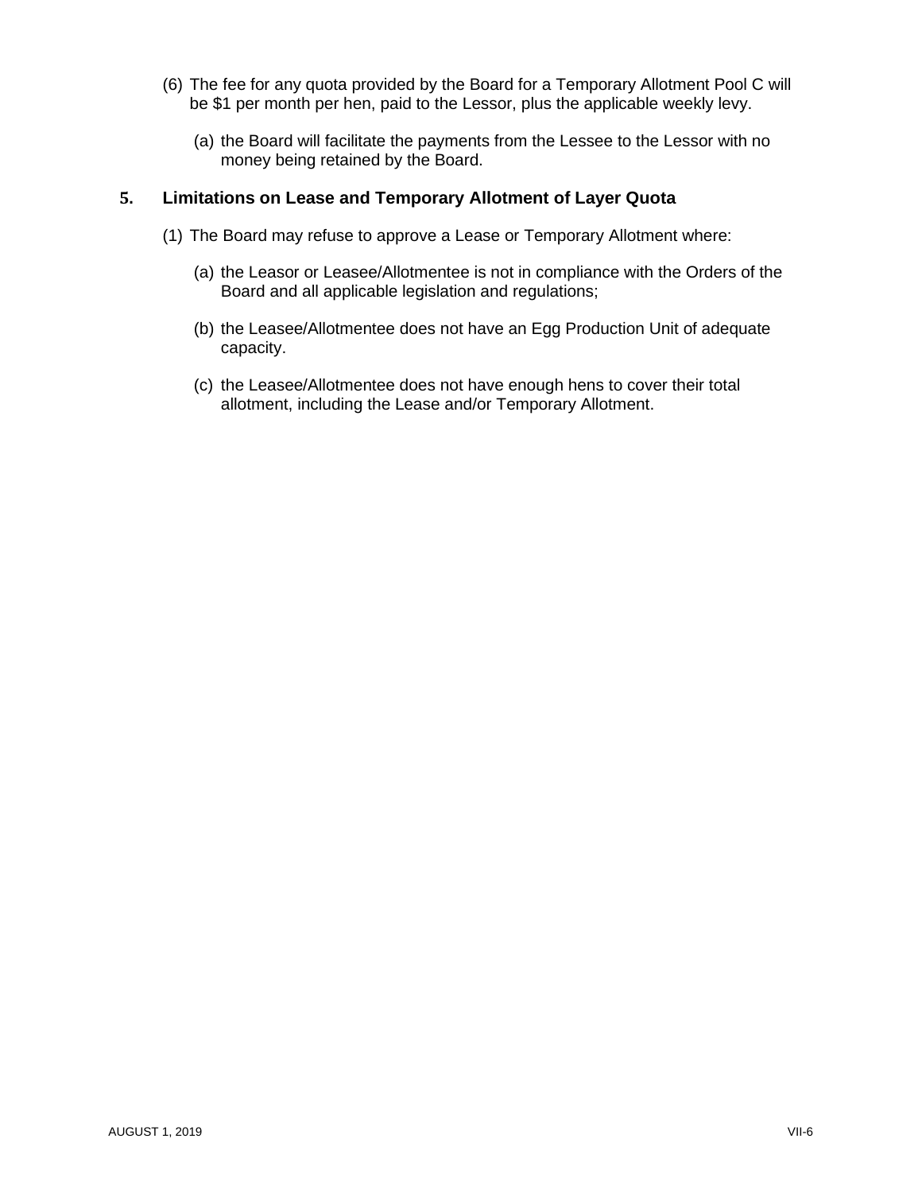(6) The fee for any quota provided by the Board for a Temporary Allotment Pool C will be $1 per month per hen, paid to the Lessor, plus the applicable weekly levy.

(a) the Board will facilitate the payments from the Lessee to the Lessor with no money being retained by the Board.

## 5. Limitations on Lease and Temporary Allotment of Layer Quota

(1) The Board may refuse to approve a Lease or Temporary Allotment where:

(a) the Leasor or Leasee/Allotmentee is not in compliance with the Orders of the Board and all applicable legislation and regulations;

(b) the Leasee/Allotmentee does not have an Egg Production Unit of adequate capacity.

(c) the Leasee/Allotmentee does not have enough hens to cover their total allotment, including the Lease and/or Temporary Allotment.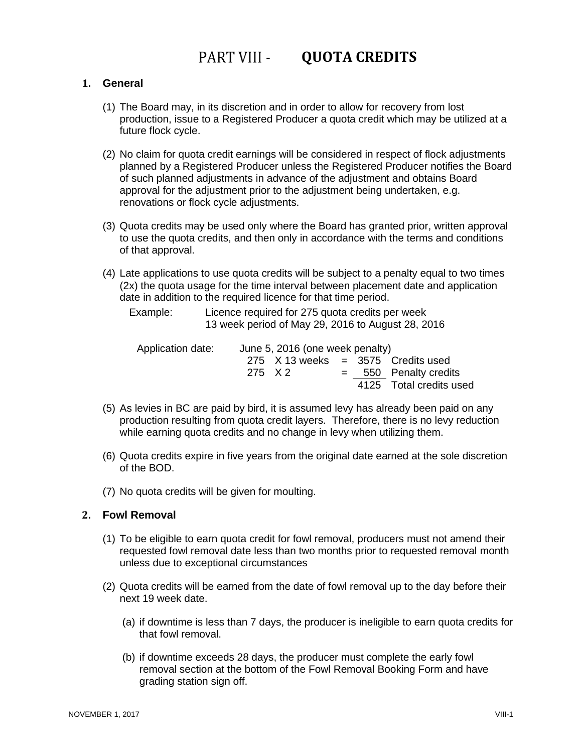# PART VIII - QUOTA CREDITS

## 1. General

(1) The Board may, in its discretion and in order to allow for recovery from lost production, issue to a Registered Producer a quota credit which may be utilized at a future flock cycle.

(2) No claim for quota credit earnings will be considered in respect of flock adjustments planned by a Registered Producer unless the Registered Producer notifies the Board of such planned adjustments in advance of the adjustment and obtains Board approval for the adjustment prior to the adjustment being undertaken, e.g. renovations or flock cycle adjustments.

(3) Quota credits may be used only where the Board has granted prior, written approval to use the quota credits, and then only in accordance with the terms and conditions of that approval.

(4) Late applications to use quota credits will be subject to a penalty equal to two times (2x) the quota usage for the time interval between placement date and application date in addition to the required licence for that time period.

Example: Licence required for 275 quota credits per week
13 week period of May 29, 2016 to August 28, 2016

| Application date: | June 5, 2016 (one week penalty) | | | |
|---|---|---|---|---|
| | 275 X 13 weeks | = | 3575 | Credits used |
| | 275 X 2 | = | 550 | Penalty credits |
| | | | 4125 | Total credits used |

(5) As levies in BC are paid by bird, it is assumed levy has already been paid on any production resulting from quota credit layers. Therefore, there is no levy reduction while earning quota credits and no change in levy when utilizing them.

(6) Quota credits expire in five years from the original date earned at the sole discretion of the BOD.

(7) No quota credits will be given for moulting.

## 2. Fowl Removal

(1) To be eligible to earn quota credit for fowl removal, producers must not amend their requested fowl removal date less than two months prior to requested removal month unless due to exceptional circumstances

(2) Quota credits will be earned from the date of fowl removal up to the day before their next 19 week date.

(a) if downtime is less than 7 days, the producer is ineligible to earn quota credits for that fowl removal.

(b) if downtime exceeds 28 days, the producer must complete the early fowl removal section at the bottom of the Fowl Removal Booking Form and have grading station sign off.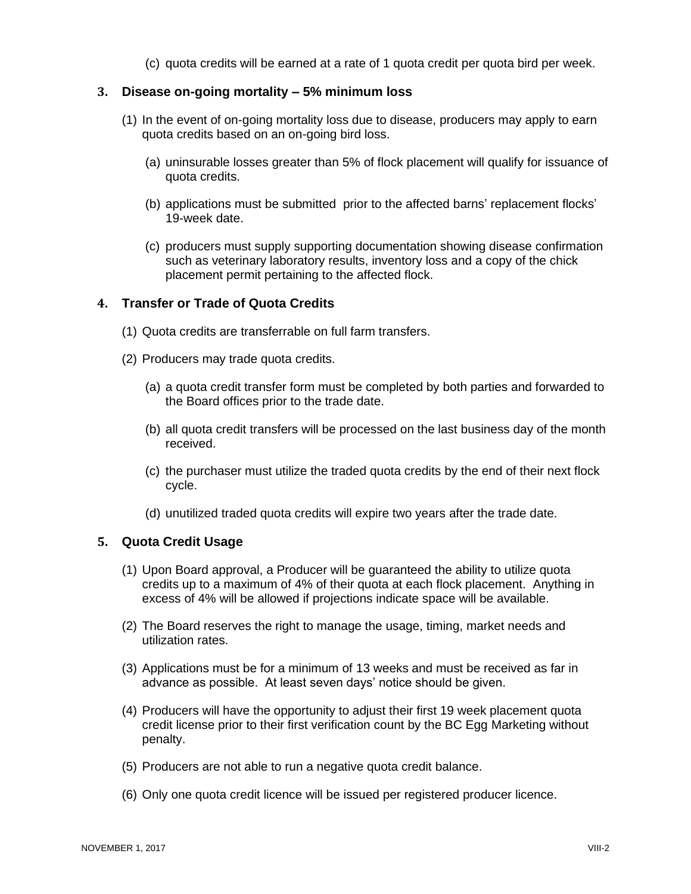(c) quota credits will be earned at a rate of 1 quota credit per quota bird per week.

**3. Disease on-going mortality – 5% minimum loss**

(1) In the event of on-going mortality loss due to disease, producers may apply to earn quota credits based on an on-going bird loss.

(a) uninsurable losses greater than 5% of flock placement will qualify for issuance of quota credits.

(b) applications must be submitted prior to the affected barns' replacement flocks' 19-week date.

(c) producers must supply supporting documentation showing disease confirmation such as veterinary laboratory results, inventory loss and a copy of the chick placement permit pertaining to the affected flock.

**4. Transfer or Trade of Quota Credits**

(1) Quota credits are transferrable on full farm transfers.

(2) Producers may trade quota credits.

(a) a quota credit transfer form must be completed by both parties and forwarded to the Board offices prior to the trade date.

(b) all quota credit transfers will be processed on the last business day of the month received.

(c) the purchaser must utilize the traded quota credits by the end of their next flock cycle.

(d) unutilized traded quota credits will expire two years after the trade date.

**5. Quota Credit Usage**

(1) Upon Board approval, a Producer will be guaranteed the ability to utilize quota credits up to a maximum of 4% of their quota at each flock placement. Anything in excess of 4% will be allowed if projections indicate space will be available.

(2) The Board reserves the right to manage the usage, timing, market needs and utilization rates.

(3) Applications must be for a minimum of 13 weeks and must be received as far in advance as possible. At least seven days' notice should be given.

(4) Producers will have the opportunity to adjust their first 19 week placement quota credit license prior to their first verification count by the BC Egg Marketing without penalty.

(5) Producers are not able to run a negative quota credit balance.

(6) Only one quota credit licence will be issued per registered producer licence.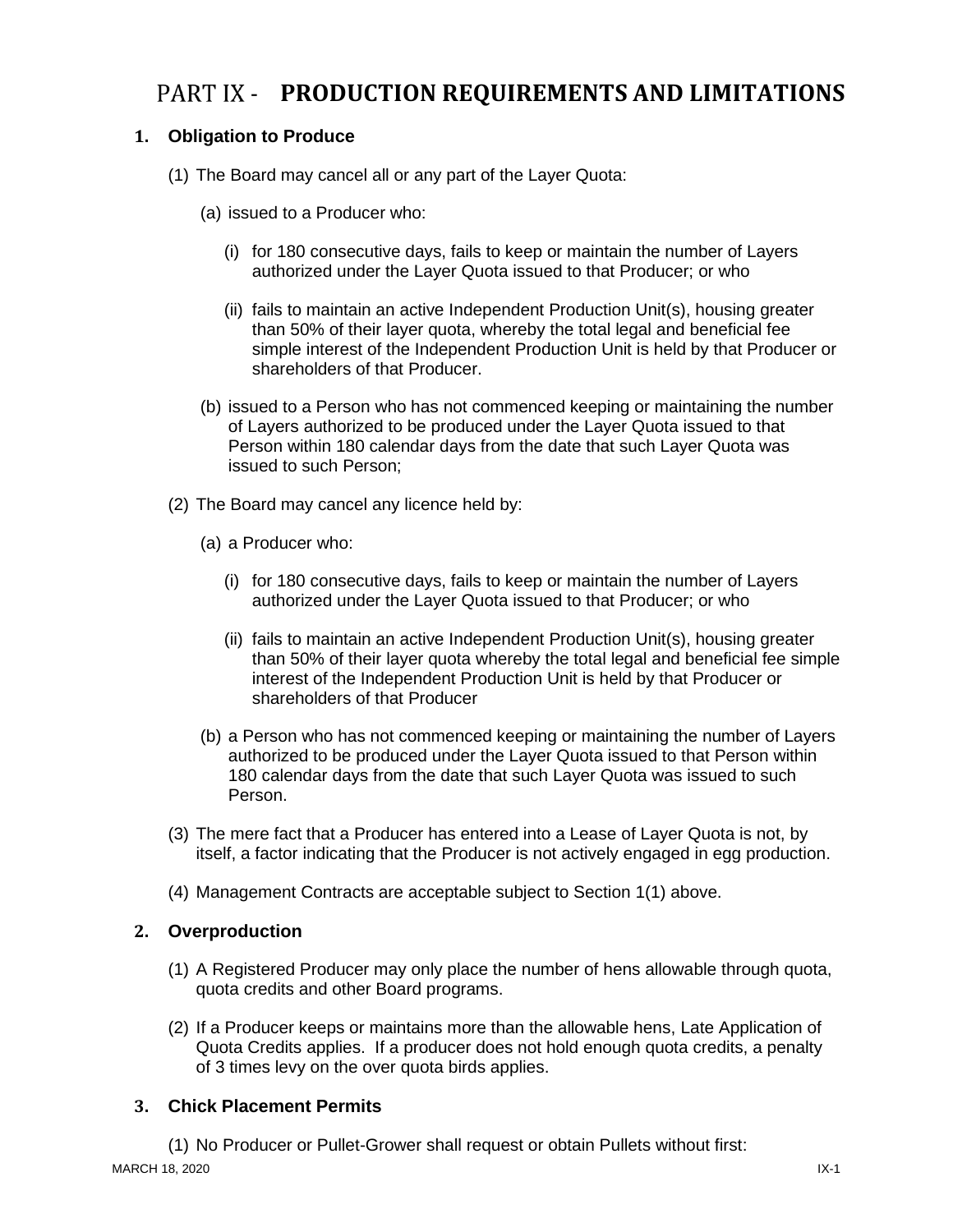# PART IX - PRODUCTION REQUIREMENTS AND LIMITATIONS

## 1. Obligation to Produce

(1) The Board may cancel all or any part of the Layer Quota:

(a) issued to a Producer who:

(i) for 180 consecutive days, fails to keep or maintain the number of Layers authorized under the Layer Quota issued to that Producer; or who

(ii) fails to maintain an active Independent Production Unit(s), housing greater than 50% of their layer quota, whereby the total legal and beneficial fee simple interest of the Independent Production Unit is held by that Producer or shareholders of that Producer.

(b) issued to a Person who has not commenced keeping or maintaining the number of Layers authorized to be produced under the Layer Quota issued to that Person within 180 calendar days from the date that such Layer Quota was issued to such Person;

(2) The Board may cancel any licence held by:

(a) a Producer who:

(i) for 180 consecutive days, fails to keep or maintain the number of Layers authorized under the Layer Quota issued to that Producer; or who

(ii) fails to maintain an active Independent Production Unit(s), housing greater than 50% of their layer quota whereby the total legal and beneficial fee simple interest of the Independent Production Unit is held by that Producer or shareholders of that Producer

(b) a Person who has not commenced keeping or maintaining the number of Layers authorized to be produced under the Layer Quota issued to that Person within 180 calendar days from the date that such Layer Quota was issued to such Person.

(3) The mere fact that a Producer has entered into a Lease of Layer Quota is not, by itself, a factor indicating that the Producer is not actively engaged in egg production.

(4) Management Contracts are acceptable subject to Section 1(1) above.

## 2. Overproduction

(1) A Registered Producer may only place the number of hens allowable through quota, quota credits and other Board programs.

(2) If a Producer keeps or maintains more than the allowable hens, Late Application of Quota Credits applies. If a producer does not hold enough quota credits, a penalty of 3 times levy on the over quota birds applies.

## 3. Chick Placement Permits

(1) No Producer or Pullet-Grower shall request or obtain Pullets without first: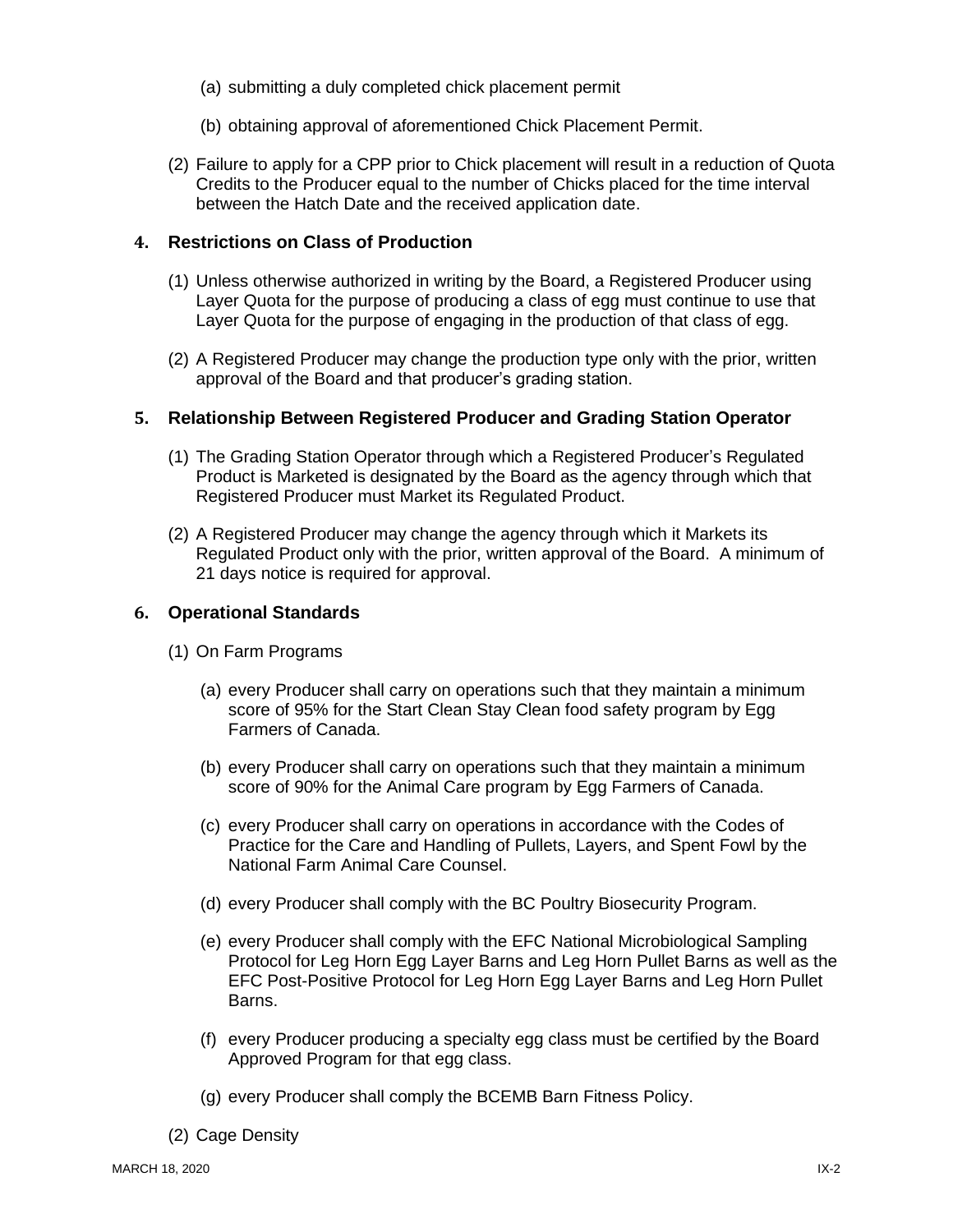(a) submitting a duly completed chick placement permit

(b) obtaining approval of aforementioned Chick Placement Permit.

(2) Failure to apply for a CPP prior to Chick placement will result in a reduction of Quota Credits to the Producer equal to the number of Chicks placed for the time interval between the Hatch Date and the received application date.

## 4. Restrictions on Class of Production

(1) Unless otherwise authorized in writing by the Board, a Registered Producer using Layer Quota for the purpose of producing a class of egg must continue to use that Layer Quota for the purpose of engaging in the production of that class of egg.

(2) A Registered Producer may change the production type only with the prior, written approval of the Board and that producer's grading station.

## 5. Relationship Between Registered Producer and Grading Station Operator

(1) The Grading Station Operator through which a Registered Producer's Regulated Product is Marketed is designated by the Board as the agency through which that Registered Producer must Market its Regulated Product.

(2) A Registered Producer may change the agency through which it Markets its Regulated Product only with the prior, written approval of the Board. A minimum of 21 days notice is required for approval.

## 6. Operational Standards

(1) On Farm Programs

(a) every Producer shall carry on operations such that they maintain a minimum score of 95% for the Start Clean Stay Clean food safety program by Egg Farmers of Canada.

(b) every Producer shall carry on operations such that they maintain a minimum score of 90% for the Animal Care program by Egg Farmers of Canada.

(c) every Producer shall carry on operations in accordance with the Codes of Practice for the Care and Handling of Pullets, Layers, and Spent Fowl by the National Farm Animal Care Counsel.

(d) every Producer shall comply with the BC Poultry Biosecurity Program.

(e) every Producer shall comply with the EFC National Microbiological Sampling Protocol for Leg Horn Egg Layer Barns and Leg Horn Pullet Barns as well as the EFC Post-Positive Protocol for Leg Horn Egg Layer Barns and Leg Horn Pullet Barns.

(f) every Producer producing a specialty egg class must be certified by the Board Approved Program for that egg class.

(g) every Producer shall comply the BCEMB Barn Fitness Policy.

(2) Cage Density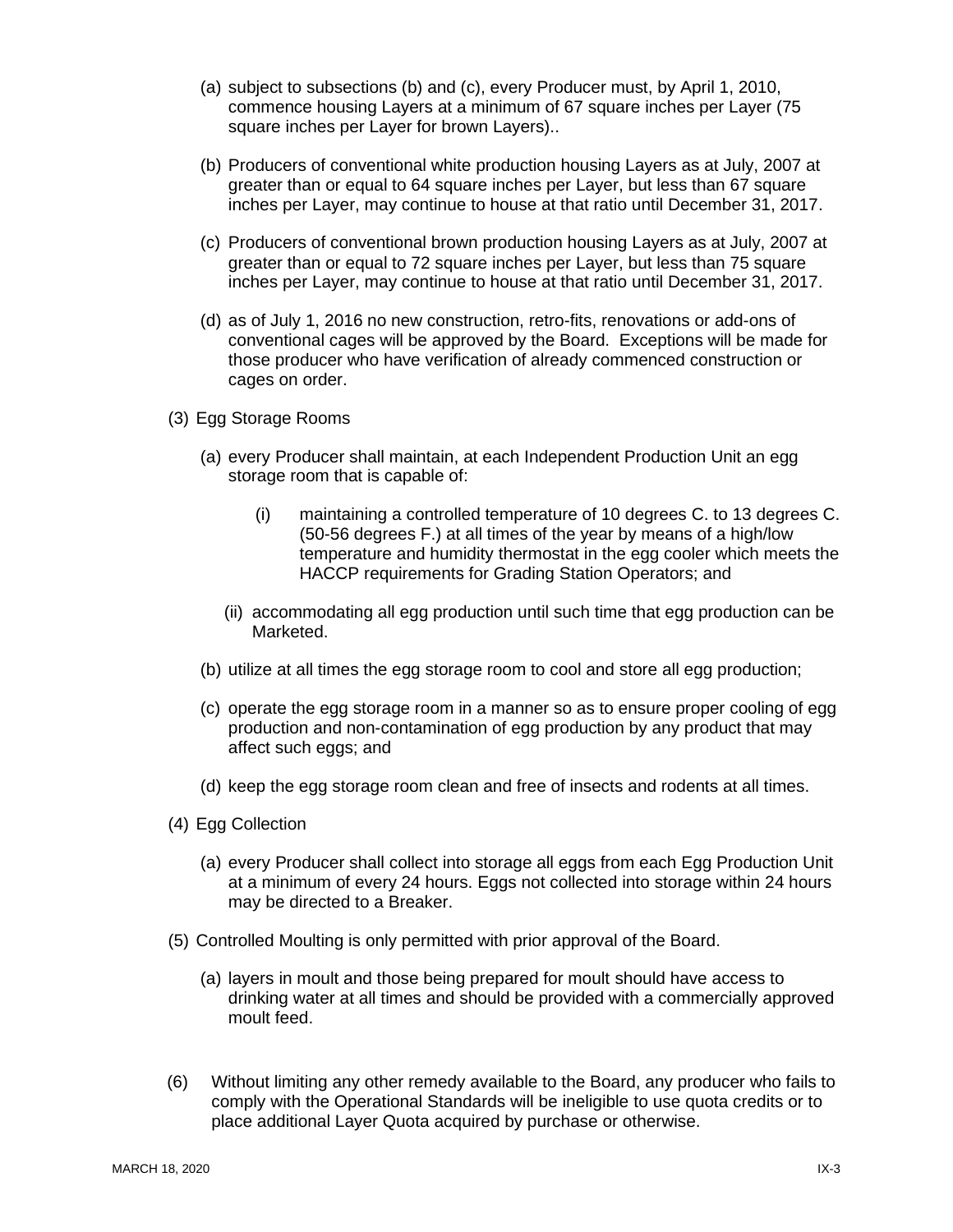(a) subject to subsections (b) and (c), every Producer must, by April 1, 2010, commence housing Layers at a minimum of 67 square inches per Layer (75 square inches per Layer for brown Layers)..

(b) Producers of conventional white production housing Layers as at July, 2007 at greater than or equal to 64 square inches per Layer, but less than 67 square inches per Layer, may continue to house at that ratio until December 31, 2017.

(c) Producers of conventional brown production housing Layers as at July, 2007 at greater than or equal to 72 square inches per Layer, but less than 75 square inches per Layer, may continue to house at that ratio until December 31, 2017.

(d) as of July 1, 2016 no new construction, retro-fits, renovations or add-ons of conventional cages will be approved by the Board. Exceptions will be made for those producer who have verification of already commenced construction or cages on order.

(3) Egg Storage Rooms

(a) every Producer shall maintain, at each Independent Production Unit an egg storage room that is capable of:

(i) maintaining a controlled temperature of 10 degrees C. to 13 degrees C. (50-56 degrees F.) at all times of the year by means of a high/low temperature and humidity thermostat in the egg cooler which meets the HACCP requirements for Grading Station Operators; and

(ii) accommodating all egg production until such time that egg production can be Marketed.

(b) utilize at all times the egg storage room to cool and store all egg production;

(c) operate the egg storage room in a manner so as to ensure proper cooling of egg production and non-contamination of egg production by any product that may affect such eggs; and

(d) keep the egg storage room clean and free of insects and rodents at all times.

(4) Egg Collection

(a) every Producer shall collect into storage all eggs from each Egg Production Unit at a minimum of every 24 hours. Eggs not collected into storage within 24 hours may be directed to a Breaker.

(5) Controlled Moulting is only permitted with prior approval of the Board.

(a) layers in moult and those being prepared for moult should have access to drinking water at all times and should be provided with a commercially approved moult feed.

(6) Without limiting any other remedy available to the Board, any producer who fails to comply with the Operational Standards will be ineligible to use quota credits or to place additional Layer Quota acquired by purchase or otherwise.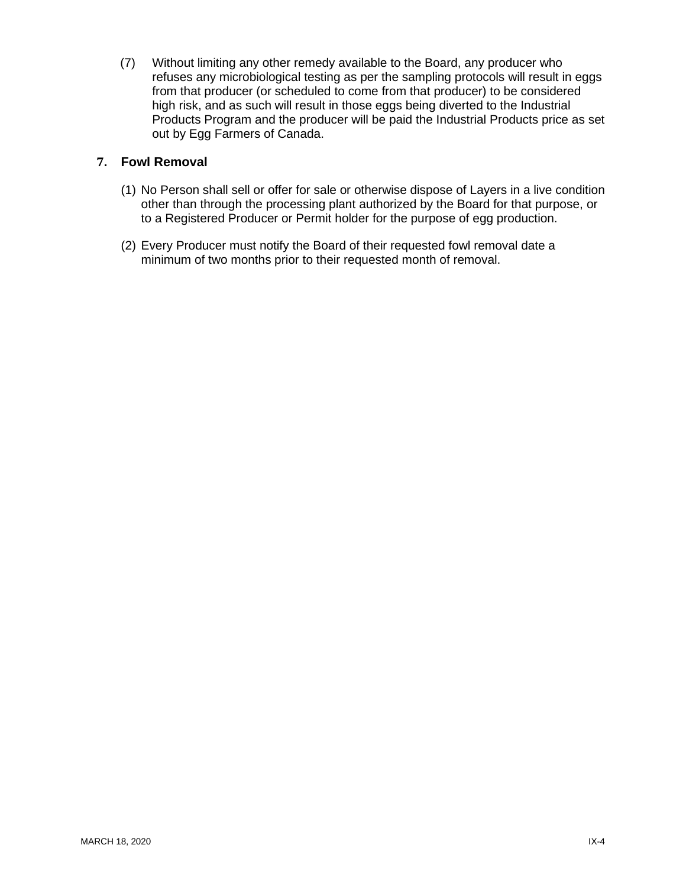(7) Without limiting any other remedy available to the Board, any producer who refuses any microbiological testing as per the sampling protocols will result in eggs from that producer (or scheduled to come from that producer) to be considered high risk, and as such will result in those eggs being diverted to the Industrial Products Program and the producer will be paid the Industrial Products price as set out by Egg Farmers of Canada.

## 7. Fowl Removal

(1) No Person shall sell or offer for sale or otherwise dispose of Layers in a live condition other than through the processing plant authorized by the Board for that purpose, or to a Registered Producer or Permit holder for the purpose of egg production.

(2) Every Producer must notify the Board of their requested fowl removal date a minimum of two months prior to their requested month of removal.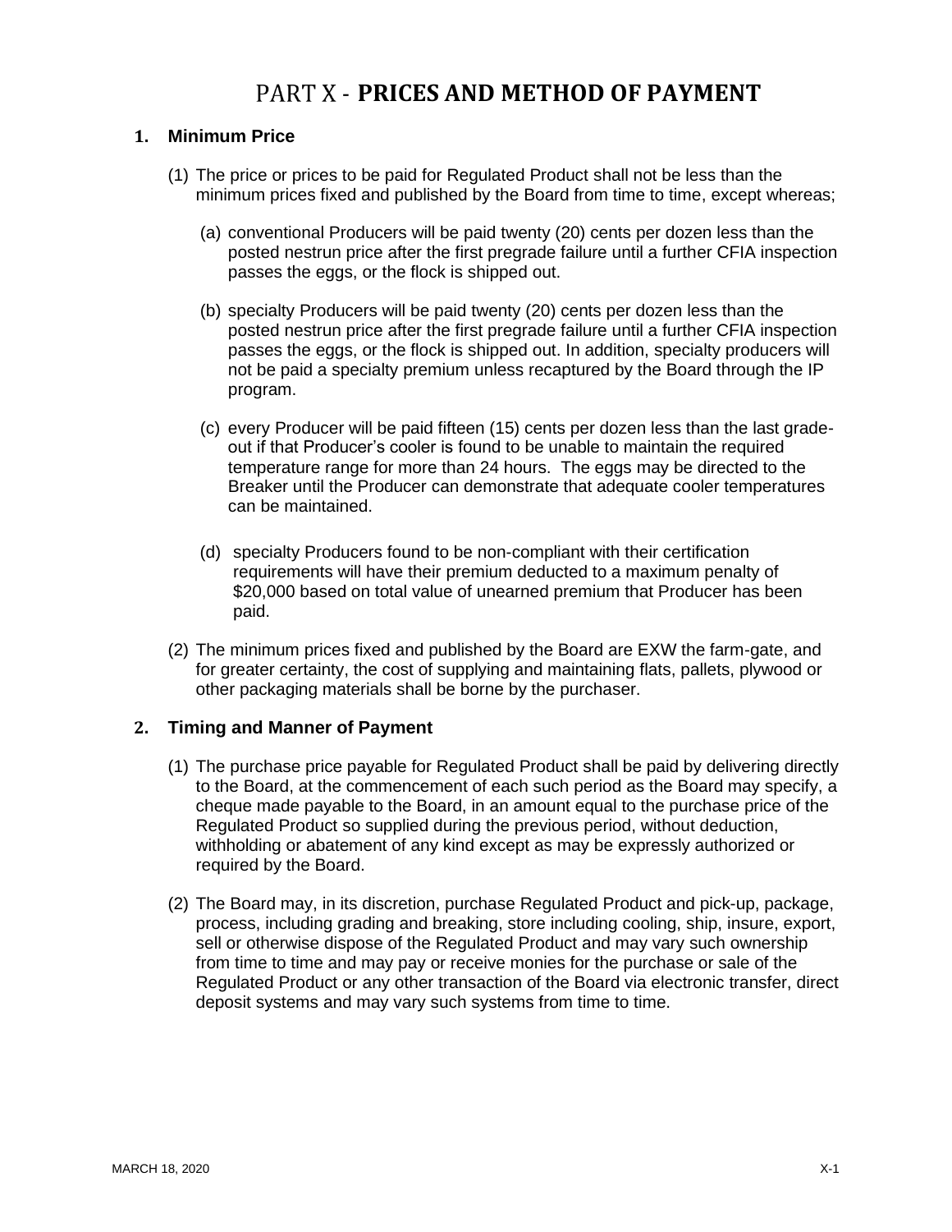# PART X - PRICES AND METHOD OF PAYMENT

## 1. Minimum Price

(1) The price or prices to be paid for Regulated Product shall not be less than the minimum prices fixed and published by the Board from time to time, except whereas;

(a) conventional Producers will be paid twenty (20) cents per dozen less than the posted nestrun price after the first pregrade failure until a further CFIA inspection passes the eggs, or the flock is shipped out.

(b) specialty Producers will be paid twenty (20) cents per dozen less than the posted nestrun price after the first pregrade failure until a further CFIA inspection passes the eggs, or the flock is shipped out. In addition, specialty producers will not be paid a specialty premium unless recaptured by the Board through the IP program.

(c) every Producer will be paid fifteen (15) cents per dozen less than the last grade-out if that Producer's cooler is found to be unable to maintain the required temperature range for more than 24 hours. The eggs may be directed to the Breaker until the Producer can demonstrate that adequate cooler temperatures can be maintained.

(d) specialty Producers found to be non-compliant with their certification requirements will have their premium deducted to a maximum penalty of $20,000 based on total value of unearned premium that Producer has been paid.

(2) The minimum prices fixed and published by the Board are EXW the farm-gate, and for greater certainty, the cost of supplying and maintaining flats, pallets, plywood or other packaging materials shall be borne by the purchaser.

## 2. Timing and Manner of Payment

(1) The purchase price payable for Regulated Product shall be paid by delivering directly to the Board, at the commencement of each such period as the Board may specify, a cheque made payable to the Board, in an amount equal to the purchase price of the Regulated Product so supplied during the previous period, without deduction, withholding or abatement of any kind except as may be expressly authorized or required by the Board.

(2) The Board may, in its discretion, purchase Regulated Product and pick-up, package, process, including grading and breaking, store including cooling, ship, insure, export, sell or otherwise dispose of the Regulated Product and may vary such ownership from time to time and may pay or receive monies for the purchase or sale of the Regulated Product or any other transaction of the Board via electronic transfer, direct deposit systems and may vary such systems from time to time.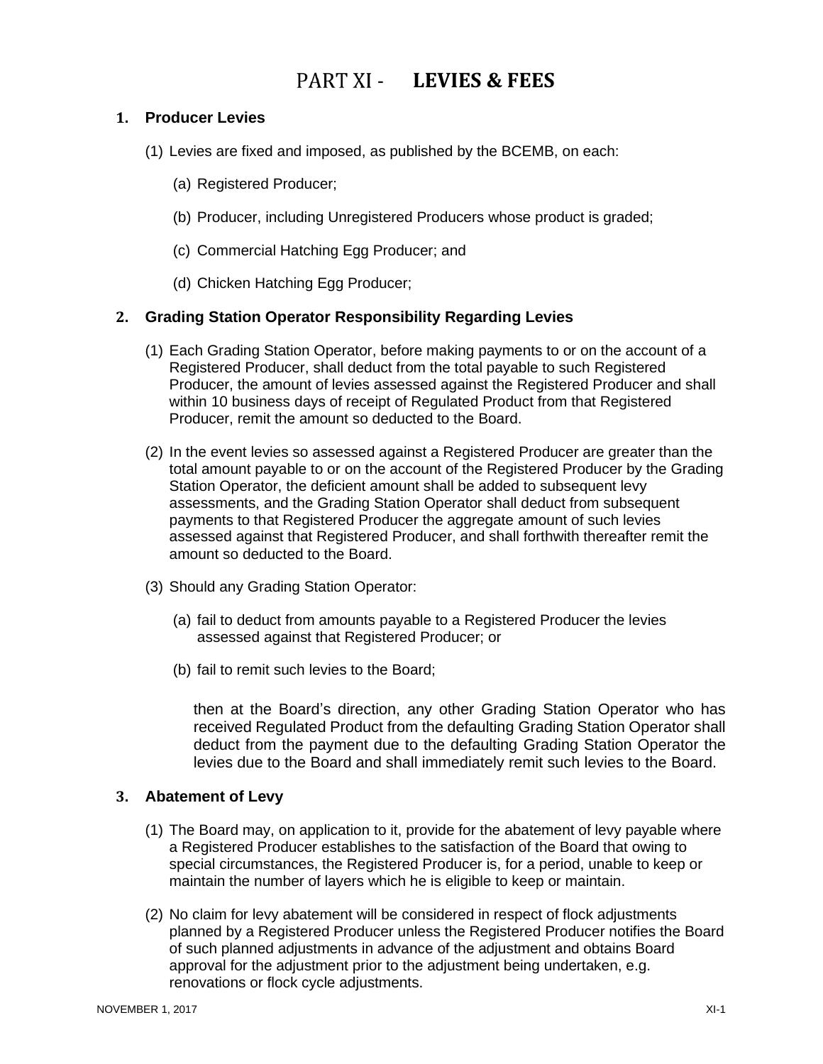# PART XI - LEVIES & FEES

## 1. Producer Levies

(1) Levies are fixed and imposed, as published by the BCEMB, on each:

(a) Registered Producer;

(b) Producer, including Unregistered Producers whose product is graded;

(c) Commercial Hatching Egg Producer; and

(d) Chicken Hatching Egg Producer;

## 2. Grading Station Operator Responsibility Regarding Levies

(1) Each Grading Station Operator, before making payments to or on the account of a Registered Producer, shall deduct from the total payable to such Registered Producer, the amount of levies assessed against the Registered Producer and shall within 10 business days of receipt of Regulated Product from that Registered Producer, remit the amount so deducted to the Board.

(2) In the event levies so assessed against a Registered Producer are greater than the total amount payable to or on the account of the Registered Producer by the Grading Station Operator, the deficient amount shall be added to subsequent levy assessments, and the Grading Station Operator shall deduct from subsequent payments to that Registered Producer the aggregate amount of such levies assessed against that Registered Producer, and shall forthwith thereafter remit the amount so deducted to the Board.

(3) Should any Grading Station Operator:

(a) fail to deduct from amounts payable to a Registered Producer the levies assessed against that Registered Producer; or

(b) fail to remit such levies to the Board;

then at the Board's direction, any other Grading Station Operator who has received Regulated Product from the defaulting Grading Station Operator shall deduct from the payment due to the defaulting Grading Station Operator the levies due to the Board and shall immediately remit such levies to the Board.

## 3. Abatement of Levy

(1) The Board may, on application to it, provide for the abatement of levy payable where a Registered Producer establishes to the satisfaction of the Board that owing to special circumstances, the Registered Producer is, for a period, unable to keep or maintain the number of layers which he is eligible to keep or maintain.

(2) No claim for levy abatement will be considered in respect of flock adjustments planned by a Registered Producer unless the Registered Producer notifies the Board of such planned adjustments in advance of the adjustment and obtains Board approval for the adjustment prior to the adjustment being undertaken, e.g. renovations or flock cycle adjustments.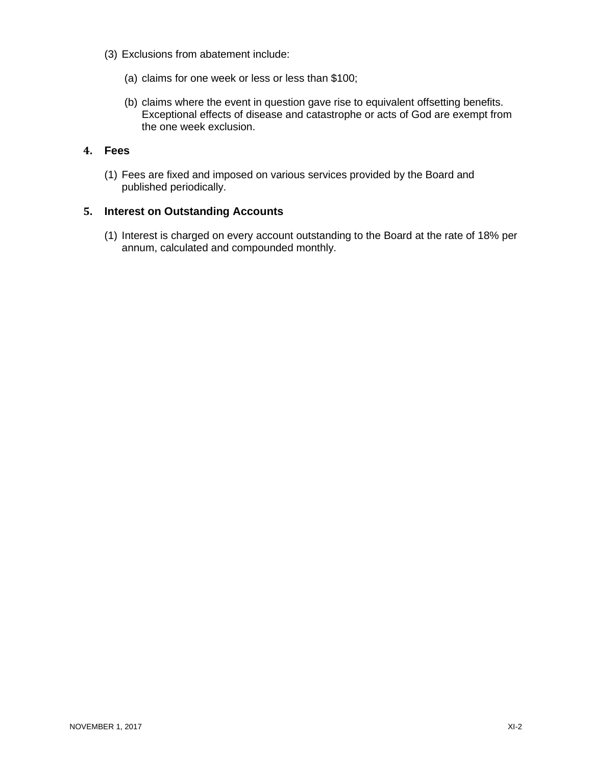(3) Exclusions from abatement include:

  (a) claims for one week or less or less than $100;

  (b) claims where the event in question gave rise to equivalent offsetting benefits. Exceptional effects of disease and catastrophe or acts of God are exempt from the one week exclusion.

## 4. Fees

(1) Fees are fixed and imposed on various services provided by the Board and published periodically.

## 5. Interest on Outstanding Accounts

(1) Interest is charged on every account outstanding to the Board at the rate of 18% per annum, calculated and compounded monthly.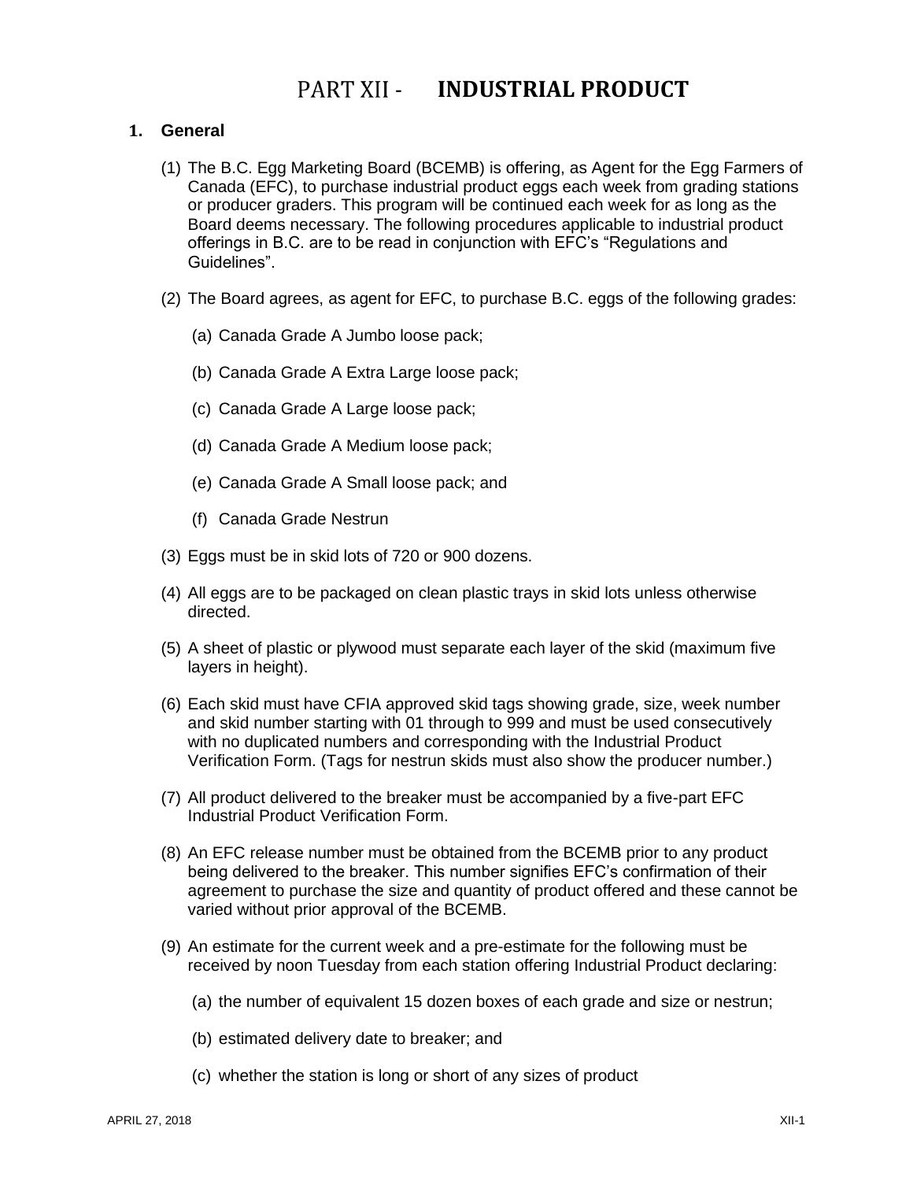# PART XII - **INDUSTRIAL PRODUCT**

## 1. General

(1) The B.C. Egg Marketing Board (BCEMB) is offering, as Agent for the Egg Farmers of Canada (EFC), to purchase industrial product eggs each week from grading stations or producer graders. This program will be continued each week for as long as the Board deems necessary. The following procedures applicable to industrial product offerings in B.C. are to be read in conjunction with EFC's "Regulations and Guidelines".

(2) The Board agrees, as agent for EFC, to purchase B.C. eggs of the following grades:

- (a) Canada Grade A Jumbo loose pack;
- (b) Canada Grade A Extra Large loose pack;
- (c) Canada Grade A Large loose pack;
- (d) Canada Grade A Medium loose pack;
- (e) Canada Grade A Small loose pack; and
- (f) Canada Grade Nestrun

(3) Eggs must be in skid lots of 720 or 900 dozens.

(4) All eggs are to be packaged on clean plastic trays in skid lots unless otherwise directed.

(5) A sheet of plastic or plywood must separate each layer of the skid (maximum five layers in height).

(6) Each skid must have CFIA approved skid tags showing grade, size, week number and skid number starting with 01 through to 999 and must be used consecutively with no duplicated numbers and corresponding with the Industrial Product Verification Form. (Tags for nestrun skids must also show the producer number.)

(7) All product delivered to the breaker must be accompanied by a five-part EFC Industrial Product Verification Form.

(8) An EFC release number must be obtained from the BCEMB prior to any product being delivered to the breaker. This number signifies EFC's confirmation of their agreement to purchase the size and quantity of product offered and these cannot be varied without prior approval of the BCEMB.

(9) An estimate for the current week and a pre-estimate for the following must be received by noon Tuesday from each station offering Industrial Product declaring:

- (a) the number of equivalent 15 dozen boxes of each grade and size or nestrun;
- (b) estimated delivery date to breaker; and
- (c) whether the station is long or short of any sizes of product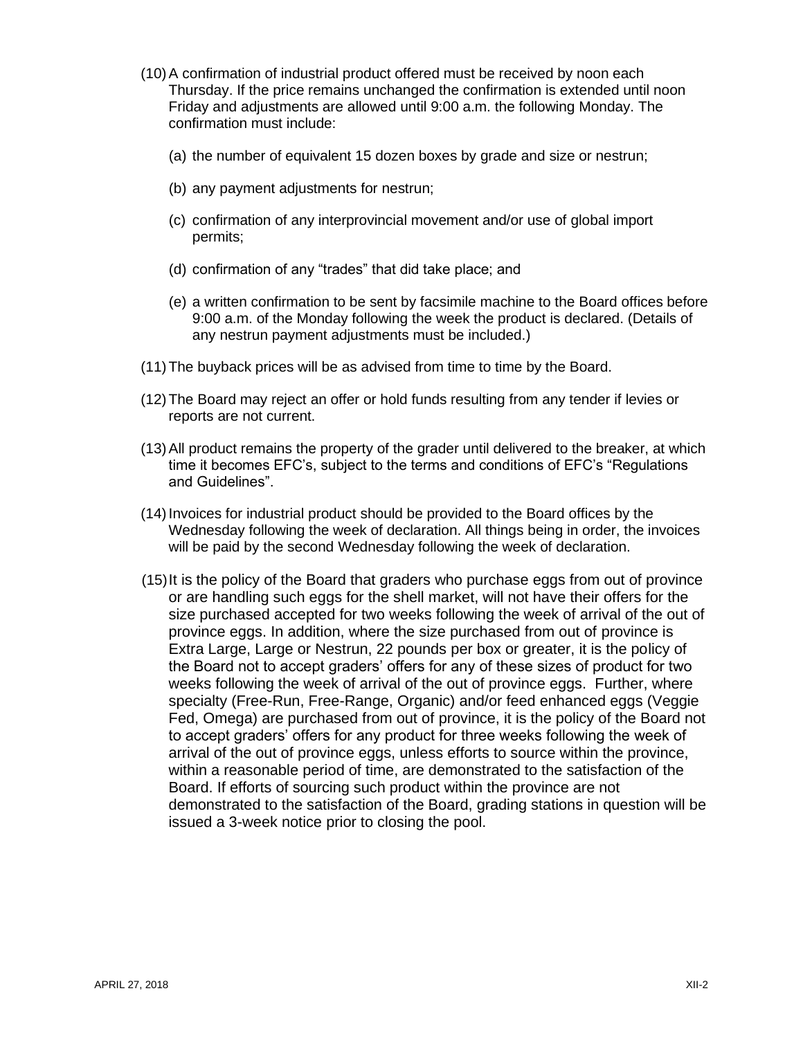(10) A confirmation of industrial product offered must be received by noon each Thursday. If the price remains unchanged the confirmation is extended until noon Friday and adjustments are allowed until 9:00 a.m. the following Monday. The confirmation must include:

   (a) the number of equivalent 15 dozen boxes by grade and size or nestrun;

   (b) any payment adjustments for nestrun;

   (c) confirmation of any interprovincial movement and/or use of global import permits;

   (d) confirmation of any "trades" that did take place; and

   (e) a written confirmation to be sent by facsimile machine to the Board offices before 9:00 a.m. of the Monday following the week the product is declared. (Details of any nestrun payment adjustments must be included.)

(11) The buyback prices will be as advised from time to time by the Board.

(12) The Board may reject an offer or hold funds resulting from any tender if levies or reports are not current.

(13) All product remains the property of the grader until delivered to the breaker, at which time it becomes EFC's, subject to the terms and conditions of EFC's "Regulations and Guidelines".

(14) Invoices for industrial product should be provided to the Board offices by the Wednesday following the week of declaration. All things being in order, the invoices will be paid by the second Wednesday following the week of declaration.

(15) It is the policy of the Board that graders who purchase eggs from out of province or are handling such eggs for the shell market, will not have their offers for the size purchased accepted for two weeks following the week of arrival of the out of province eggs. In addition, where the size purchased from out of province is Extra Large, Large or Nestrun, 22 pounds per box or greater, it is the policy of the Board not to accept graders' offers for any of these sizes of product for two weeks following the week of arrival of the out of province eggs. Further, where specialty (Free-Run, Free-Range, Organic) and/or feed enhanced eggs (Veggie Fed, Omega) are purchased from out of province, it is the policy of the Board not to accept graders' offers for any product for three weeks following the week of arrival of the out of province eggs, unless efforts to source within the province, within a reasonable period of time, are demonstrated to the satisfaction of the Board. If efforts of sourcing such product within the province are not demonstrated to the satisfaction of the Board, grading stations in question will be issued a 3-week notice prior to closing the pool.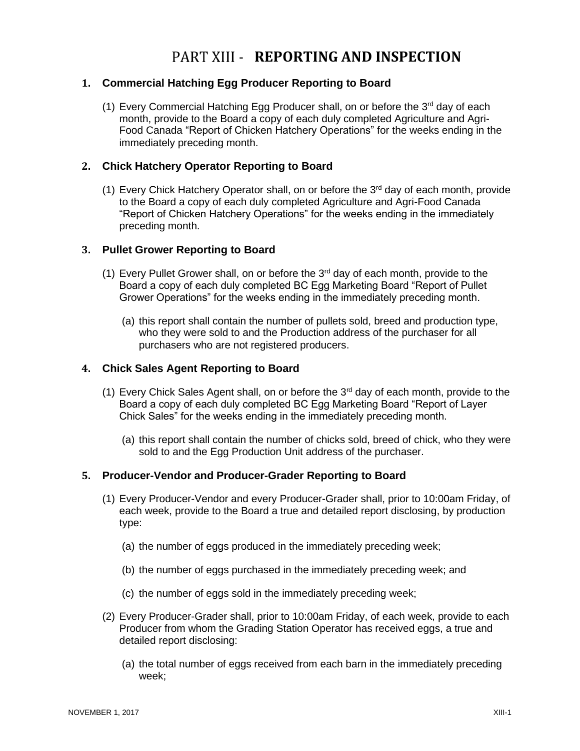# PART XIII - REPORTING AND INSPECTION

## 1. Commercial Hatching Egg Producer Reporting to Board

(1) Every Commercial Hatching Egg Producer shall, on or before the 3rd day of each month, provide to the Board a copy of each duly completed Agriculture and Agri-Food Canada "Report of Chicken Hatchery Operations" for the weeks ending in the immediately preceding month.

## 2. Chick Hatchery Operator Reporting to Board

(1) Every Chick Hatchery Operator shall, on or before the 3rd day of each month, provide to the Board a copy of each duly completed Agriculture and Agri-Food Canada "Report of Chicken Hatchery Operations" for the weeks ending in the immediately preceding month.

## 3. Pullet Grower Reporting to Board

(1) Every Pullet Grower shall, on or before the 3rd day of each month, provide to the Board a copy of each duly completed BC Egg Marketing Board "Report of Pullet Grower Operations" for the weeks ending in the immediately preceding month.

   (a) this report shall contain the number of pullets sold, breed and production type, who they were sold to and the Production address of the purchaser for all purchasers who are not registered producers.

## 4. Chick Sales Agent Reporting to Board

(1) Every Chick Sales Agent shall, on or before the 3rd day of each month, provide to the Board a copy of each duly completed BC Egg Marketing Board "Report of Layer Chick Sales" for the weeks ending in the immediately preceding month.

   (a) this report shall contain the number of chicks sold, breed of chick, who they were sold to and the Egg Production Unit address of the purchaser.

## 5. Producer-Vendor and Producer-Grader Reporting to Board

(1) Every Producer-Vendor and every Producer-Grader shall, prior to 10:00am Friday, of each week, provide to the Board a true and detailed report disclosing, by production type:

   (a) the number of eggs produced in the immediately preceding week;

   (b) the number of eggs purchased in the immediately preceding week; and

   (c) the number of eggs sold in the immediately preceding week;

(2) Every Producer-Grader shall, prior to 10:00am Friday, of each week, provide to each Producer from whom the Grading Station Operator has received eggs, a true and detailed report disclosing:

   (a) the total number of eggs received from each barn in the immediately preceding week;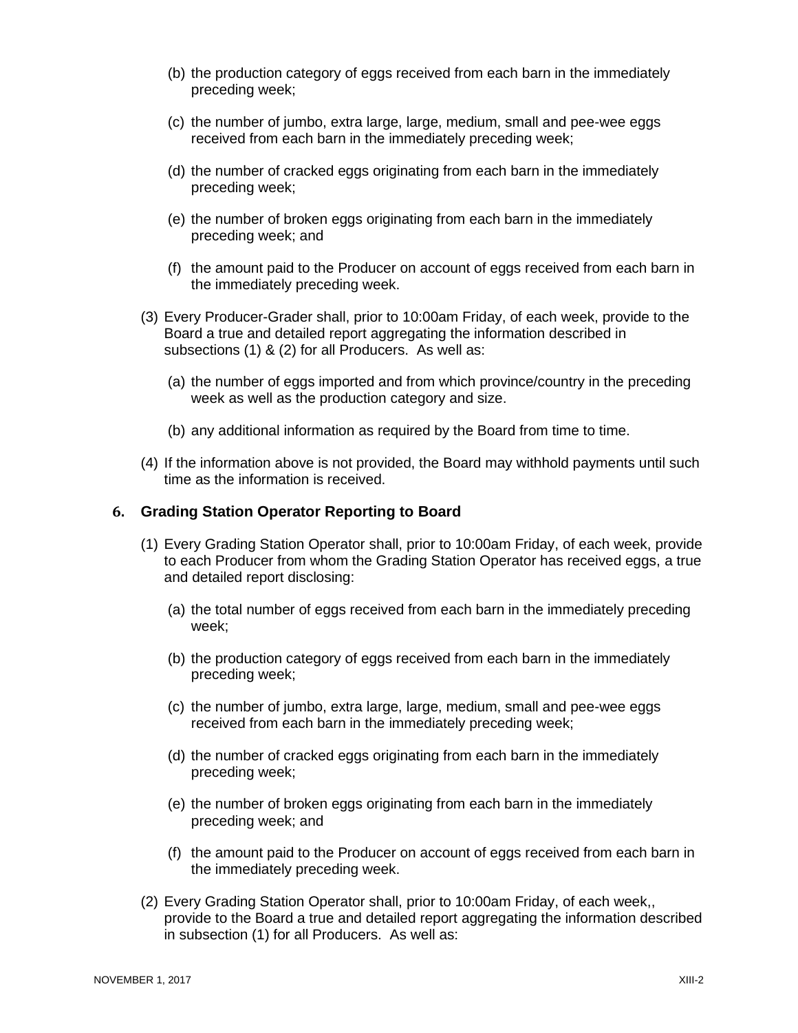(b) the production category of eggs received from each barn in the immediately preceding week;

(c) the number of jumbo, extra large, large, medium, small and pee-wee eggs received from each barn in the immediately preceding week;

(d) the number of cracked eggs originating from each barn in the immediately preceding week;

(e) the number of broken eggs originating from each barn in the immediately preceding week; and

(f) the amount paid to the Producer on account of eggs received from each barn in the immediately preceding week.

(3) Every Producer-Grader shall, prior to 10:00am Friday, of each week, provide to the Board a true and detailed report aggregating the information described in subsections (1) & (2) for all Producers. As well as:

(a) the number of eggs imported and from which province/country in the preceding week as well as the production category and size.

(b) any additional information as required by the Board from time to time.

(4) If the information above is not provided, the Board may withhold payments until such time as the information is received.

## 6. Grading Station Operator Reporting to Board

(1) Every Grading Station Operator shall, prior to 10:00am Friday, of each week, provide to each Producer from whom the Grading Station Operator has received eggs, a true and detailed report disclosing:

(a) the total number of eggs received from each barn in the immediately preceding week;

(b) the production category of eggs received from each barn in the immediately preceding week;

(c) the number of jumbo, extra large, large, medium, small and pee-wee eggs received from each barn in the immediately preceding week;

(d) the number of cracked eggs originating from each barn in the immediately preceding week;

(e) the number of broken eggs originating from each barn in the immediately preceding week; and

(f) the amount paid to the Producer on account of eggs received from each barn in the immediately preceding week.

(2) Every Grading Station Operator shall, prior to 10:00am Friday, of each week,, provide to the Board a true and detailed report aggregating the information described in subsection (1) for all Producers. As well as: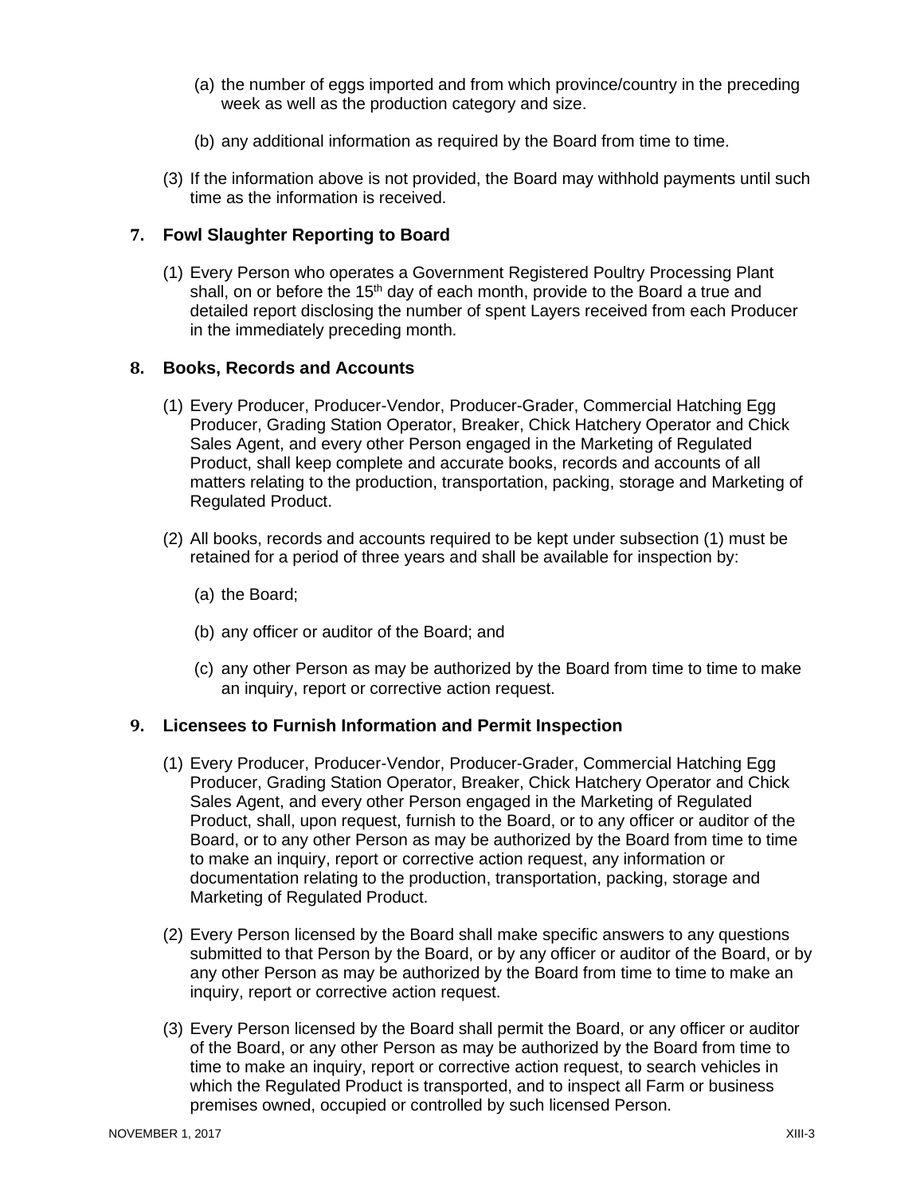(a) the number of eggs imported and from which province/country in the preceding week as well as the production category and size.

(b) any additional information as required by the Board from time to time.

(3) If the information above is not provided, the Board may withhold payments until such time as the information is received.

## 7. Fowl Slaughter Reporting to Board

(1) Every Person who operates a Government Registered Poultry Processing Plant shall, on or before the 15th day of each month, provide to the Board a true and detailed report disclosing the number of spent Layers received from each Producer in the immediately preceding month.

## 8. Books, Records and Accounts

(1) Every Producer, Producer-Vendor, Producer-Grader, Commercial Hatching Egg Producer, Grading Station Operator, Breaker, Chick Hatchery Operator and Chick Sales Agent, and every other Person engaged in the Marketing of Regulated Product, shall keep complete and accurate books, records and accounts of all matters relating to the production, transportation, packing, storage and Marketing of Regulated Product.

(2) All books, records and accounts required to be kept under subsection (1) must be retained for a period of three years and shall be available for inspection by:

(a) the Board;

(b) any officer or auditor of the Board; and

(c) any other Person as may be authorized by the Board from time to time to make an inquiry, report or corrective action request.

## 9. Licensees to Furnish Information and Permit Inspection

(1) Every Producer, Producer-Vendor, Producer-Grader, Commercial Hatching Egg Producer, Grading Station Operator, Breaker, Chick Hatchery Operator and Chick Sales Agent, and every other Person engaged in the Marketing of Regulated Product, shall, upon request, furnish to the Board, or to any officer or auditor of the Board, or to any other Person as may be authorized by the Board from time to time to make an inquiry, report or corrective action request, any information or documentation relating to the production, transportation, packing, storage and Marketing of Regulated Product.

(2) Every Person licensed by the Board shall make specific answers to any questions submitted to that Person by the Board, or by any officer or auditor of the Board, or by any other Person as may be authorized by the Board from time to time to make an inquiry, report or corrective action request.

(3) Every Person licensed by the Board shall permit the Board, or any officer or auditor of the Board, or any other Person as may be authorized by the Board from time to time to make an inquiry, report or corrective action request, to search vehicles in which the Regulated Product is transported, and to inspect all Farm or business premises owned, occupied or controlled by such licensed Person.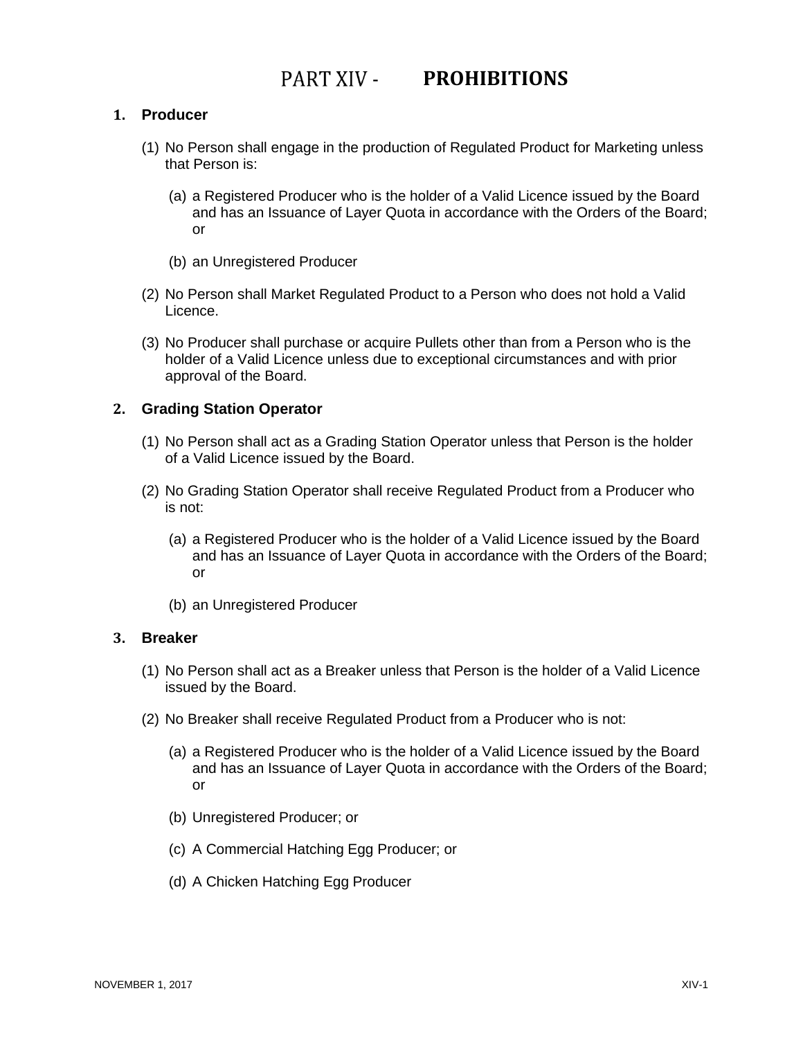# PART XIV - PROHIBITIONS

## 1. Producer

(1) No Person shall engage in the production of Regulated Product for Marketing unless that Person is:

(a) a Registered Producer who is the holder of a Valid Licence issued by the Board and has an Issuance of Layer Quota in accordance with the Orders of the Board; or

(b) an Unregistered Producer

(2) No Person shall Market Regulated Product to a Person who does not hold a Valid Licence.

(3) No Producer shall purchase or acquire Pullets other than from a Person who is the holder of a Valid Licence unless due to exceptional circumstances and with prior approval of the Board.

## 2. Grading Station Operator

(1) No Person shall act as a Grading Station Operator unless that Person is the holder of a Valid Licence issued by the Board.

(2) No Grading Station Operator shall receive Regulated Product from a Producer who is not:

(a) a Registered Producer who is the holder of a Valid Licence issued by the Board and has an Issuance of Layer Quota in accordance with the Orders of the Board; or

(b) an Unregistered Producer

## 3. Breaker

(1) No Person shall act as a Breaker unless that Person is the holder of a Valid Licence issued by the Board.

(2) No Breaker shall receive Regulated Product from a Producer who is not:

(a) a Registered Producer who is the holder of a Valid Licence issued by the Board and has an Issuance of Layer Quota in accordance with the Orders of the Board; or

(b) Unregistered Producer; or

(c) A Commercial Hatching Egg Producer; or

(d) A Chicken Hatching Egg Producer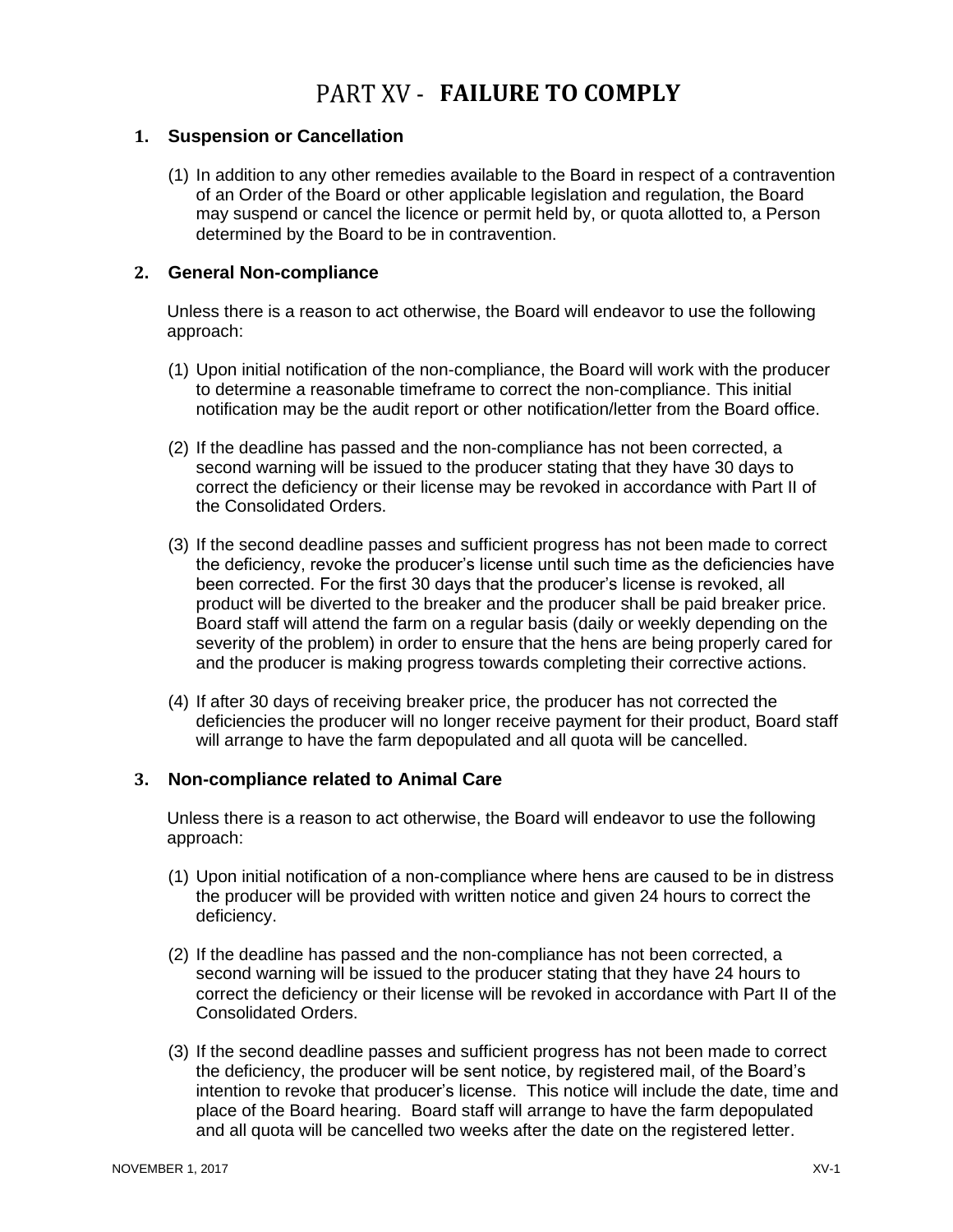# PART XV - FAILURE TO COMPLY

## 1. Suspension or Cancellation

(1) In addition to any other remedies available to the Board in respect of a contravention of an Order of the Board or other applicable legislation and regulation, the Board may suspend or cancel the licence or permit held by, or quota allotted to, a Person determined by the Board to be in contravention.

## 2. General Non-compliance

Unless there is a reason to act otherwise, the Board will endeavor to use the following approach:

(1) Upon initial notification of the non-compliance, the Board will work with the producer to determine a reasonable timeframe to correct the non-compliance. This initial notification may be the audit report or other notification/letter from the Board office.

(2) If the deadline has passed and the non-compliance has not been corrected, a second warning will be issued to the producer stating that they have 30 days to correct the deficiency or their license may be revoked in accordance with Part II of the Consolidated Orders.

(3) If the second deadline passes and sufficient progress has not been made to correct the deficiency, revoke the producer's license until such time as the deficiencies have been corrected. For the first 30 days that the producer's license is revoked, all product will be diverted to the breaker and the producer shall be paid breaker price. Board staff will attend the farm on a regular basis (daily or weekly depending on the severity of the problem) in order to ensure that the hens are being properly cared for and the producer is making progress towards completing their corrective actions.

(4) If after 30 days of receiving breaker price, the producer has not corrected the deficiencies the producer will no longer receive payment for their product, Board staff will arrange to have the farm depopulated and all quota will be cancelled.

## 3. Non-compliance related to Animal Care

Unless there is a reason to act otherwise, the Board will endeavor to use the following approach:

(1) Upon initial notification of a non-compliance where hens are caused to be in distress the producer will be provided with written notice and given 24 hours to correct the deficiency.

(2) If the deadline has passed and the non-compliance has not been corrected, a second warning will be issued to the producer stating that they have 24 hours to correct the deficiency or their license will be revoked in accordance with Part II of the Consolidated Orders.

(3) If the second deadline passes and sufficient progress has not been made to correct the deficiency, the producer will be sent notice, by registered mail, of the Board's intention to revoke that producer's license. This notice will include the date, time and place of the Board hearing. Board staff will arrange to have the farm depopulated and all quota will be cancelled two weeks after the date on the registered letter.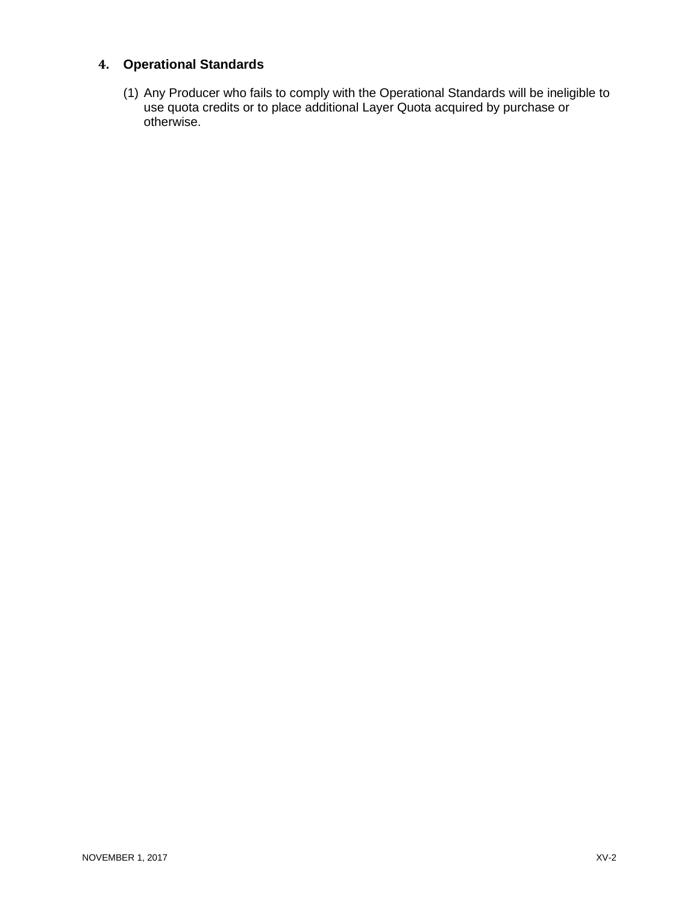## 4. Operational Standards

(1) Any Producer who fails to comply with the Operational Standards will be ineligible to use quota credits or to place additional Layer Quota acquired by purchase or otherwise.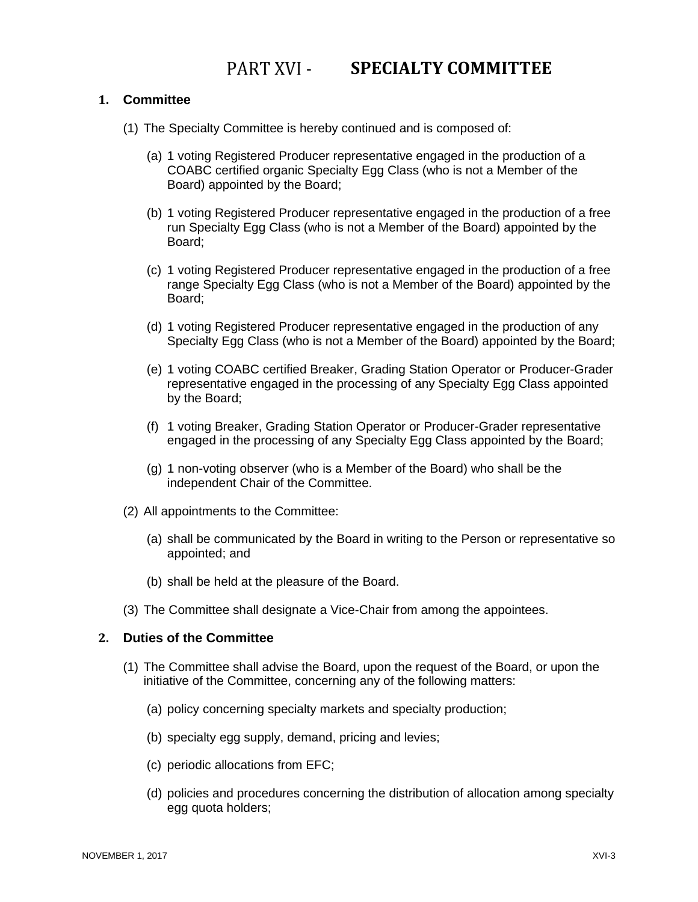# PART XVI - SPECIALTY COMMITTEE

## 1. Committee

(1) The Specialty Committee is hereby continued and is composed of:

(a) 1 voting Registered Producer representative engaged in the production of a COABC certified organic Specialty Egg Class (who is not a Member of the Board) appointed by the Board;

(b) 1 voting Registered Producer representative engaged in the production of a free run Specialty Egg Class (who is not a Member of the Board) appointed by the Board;

(c) 1 voting Registered Producer representative engaged in the production of a free range Specialty Egg Class (who is not a Member of the Board) appointed by the Board;

(d) 1 voting Registered Producer representative engaged in the production of any Specialty Egg Class (who is not a Member of the Board) appointed by the Board;

(e) 1 voting COABC certified Breaker, Grading Station Operator or Producer-Grader representative engaged in the processing of any Specialty Egg Class appointed by the Board;

(f) 1 voting Breaker, Grading Station Operator or Producer-Grader representative engaged in the processing of any Specialty Egg Class appointed by the Board;

(g) 1 non-voting observer (who is a Member of the Board) who shall be the independent Chair of the Committee.

(2) All appointments to the Committee:

(a) shall be communicated by the Board in writing to the Person or representative so appointed; and

(b) shall be held at the pleasure of the Board.

(3) The Committee shall designate a Vice-Chair from among the appointees.

## 2. Duties of the Committee

(1) The Committee shall advise the Board, upon the request of the Board, or upon the initiative of the Committee, concerning any of the following matters:

(a) policy concerning specialty markets and specialty production;

(b) specialty egg supply, demand, pricing and levies;

(c) periodic allocations from EFC;

(d) policies and procedures concerning the distribution of allocation among specialty egg quota holders;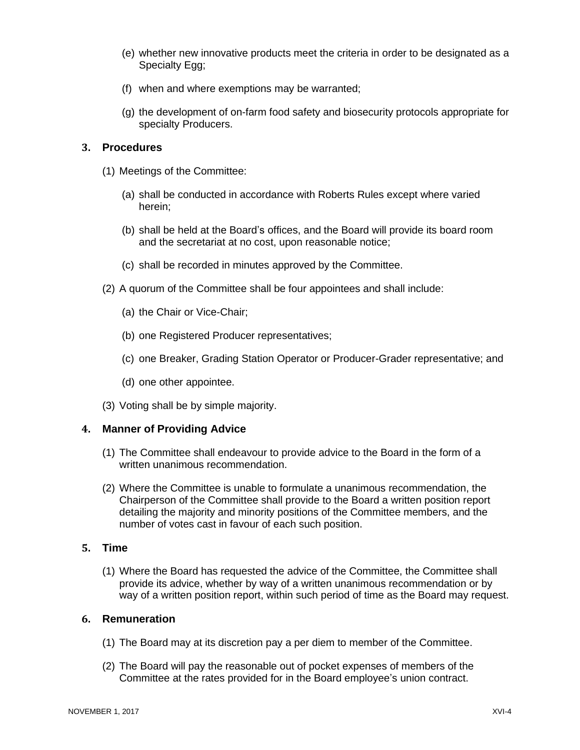(e) whether new innovative products meet the criteria in order to be designated as a Specialty Egg;

(f) when and where exemptions may be warranted;

(g) the development of on-farm food safety and biosecurity protocols appropriate for specialty Producers.

## 3. Procedures

(1) Meetings of the Committee:

(a) shall be conducted in accordance with Roberts Rules except where varied herein;

(b) shall be held at the Board's offices, and the Board will provide its board room and the secretariat at no cost, upon reasonable notice;

(c) shall be recorded in minutes approved by the Committee.

(2) A quorum of the Committee shall be four appointees and shall include:

(a) the Chair or Vice-Chair;

(b) one Registered Producer representatives;

(c) one Breaker, Grading Station Operator or Producer-Grader representative; and

(d) one other appointee.

(3) Voting shall be by simple majority.

## 4. Manner of Providing Advice

(1) The Committee shall endeavour to provide advice to the Board in the form of a written unanimous recommendation.

(2) Where the Committee is unable to formulate a unanimous recommendation, the Chairperson of the Committee shall provide to the Board a written position report detailing the majority and minority positions of the Committee members, and the number of votes cast in favour of each such position.

## 5. Time

(1) Where the Board has requested the advice of the Committee, the Committee shall provide its advice, whether by way of a written unanimous recommendation or by way of a written position report, within such period of time as the Board may request.

## 6. Remuneration

(1) The Board may at its discretion pay a per diem to member of the Committee.

(2) The Board will pay the reasonable out of pocket expenses of members of the Committee at the rates provided for in the Board employee's union contract.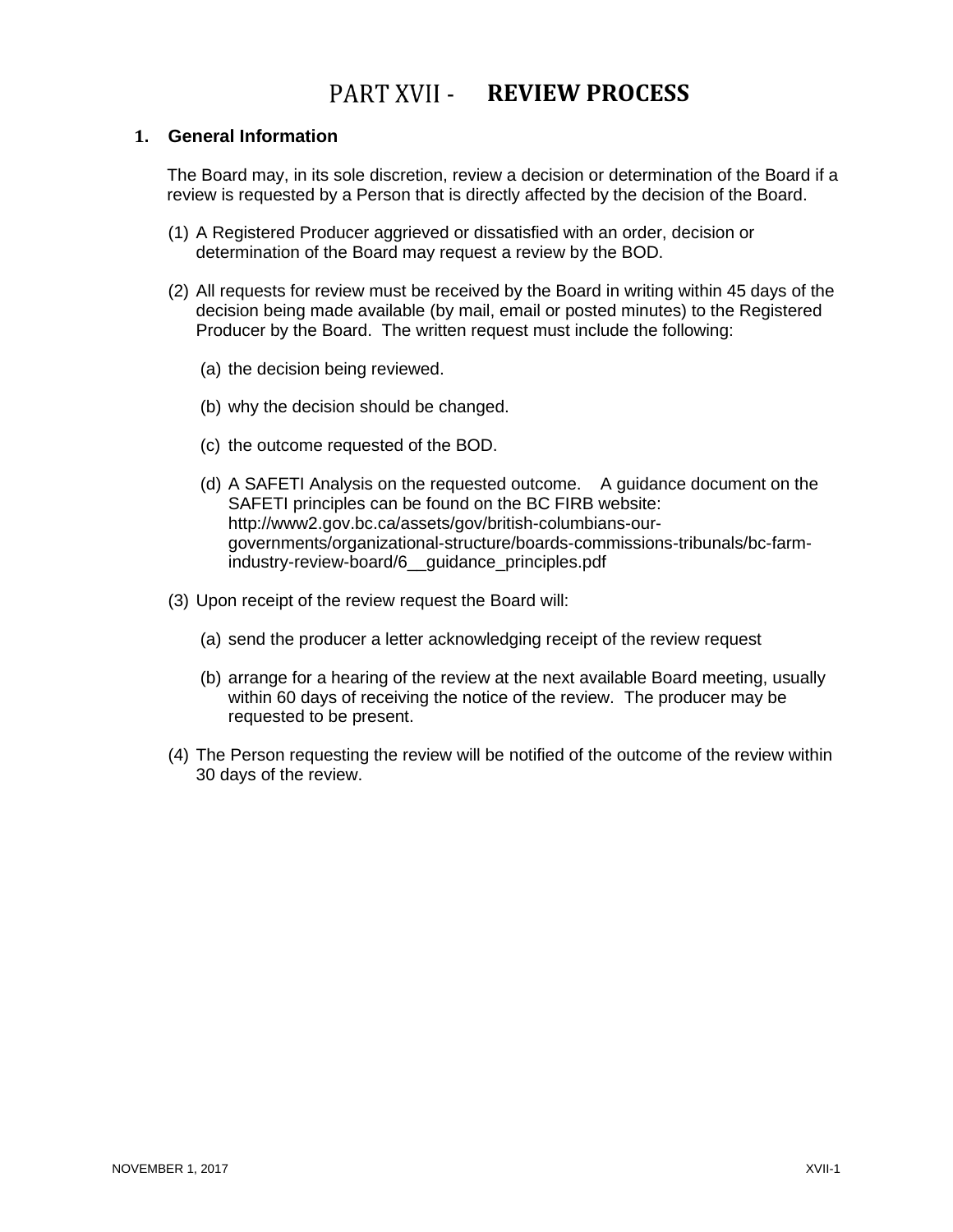# PART XVII - REVIEW PROCESS

## 1. General Information

The Board may, in its sole discretion, review a decision or determination of the Board if a review is requested by a Person that is directly affected by the decision of the Board.

(1) A Registered Producer aggrieved or dissatisfied with an order, decision or determination of the Board may request a review by the BOD.

(2) All requests for review must be received by the Board in writing within 45 days of the decision being made available (by mail, email or posted minutes) to the Registered Producer by the Board. The written request must include the following:

  (a) the decision being reviewed.

  (b) why the decision should be changed.

  (c) the outcome requested of the BOD.

  (d) A SAFETI Analysis on the requested outcome. A guidance document on the SAFETI principles can be found on the BC FIRB website: http://www2.gov.bc.ca/assets/gov/british-columbians-our-governments/organizational-structure/boards-commissions-tribunals/bc-farm-industry-review-board/6__guidance_principles.pdf

(3) Upon receipt of the review request the Board will:

  (a) send the producer a letter acknowledging receipt of the review request

  (b) arrange for a hearing of the review at the next available Board meeting, usually within 60 days of receiving the notice of the review. The producer may be requested to be present.

(4) The Person requesting the review will be notified of the outcome of the review within 30 days of the review.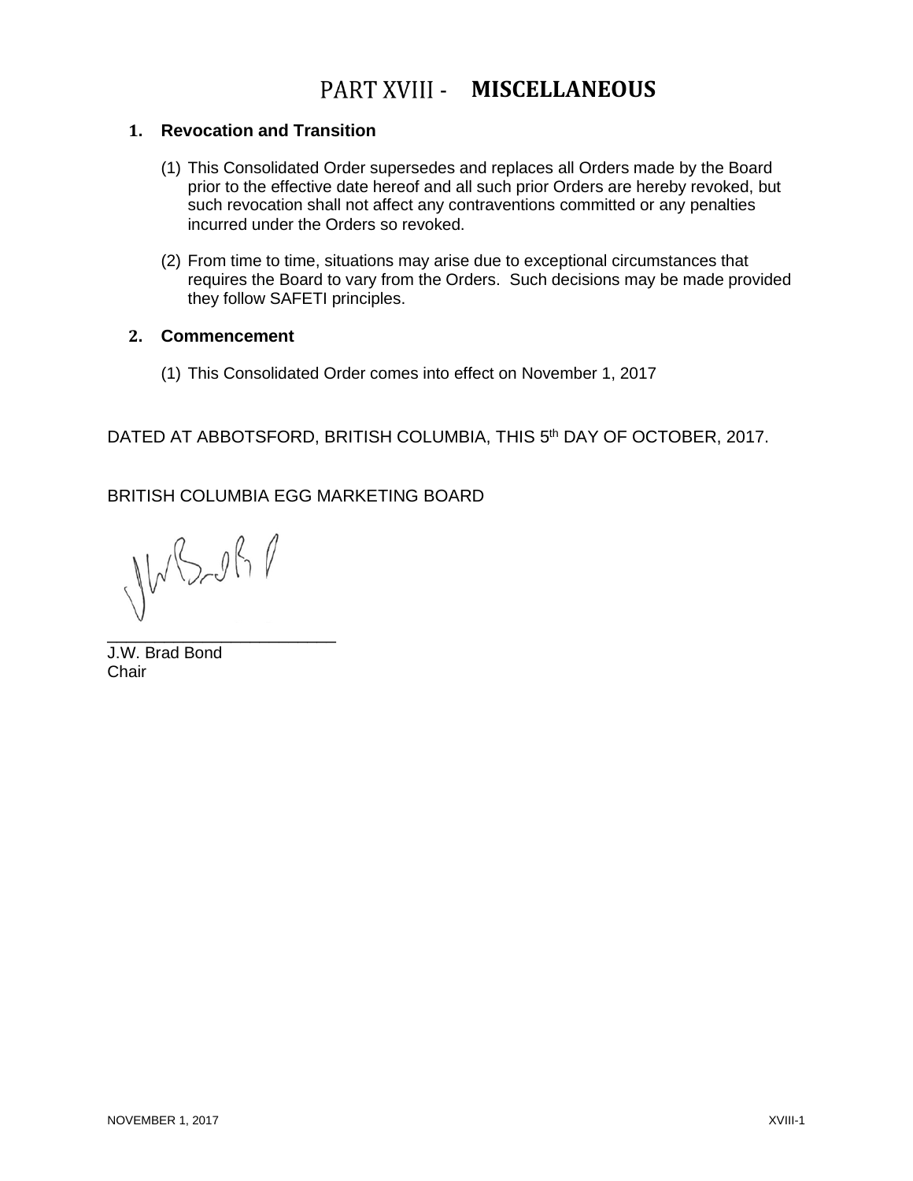# PART XVIII - MISCELLANEOUS

## 1. Revocation and Transition

(1) This Consolidated Order supersedes and replaces all Orders made by the Board prior to the effective date hereof and all such prior Orders are hereby revoked, but such revocation shall not affect any contraventions committed or any penalties incurred under the Orders so revoked.

(2) From time to time, situations may arise due to exceptional circumstances that requires the Board to vary from the Orders. Such decisions may be made provided they follow SAFETI principles.

## 2. Commencement

(1) This Consolidated Order comes into effect on November 1, 2017

DATED AT ABBOTSFORD, BRITISH COLUMBIA, THIS 5th DAY OF OCTOBER, 2017.

BRITISH COLUMBIA EGG MARKETING BOARD

_________________________
J.W. Brad Bond
Chair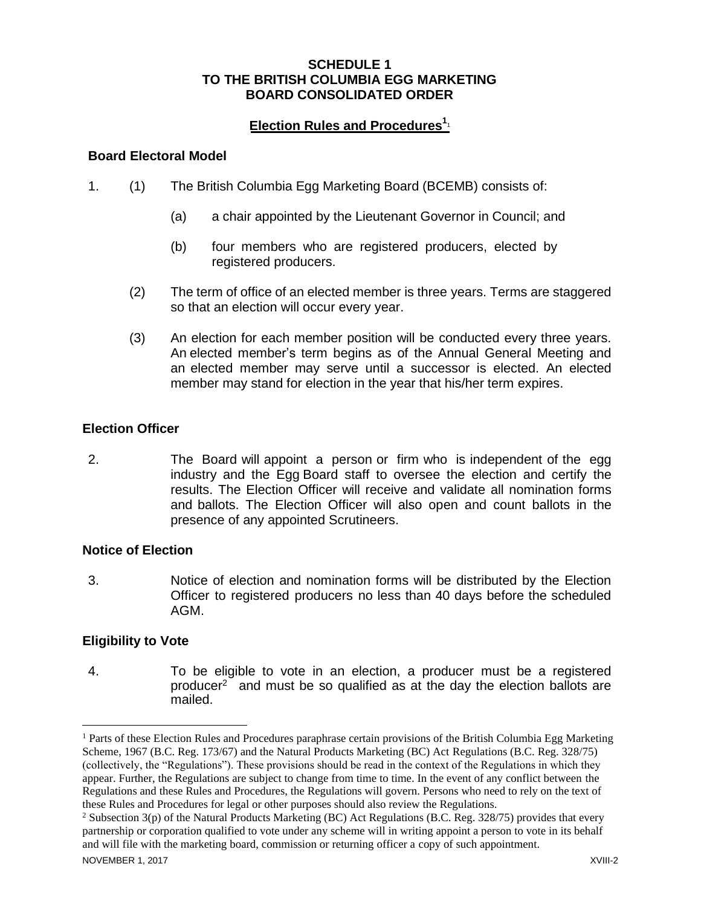**SCHEDULE 1**
**TO THE BRITISH COLUMBIA EGG MARKETING BOARD CONSOLIDATED ORDER**

## Election Rules and Procedures[1]

### Board Electoral Model

1. (1) The British Columbia Egg Marketing Board (BCEMB) consists of:

   (a) a chair appointed by the Lieutenant Governor in Council; and

   (b) four members who are registered producers, elected by registered producers.

   (2) The term of office of an elected member is three years. Terms are staggered so that an election will occur every year.

   (3) An election for each member position will be conducted every three years. An elected member's term begins as of the Annual General Meeting and an elected member may serve until a successor is elected. An elected member may stand for election in the year that his/her term expires.

### Election Officer

2. The Board will appoint a person or firm who is independent of the egg industry and the Egg Board staff to oversee the election and certify the results. The Election Officer will receive and validate all nomination forms and ballots. The Election Officer will also open and count ballots in the presence of any appointed Scrutineers.

### Notice of Election

3. Notice of election and nomination forms will be distributed by the Election Officer to registered producers no less than 40 days before the scheduled AGM.

### Eligibility to Vote

4. To be eligible to vote in an election, a producer must be a registered producer[2] and must be so qualified as at the day the election ballots are mailed.

---

[1] Parts of these Election Rules and Procedures paraphrase certain provisions of the British Columbia Egg Marketing Scheme, 1967 (B.C. Reg. 173/67) and the Natural Products Marketing (BC) Act Regulations (B.C. Reg. 328/75) (collectively, the "Regulations"). These provisions should be read in the context of the Regulations in which they appear. Further, the Regulations are subject to change from time to time. In the event of any conflict between the Regulations and these Rules and Procedures, the Regulations will govern. Persons who need to rely on the text of these Rules and Procedures for legal or other purposes should also review the Regulations.

[2] Subsection 3(p) of the Natural Products Marketing (BC) Act Regulations (B.C. Reg. 328/75) provides that every partnership or corporation qualified to vote under any scheme will in writing appoint a person to vote in its behalf and will file with the marketing board, commission or returning officer a copy of such appointment.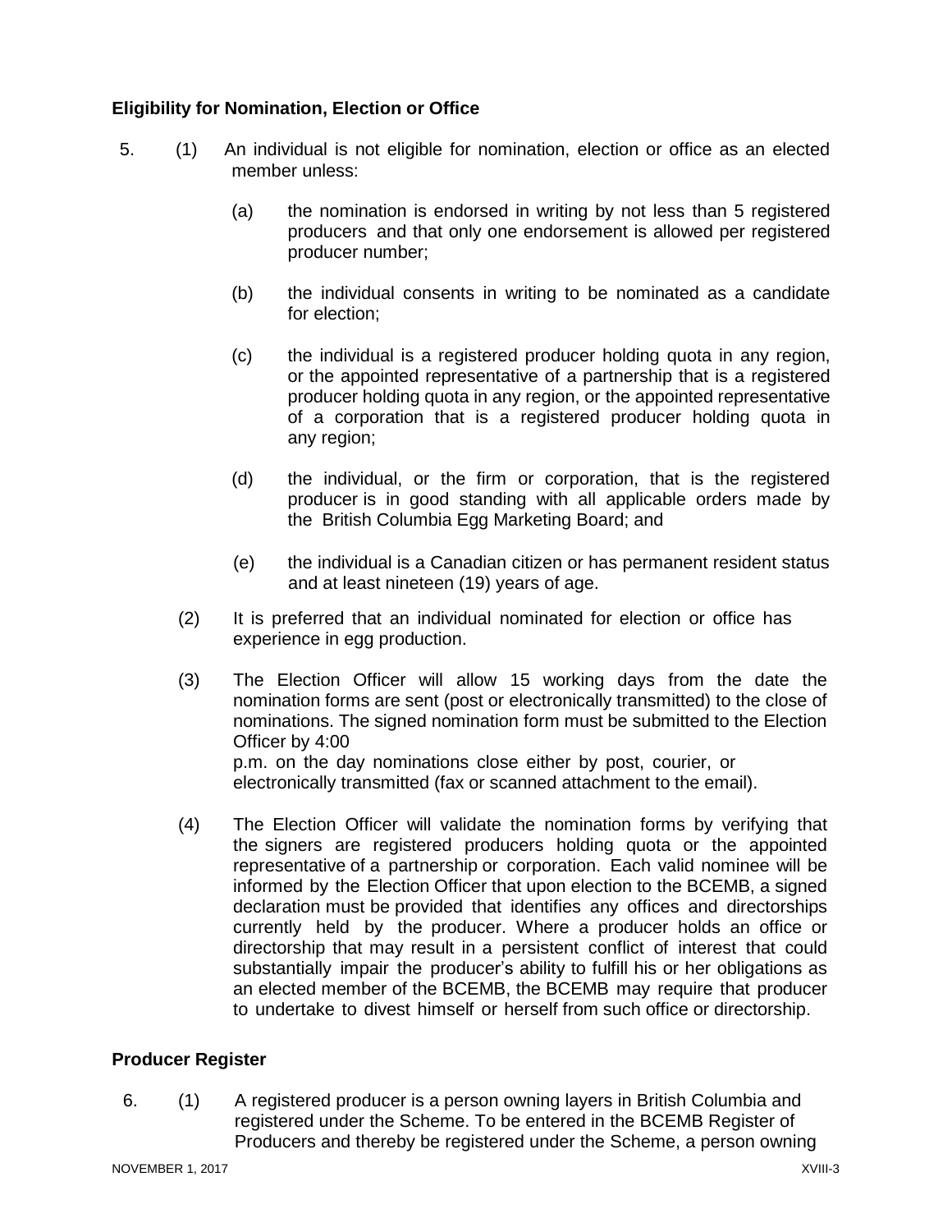**Eligibility for Nomination, Election or Office**

5. (1) An individual is not eligible for nomination, election or office as an elected member unless:

   (a) the nomination is endorsed in writing by not less than 5 registered producers and that only one endorsement is allowed per registered producer number;

   (b) the individual consents in writing to be nominated as a candidate for election;

   (c) the individual is a registered producer holding quota in any region, or the appointed representative of a partnership that is a registered producer holding quota in any region, or the appointed representative of a corporation that is a registered producer holding quota in any region;

   (d) the individual, or the firm or corporation, that is the registered producer is in good standing with all applicable orders made by the British Columbia Egg Marketing Board; and

   (e) the individual is a Canadian citizen or has permanent resident status and at least nineteen (19) years of age.

   (2) It is preferred that an individual nominated for election or office has experience in egg production.

   (3) The Election Officer will allow 15 working days from the date the nomination forms are sent (post or electronically transmitted) to the close of nominations. The signed nomination form must be submitted to the Election Officer by 4:00 p.m. on the day nominations close either by post, courier, or electronically transmitted (fax or scanned attachment to the email).

   (4) The Election Officer will validate the nomination forms by verifying that the signers are registered producers holding quota or the appointed representative of a partnership or corporation. Each valid nominee will be informed by the Election Officer that upon election to the BCEMB, a signed declaration must be provided that identifies any offices and directorships currently held by the producer. Where a producer holds an office or directorship that may result in a persistent conflict of interest that could substantially impair the producer's ability to fulfill his or her obligations as an elected member of the BCEMB, the BCEMB may require that producer to undertake to divest himself or herself from such office or directorship.

**Producer Register**

6. (1) A registered producer is a person owning layers in British Columbia and registered under the Scheme. To be entered in the BCEMB Register of Producers and thereby be registered under the Scheme, a person owning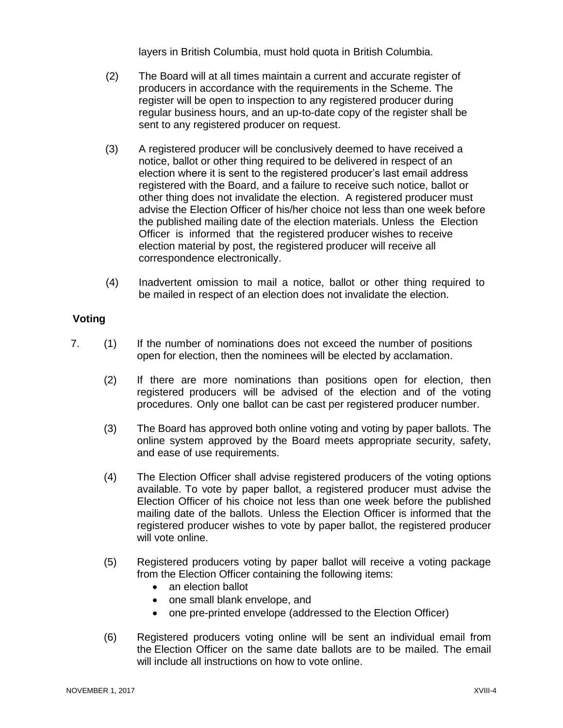layers in British Columbia, must hold quota in British Columbia.

(2) The Board will at all times maintain a current and accurate register of producers in accordance with the requirements in the Scheme. The register will be open to inspection to any registered producer during regular business hours, and an up-to-date copy of the register shall be sent to any registered producer on request.

(3) A registered producer will be conclusively deemed to have received a notice, ballot or other thing required to be delivered in respect of an election where it is sent to the registered producer's last email address registered with the Board, and a failure to receive such notice, ballot or other thing does not invalidate the election. A registered producer must advise the Election Officer of his/her choice not less than one week before the published mailing date of the election materials. Unless the Election Officer is informed that the registered producer wishes to receive election material by post, the registered producer will receive all correspondence electronically.

(4) Inadvertent omission to mail a notice, ballot or other thing required to be mailed in respect of an election does not invalidate the election.

**Voting**

7. (1) If the number of nominations does not exceed the number of positions open for election, then the nominees will be elected by acclamation.

(2) If there are more nominations than positions open for election, then registered producers will be advised of the election and of the voting procedures. Only one ballot can be cast per registered producer number.

(3) The Board has approved both online voting and voting by paper ballots. The online system approved by the Board meets appropriate security, safety, and ease of use requirements.

(4) The Election Officer shall advise registered producers of the voting options available. To vote by paper ballot, a registered producer must advise the Election Officer of his choice not less than one week before the published mailing date of the ballots. Unless the Election Officer is informed that the registered producer wishes to vote by paper ballot, the registered producer will vote online.

(5) Registered producers voting by paper ballot will receive a voting package from the Election Officer containing the following items:

- an election ballot
- one small blank envelope, and
- one pre-printed envelope (addressed to the Election Officer)

(6) Registered producers voting online will be sent an individual email from the Election Officer on the same date ballots are to be mailed. The email will include all instructions on how to vote online.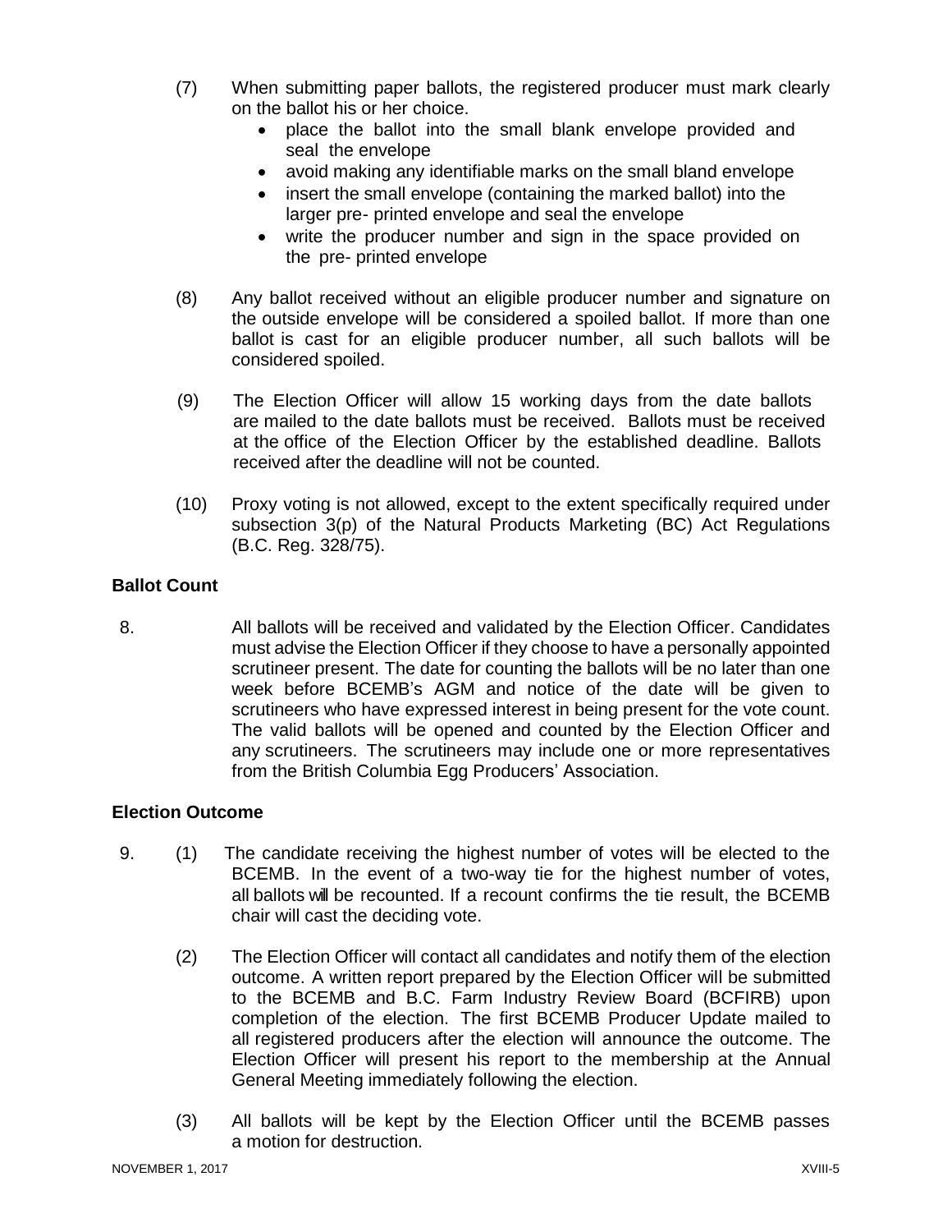(7) When submitting paper ballots, the registered producer must mark clearly on the ballot his or her choice.

- place the ballot into the small blank envelope provided and seal the envelope
- avoid making any identifiable marks on the small bland envelope
- insert the small envelope (containing the marked ballot) into the larger pre- printed envelope and seal the envelope
- write the producer number and sign in the space provided on the pre- printed envelope

(8) Any ballot received without an eligible producer number and signature on the outside envelope will be considered a spoiled ballot. If more than one ballot is cast for an eligible producer number, all such ballots will be considered spoiled.

(9) The Election Officer will allow 15 working days from the date ballots are mailed to the date ballots must be received. Ballots must be received at the office of the Election Officer by the established deadline. Ballots received after the deadline will not be counted.

(10) Proxy voting is not allowed, except to the extent specifically required under subsection 3(p) of the Natural Products Marketing (BC) Act Regulations (B.C. Reg. 328/75).

**Ballot Count**

8. All ballots will be received and validated by the Election Officer. Candidates must advise the Election Officer if they choose to have a personally appointed scrutineer present. The date for counting the ballots will be no later than one week before BCEMB's AGM and notice of the date will be given to scrutineers who have expressed interest in being present for the vote count. The valid ballots will be opened and counted by the Election Officer and any scrutineers. The scrutineers may include one or more representatives from the British Columbia Egg Producers' Association.

**Election Outcome**

9. (1) The candidate receiving the highest number of votes will be elected to the BCEMB. In the event of a two-way tie for the highest number of votes, all ballots will be recounted. If a recount confirms the tie result, the BCEMB chair will cast the deciding vote.

(2) The Election Officer will contact all candidates and notify them of the election outcome. A written report prepared by the Election Officer will be submitted to the BCEMB and B.C. Farm Industry Review Board (BCFIRB) upon completion of the election. The first BCEMB Producer Update mailed to all registered producers after the election will announce the outcome. The Election Officer will present his report to the membership at the Annual General Meeting immediately following the election.

(3) All ballots will be kept by the Election Officer until the BCEMB passes a motion for destruction.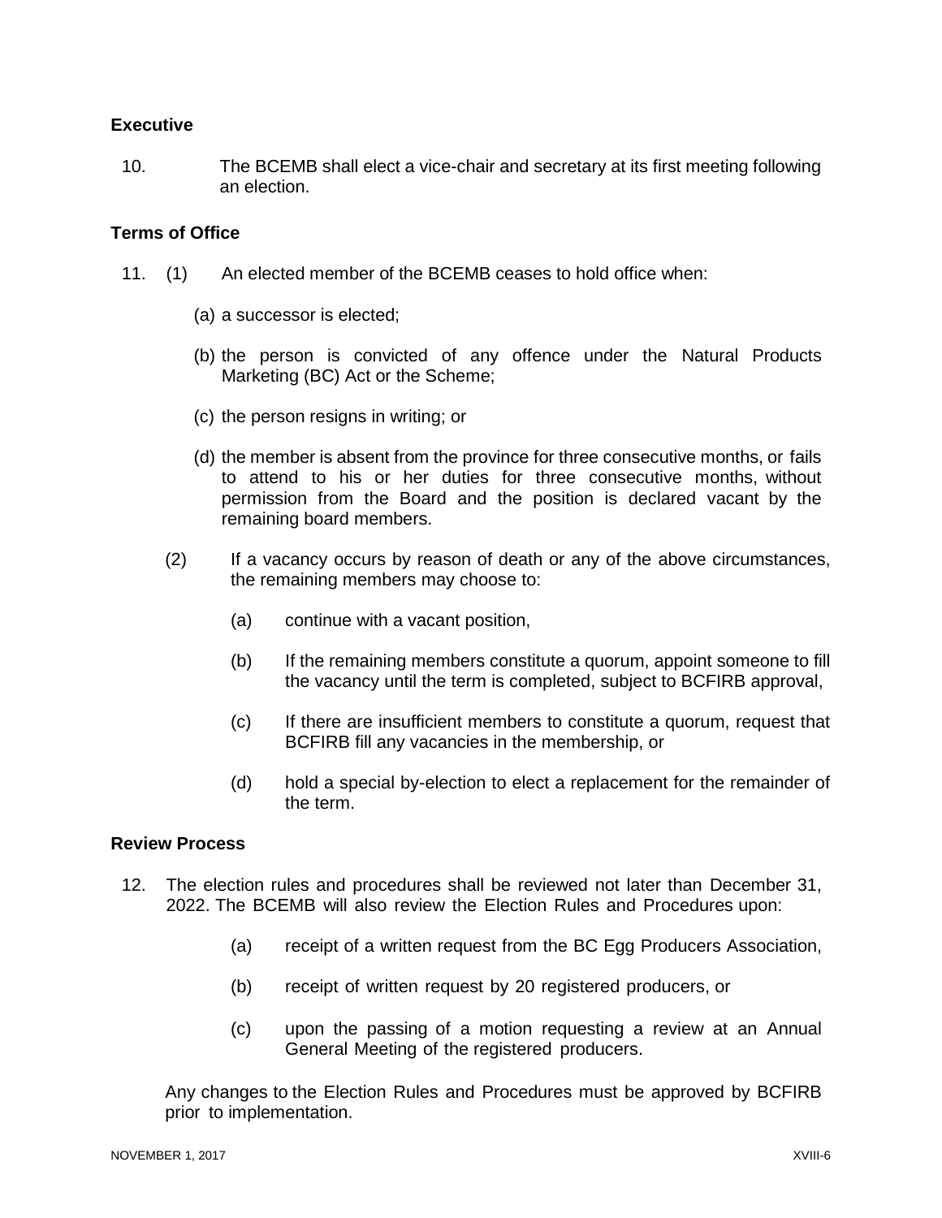**Executive**

10. The BCEMB shall elect a vice-chair and secretary at its first meeting following an election.

**Terms of Office**

11. (1) An elected member of the BCEMB ceases to hold office when:

    (a) a successor is elected;

    (b) the person is convicted of any offence under the Natural Products Marketing (BC) Act or the Scheme;

    (c) the person resigns in writing; or

    (d) the member is absent from the province for three consecutive months, or fails to attend to his or her duties for three consecutive months, without permission from the Board and the position is declared vacant by the remaining board members.

    (2) If a vacancy occurs by reason of death or any of the above circumstances, the remaining members may choose to:

    (a) continue with a vacant position,

    (b) If the remaining members constitute a quorum, appoint someone to fill the vacancy until the term is completed, subject to BCFIRB approval,

    (c) If there are insufficient members to constitute a quorum, request that BCFIRB fill any vacancies in the membership, or

    (d) hold a special by-election to elect a replacement for the remainder of the term.

**Review Process**

12. The election rules and procedures shall be reviewed not later than December 31, 2022. The BCEMB will also review the Election Rules and Procedures upon:

    (a) receipt of a written request from the BC Egg Producers Association,

    (b) receipt of written request by 20 registered producers, or

    (c) upon the passing of a motion requesting a review at an Annual General Meeting of the registered producers.

    Any changes to the Election Rules and Procedures must be approved by BCFIRB prior to implementation.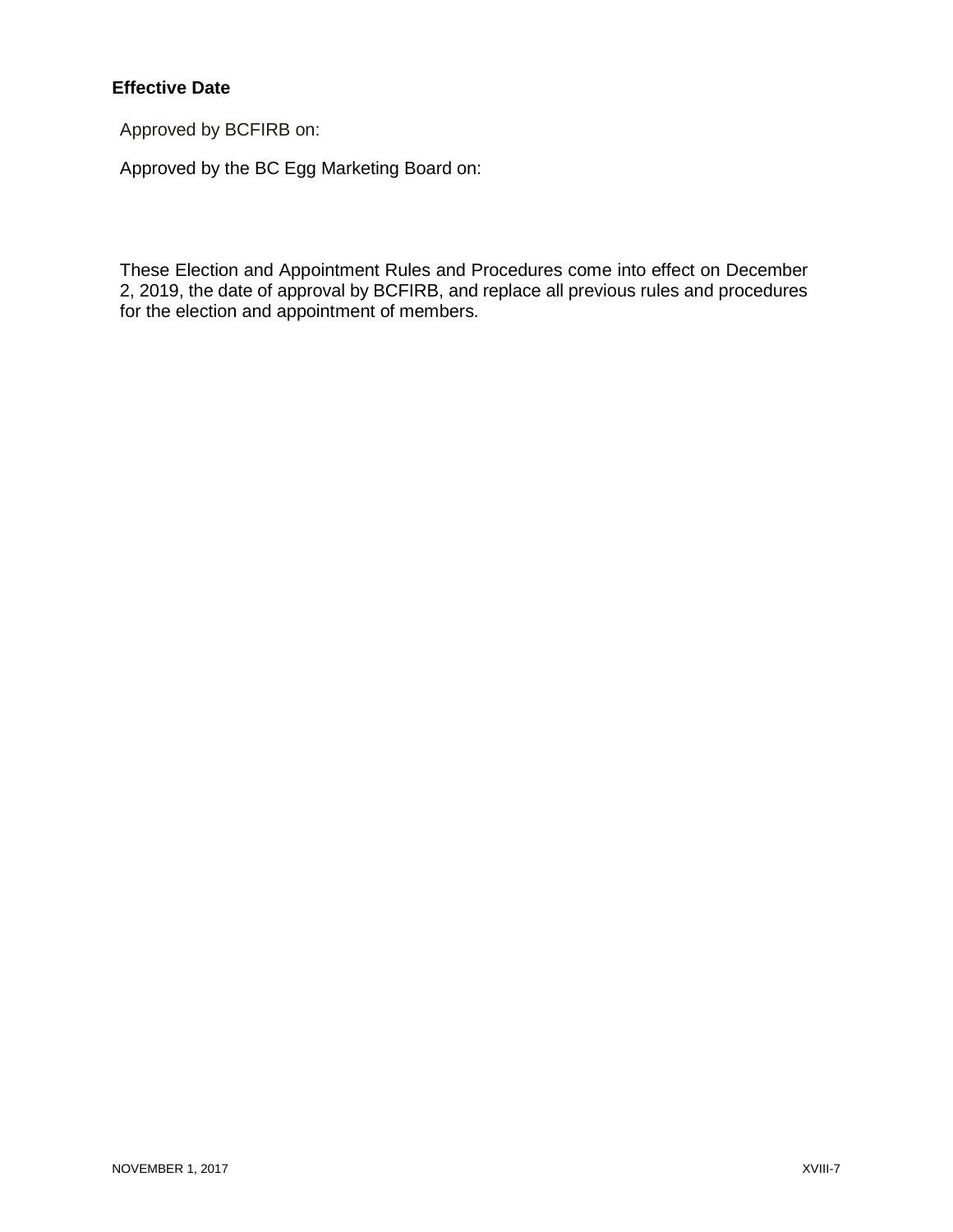**Effective Date**

Approved by BCFIRB on:

Approved by the BC Egg Marketing Board on:

These Election and Appointment Rules and Procedures come into effect on December 2, 2019, the date of approval by BCFIRB, and replace all previous rules and procedures for the election and appointment of members.